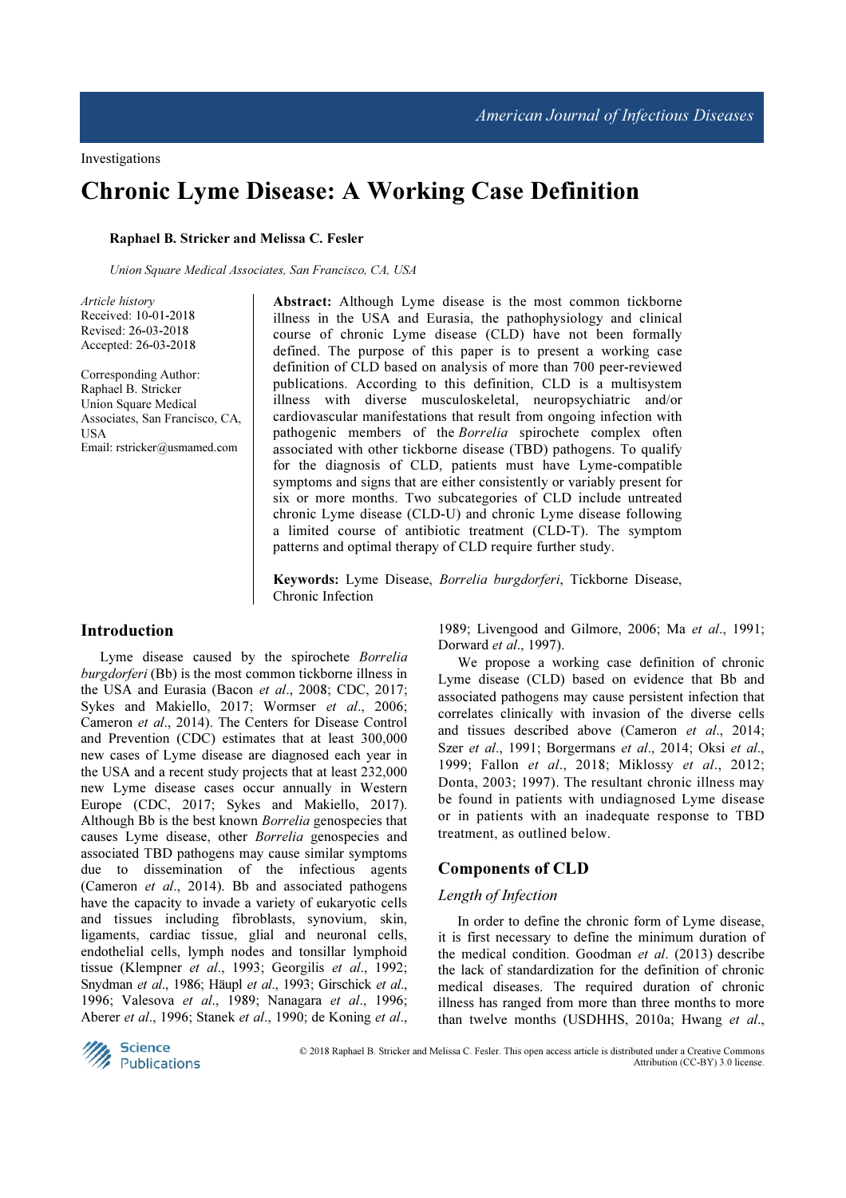Investigations

# Chronic Lyme Disease: A Working Case Definition

**Raphael B. Stricker and Melissa C. Fesler**

*Union Square Medical Associates, San Francisco, CA, USA*

*Article history*
Received: 10-01-2018
Revised: 26-03-2018
Accepted: 26-03-2018

Corresponding Author:
Raphael B. Stricker
Union Square Medical Associates, San Francisco, CA, USA
Email: rstricker@usmamed.com

**Abstract:** Although Lyme disease is the most common tickborne illness in the USA and Eurasia, the pathophysiology and clinical course of chronic Lyme disease (CLD) have not been formally defined. The purpose of this paper is to present a working case definition of CLD based on analysis of more than 700 peer-reviewed publications. According to this definition, CLD is a multisystem illness with diverse musculoskeletal, neuropsychiatric and/or cardiovascular manifestations that result from ongoing infection with pathogenic members of the *Borrelia* spirochete complex often associated with other tickborne disease (TBD) pathogens. To qualify for the diagnosis of CLD, patients must have Lyme-compatible symptoms and signs that are either consistently or variably present for six or more months. Two subcategories of CLD include untreated chronic Lyme disease (CLD-U) and chronic Lyme disease following a limited course of antibiotic treatment (CLD-T). The symptom patterns and optimal therapy of CLD require further study.

**Keywords:** Lyme Disease, *Borrelia burgdorferi*, Tickborne Disease, Chronic Infection

## Introduction

Lyme disease caused by the spirochete *Borrelia burgdorferi* (Bb) is the most common tickborne illness in the USA and Eurasia (Bacon *et al*., 2008; CDC, 2017; Sykes and Makiello, 2017; Wormser *et al*., 2006; Cameron *et al*., 2014). The Centers for Disease Control and Prevention (CDC) estimates that at least 300,000 new cases of Lyme disease are diagnosed each year in the USA and a recent study projects that at least 232,000 new Lyme disease cases occur annually in Western Europe (CDC, 2017; Sykes and Makiello, 2017). Although Bb is the best known *Borrelia* genospecies that causes Lyme disease, other *Borrelia* genospecies and associated TBD pathogens may cause similar symptoms due to dissemination of the infectious agents (Cameron *et al*., 2014). Bb and associated pathogens have the capacity to invade a variety of eukaryotic cells and tissues including fibroblasts, synovium, skin, ligaments, cardiac tissue, glial and neuronal cells, endothelial cells, lymph nodes and tonsillar lymphoid tissue (Klempner *et al*., 1993; Georgilis *et al*., 1992; Snydman *et al*., 1986; Häupl *et al*., 1993; Girschick *et al*., 1996; Valesova *et al*., 1989; Nanagara *et al*., 1996; Aberer *et al*., 1996; Stanek *et al*., 1990; de Koning *et al*., 1989; Livengood and Gilmore, 2006; Ma *et al*., 1991; Dorward *et al*., 1997).

We propose a working case definition of chronic Lyme disease (CLD) based on evidence that Bb and associated pathogens may cause persistent infection that correlates clinically with invasion of the diverse cells and tissues described above (Cameron *et al*., 2014; Szer *et al*., 1991; Borgermans *et al*., 2014; Oksi *et al*., 1999; Fallon *et al*., 2018; Miklossy *et al*., 2012; Donta, 2003; 1997). The resultant chronic illness may be found in patients with undiagnosed Lyme disease or in patients with an inadequate response to TBD treatment, as outlined below.

## Components of CLD

### *Length of Infection*

In order to define the chronic form of Lyme disease, it is first necessary to define the minimum duration of the medical condition. Goodman *et al*. (2013) describe the lack of standardization for the definition of chronic medical diseases. The required duration of chronic illness has ranged from more than three months to more than twelve months (USDHHS, 2010a; Hwang *et al*.,

© 2018 Raphael B. Stricker and Melissa C. Fesler. This open access article is distributed under a Creative Commons Attribution (CC-BY) 3.0 license.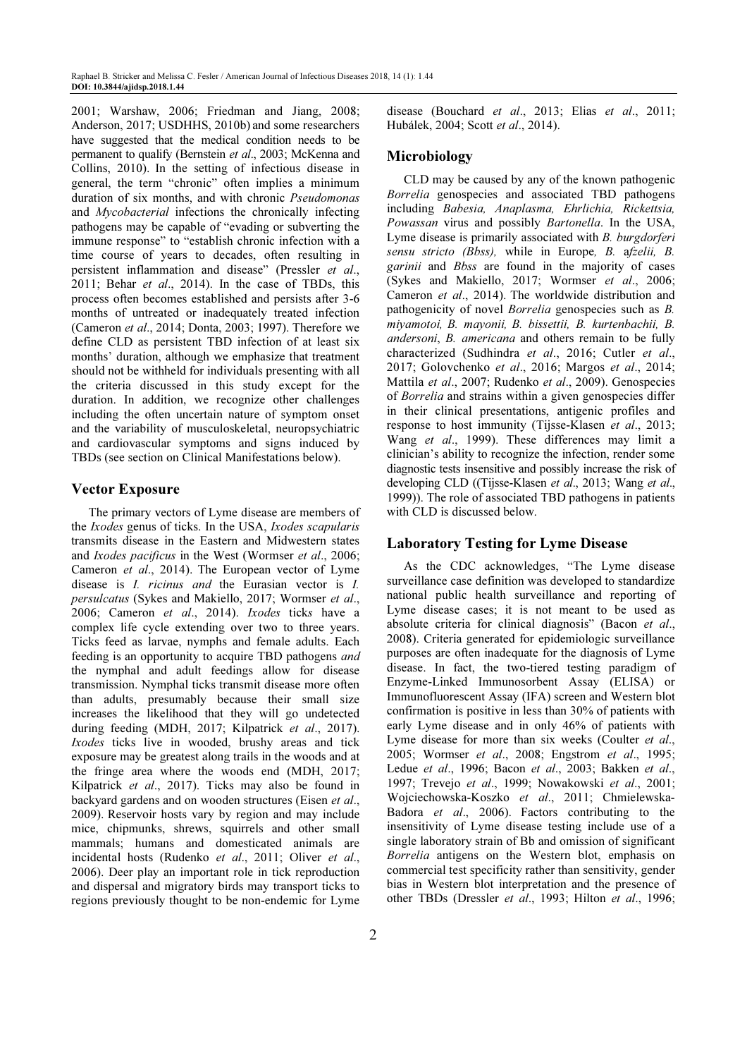2001; Warshaw, 2006; Friedman and Jiang, 2008; Anderson, 2017; USDHHS, 2010b) and some researchers have suggested that the medical condition needs to be permanent to qualify (Bernstein *et al*., 2003; McKenna and Collins, 2010). In the setting of infectious disease in general, the term "chronic" often implies a minimum duration of six months, and with chronic *Pseudomonas* and *Mycobacterial* infections the chronically infecting pathogens may be capable of "evading or subverting the immune response" to "establish chronic infection with a time course of years to decades, often resulting in persistent inflammation and disease" (Pressler *et al*., 2011; Behar *et al*., 2014). In the case of TBDs, this process often becomes established and persists after 3-6 months of untreated or inadequately treated infection (Cameron *et al*., 2014; Donta, 2003; 1997). Therefore we define CLD as persistent TBD infection of at least six months' duration, although we emphasize that treatment should not be withheld for individuals presenting with all the criteria discussed in this study except for the duration. In addition, we recognize other challenges including the often uncertain nature of symptom onset and the variability of musculoskeletal, neuropsychiatric and cardiovascular symptoms and signs induced by TBDs (see section on Clinical Manifestations below).

## Vector Exposure

The primary vectors of Lyme disease are members of the *Ixodes* genus of ticks. In the USA, *Ixodes scapularis* transmits disease in the Eastern and Midwestern states and *Ixodes pacificus* in the West (Wormser *et al*., 2006; Cameron *et al*., 2014). The European vector of Lyme disease is *I. ricinus and* the Eurasian vector is *I. persulcatus* (Sykes and Makiello, 2017; Wormser *et al*., 2006; Cameron *et al*., 2014). *Ixodes* tick*s* have a complex life cycle extending over two to three years. Ticks feed as larvae, nymphs and female adults. Each feeding is an opportunity to acquire TBD pathogens *and* the nymphal and adult feedings allow for disease transmission. Nymphal ticks transmit disease more often than adults, presumably because their small size increases the likelihood that they will go undetected during feeding (MDH, 2017; Kilpatrick *et al*., 2017). *Ixodes* ticks live in wooded, brushy areas and tick exposure may be greatest along trails in the woods and at the fringe area where the woods end (MDH, 2017; Kilpatrick *et al*., 2017). Ticks may also be found in backyard gardens and on wooden structures (Eisen *et al*., 2009). Reservoir hosts vary by region and may include mice, chipmunks, shrews, squirrels and other small mammals; humans and domesticated animals are incidental hosts (Rudenko *et al*., 2011; Oliver *et al*., 2006). Deer play an important role in tick reproduction and dispersal and migratory birds may transport ticks to regions previously thought to be non-endemic for Lyme disease (Bouchard *et al*., 2013; Elias *et al*., 2011; Hubálek, 2004; Scott *et al*., 2014).

## Microbiology

CLD may be caused by any of the known pathogenic *Borrelia* genospecies and associated TBD pathogens including *Babesia, Anaplasma, Ehrlichia, Rickettsia, Powassan* virus and possibly *Bartonella*. In the USA, Lyme disease is primarily associated with *B. burgdorferi sensu stricto (Bbss),* while in Europe*, B.* a*fzelii, B. garinii* and *Bbss* are found in the majority of cases (Sykes and Makiello, 2017; Wormser *et al*., 2006; Cameron *et al*., 2014). The worldwide distribution and pathogenicity of novel *Borrelia* genospecies such as *B. miyamotoi, B. mayonii, B. bissettii, B. kurtenbachii, B. andersoni*, *B. americana* and others remain to be fully characterized (Sudhindra *et al*., 2016; Cutler *et al*., 2017; Golovchenko *et al*., 2016; Margos *et al*., 2014; Mattila *et al*., 2007; Rudenko *et al*., 2009). Genospecies of *Borrelia* and strains within a given genospecies differ in their clinical presentations, antigenic profiles and response to host immunity (Tijsse-Klasen *et al*., 2013; Wang *et al*., 1999). These differences may limit a clinician's ability to recognize the infection, render some diagnostic tests insensitive and possibly increase the risk of developing CLD ((Tijsse-Klasen *et al*., 2013; Wang *et al*., 1999)). The role of associated TBD pathogens in patients with CLD is discussed below.

## Laboratory Testing for Lyme Disease

As the CDC acknowledges, "The Lyme disease surveillance case definition was developed to standardize national public health surveillance and reporting of Lyme disease cases; it is not meant to be used as absolute criteria for clinical diagnosis" (Bacon *et al*., 2008). Criteria generated for epidemiologic surveillance purposes are often inadequate for the diagnosis of Lyme disease. In fact, the two-tiered testing paradigm of Enzyme-Linked Immunosorbent Assay (ELISA) or Immunofluorescent Assay (IFA) screen and Western blot confirmation is positive in less than 30% of patients with early Lyme disease and in only 46% of patients with Lyme disease for more than six weeks (Coulter *et al*., 2005; Wormser *et al*., 2008; Engstrom *et al*., 1995; Ledue *et al*., 1996; Bacon *et al*., 2003; Bakken *et al*., 1997; Trevejo *et al*., 1999; Nowakowski *et al*., 2001; Wojciechowska-Koszko *et al*., 2011; Chmielewska-Badora *et al*., 2006). Factors contributing to the insensitivity of Lyme disease testing include use of a single laboratory strain of Bb and omission of significant *Borrelia* antigens on the Western blot, emphasis on commercial test specificity rather than sensitivity, gender bias in Western blot interpretation and the presence of other TBDs (Dressler *et al*., 1993; Hilton *et al*., 1996;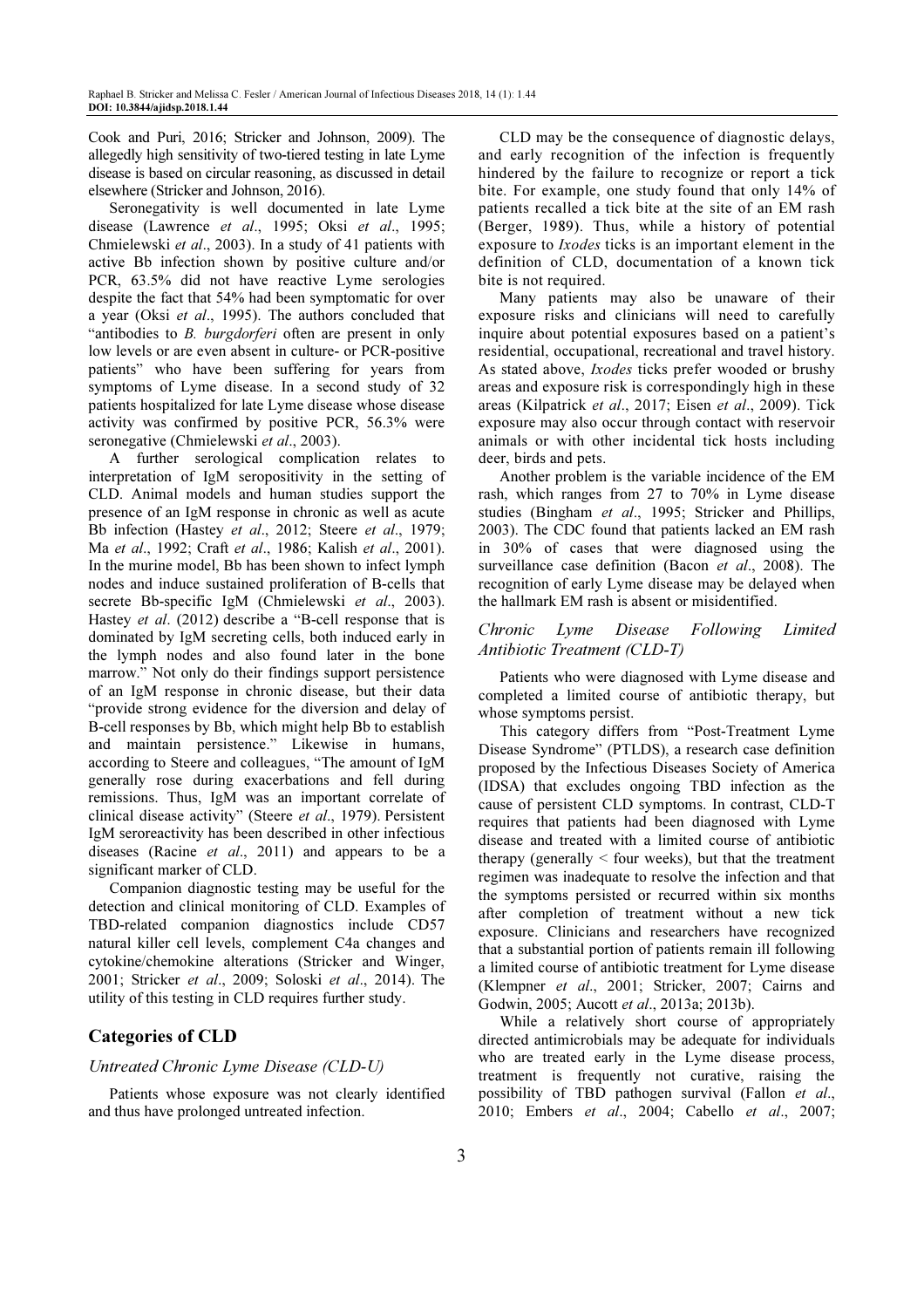Cook and Puri, 2016; Stricker and Johnson, 2009). The allegedly high sensitivity of two-tiered testing in late Lyme disease is based on circular reasoning, as discussed in detail elsewhere (Stricker and Johnson, 2016).

Seronegativity is well documented in late Lyme disease (Lawrence *et al*., 1995; Oksi *et al*., 1995; Chmielewski *et al*., 2003). In a study of 41 patients with active Bb infection shown by positive culture and/or PCR, 63.5% did not have reactive Lyme serologies despite the fact that 54% had been symptomatic for over a year (Oksi *et al*., 1995). The authors concluded that "antibodies to *B. burgdorferi* often are present in only low levels or are even absent in culture- or PCR-positive patients" who have been suffering for years from symptoms of Lyme disease. In a second study of 32 patients hospitalized for late Lyme disease whose disease activity was confirmed by positive PCR, 56.3% were seronegative (Chmielewski *et al*., 2003).

A further serological complication relates to interpretation of IgM seropositivity in the setting of CLD. Animal models and human studies support the presence of an IgM response in chronic as well as acute Bb infection (Hastey *et al*., 2012; Steere *et al*., 1979; Ma *et al*., 1992; Craft *et al*., 1986; Kalish *et al*., 2001). In the murine model, Bb has been shown to infect lymph nodes and induce sustained proliferation of B-cells that secrete Bb-specific IgM (Chmielewski *et al*., 2003). Hastey *et al*. (2012) describe a "B-cell response that is dominated by IgM secreting cells, both induced early in the lymph nodes and also found later in the bone marrow." Not only do their findings support persistence of an IgM response in chronic disease, but their data "provide strong evidence for the diversion and delay of B-cell responses by Bb, which might help Bb to establish and maintain persistence." Likewise in humans, according to Steere and colleagues, "The amount of IgM generally rose during exacerbations and fell during remissions. Thus, IgM was an important correlate of clinical disease activity" (Steere *et al*., 1979). Persistent IgM seroreactivity has been described in other infectious diseases (Racine *et al*., 2011) and appears to be a significant marker of CLD.

Companion diagnostic testing may be useful for the detection and clinical monitoring of CLD. Examples of TBD-related companion diagnostics include CD57 natural killer cell levels, complement C4a changes and cytokine/chemokine alterations (Stricker and Winger, 2001; Stricker *et al*., 2009; Soloski *et al*., 2014). The utility of this testing in CLD requires further study.

## Categories of CLD

### *Untreated Chronic Lyme Disease (CLD-U)*

Patients whose exposure was not clearly identified and thus have prolonged untreated infection.

CLD may be the consequence of diagnostic delays, and early recognition of the infection is frequently hindered by the failure to recognize or report a tick bite. For example, one study found that only 14% of patients recalled a tick bite at the site of an EM rash (Berger, 1989). Thus, while a history of potential exposure to *Ixodes* ticks is an important element in the definition of CLD, documentation of a known tick bite is not required.

Many patients may also be unaware of their exposure risks and clinicians will need to carefully inquire about potential exposures based on a patient's residential, occupational, recreational and travel history. As stated above, *Ixodes* ticks prefer wooded or brushy areas and exposure risk is correspondingly high in these areas (Kilpatrick *et al*., 2017; Eisen *et al*., 2009). Tick exposure may also occur through contact with reservoir animals or with other incidental tick hosts including deer, birds and pets.

Another problem is the variable incidence of the EM rash, which ranges from 27 to 70% in Lyme disease studies (Bingham *et al*., 1995; Stricker and Phillips, 2003). The CDC found that patients lacked an EM rash in 30% of cases that were diagnosed using the surveillance case definition (Bacon *et al*., 2008). The recognition of early Lyme disease may be delayed when the hallmark EM rash is absent or misidentified.

### *Chronic Lyme Disease Following Limited Antibiotic Treatment (CLD-T)*

Patients who were diagnosed with Lyme disease and completed a limited course of antibiotic therapy, but whose symptoms persist.

This category differs from "Post-Treatment Lyme Disease Syndrome" (PTLDS), a research case definition proposed by the Infectious Diseases Society of America (IDSA) that excludes ongoing TBD infection as the cause of persistent CLD symptoms. In contrast, CLD-T requires that patients had been diagnosed with Lyme disease and treated with a limited course of antibiotic therapy (generally < four weeks), but that the treatment regimen was inadequate to resolve the infection and that the symptoms persisted or recurred within six months after completion of treatment without a new tick exposure. Clinicians and researchers have recognized that a substantial portion of patients remain ill following a limited course of antibiotic treatment for Lyme disease (Klempner *et al*., 2001; Stricker, 2007; Cairns and Godwin, 2005; Aucott *et al*., 2013a; 2013b).

While a relatively short course of appropriately directed antimicrobials may be adequate for individuals who are treated early in the Lyme disease process, treatment is frequently not curative, raising the possibility of TBD pathogen survival (Fallon *et al*., 2010; Embers *et al*., 2004; Cabello *et al*., 2007;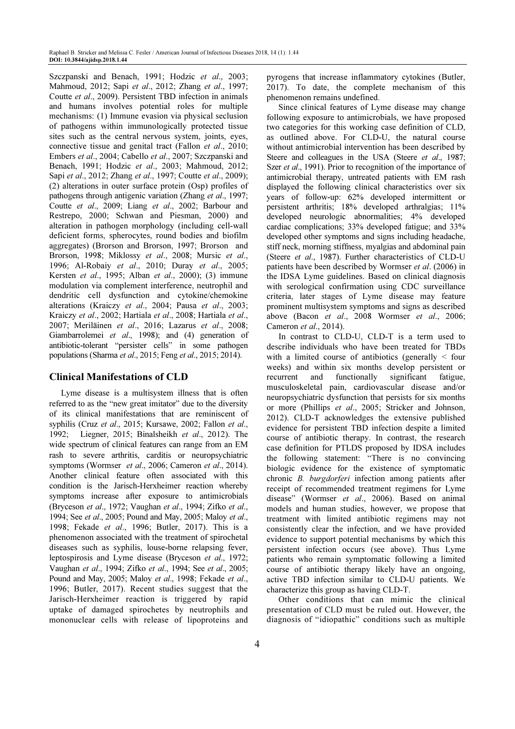Szczpanski and Benach, 1991; Hodzic *et al*., 2003; Mahmoud, 2012; Sapi *et al*., 2012; Zhang *et al*., 1997; Coutte *et al*., 2009). Persistent TBD infection in animals and humans involves potential roles for multiple mechanisms: (1) Immune evasion via physical seclusion of pathogens within immunologically protected tissue sites such as the central nervous system, joints, eyes, connective tissue and genital tract (Fallon *et al*., 2010; Embers *et al*., 2004; Cabello *et al*., 2007; Szczpanski and Benach, 1991; Hodzic *et al*., 2003; Mahmoud, 2012; Sapi *et al*., 2012; Zhang *et al*., 1997; Coutte *et al*., 2009); (2) alterations in outer surface protein (Osp) profiles of pathogens through antigenic variation (Zhang *et al*., 1997; Coutte *et al*., 2009; Liang *et al*., 2002; Barbour and Restrepo, 2000; Schwan and Piesman, 2000) and alteration in pathogen morphology (including cell-wall deficient forms, spherocytes, round bodies and biofilm aggregates) (Brorson and Brorson, 1997; Brorson and Brorson, 1998; Miklossy *et al*., 2008; Mursic *et al*., 1996; Al-Robaiy *et al*., 2010; Duray *et al*., 2005; Kersten *et al*., 1995; Alban *et al*., 2000); (3) immune modulation via complement interference, neutrophil and dendritic cell dysfunction and cytokine/chemokine alterations (Kraiczy *et al*., 2004; Pausa *et al*., 2003; Kraiczy *et al*., 2002; Hartiala *et al*., 2008; Hartiala *et al*., 2007; Meriläinen *et al*., 2016; Lazarus *et al*., 2008; Giambarrolemei *et al*., 1998); and (4) generation of antibiotic-tolerant "persister cells" in some pathogen populations (Sharma *et al*., 2015; Feng *et al*., 2015; 2014).

## Clinical Manifestations of CLD

Lyme disease is a multisystem illness that is often referred to as the "new great imitator" due to the diversity of its clinical manifestations that are reminiscent of syphilis (Cruz *et al*., 2015; Kursawe, 2002; Fallon *et al*., 1992; Liegner, 2015; Binalsheikh *et al*., 2012). The wide spectrum of clinical features can range from an EM rash to severe arthritis, carditis or neuropsychiatric symptoms (Wormser *et al*., 2006; Cameron *et al*., 2014). Another clinical feature often associated with this condition is the Jarisch-Herxheimer reaction whereby symptoms increase after exposure to antimicrobials (Bryceson *et al*., 1972; Vaughan *et al*., 1994; Zifko *et al*., 1994; See *et al*., 2005; Pound and May, 2005; Maloy *et al*., 1998; Fekade *et al*., 1996; Butler, 2017). This is a phenomenon associated with the treatment of spirochetal diseases such as syphilis, louse-borne relapsing fever, leptospirosis and Lyme disease (Bryceson *et al*., 1972; Vaughan *et al*., 1994; Zifko *et al*., 1994; See *et al*., 2005; Pound and May, 2005; Maloy *et al*., 1998; Fekade *et al*., 1996; Butler, 2017). Recent studies suggest that the Jarisch-Herxheimer reaction is triggered by rapid uptake of damaged spirochetes by neutrophils and mononuclear cells with release of lipoproteins and pyrogens that increase inflammatory cytokines (Butler, 2017). To date, the complete mechanism of this phenomenon remains undefined.

Since clinical features of Lyme disease may change following exposure to antimicrobials, we have proposed two categories for this working case definition of CLD, as outlined above. For CLD-U, the natural course without antimicrobial intervention has been described by Steere and colleagues in the USA (Steere *et al*., 1987; Szer *et al*., 1991). Prior to recognition of the importance of antimicrobial therapy, untreated patients with EM rash displayed the following clinical characteristics over six years of follow-up: 62% developed intermittent or persistent arthritis; 18% developed arthralgias; 11% developed neurologic abnormalities; 4% developed cardiac complications; 33% developed fatigue; and 33% developed other symptoms and signs including headache, stiff neck, morning stiffness, myalgias and abdominal pain (Steere *et al*., 1987). Further characteristics of CLD-U patients have been described by Wormser *et al*. (2006) in the IDSA Lyme guidelines. Based on clinical diagnosis with serological confirmation using CDC surveillance criteria, later stages of Lyme disease may feature prominent multisystem symptoms and signs as described above (Bacon *et al*., 2008 Wormser *et al*., 2006; Cameron *et al*., 2014).

In contrast to CLD-U, CLD-T is a term used to describe individuals who have been treated for TBDs with a limited course of antibiotics (generally < four weeks) and within six months develop persistent or recurrent and functionally significant fatigue, musculoskeletal pain, cardiovascular disease and/or neuropsychiatric dysfunction that persists for six months or more (Phillips *et al*., 2005; Stricker and Johnson, 2012). CLD-T acknowledges the extensive published evidence for persistent TBD infection despite a limited course of antibiotic therapy. In contrast, the research case definition for PTLDS proposed by IDSA includes the following statement: "There is no convincing biologic evidence for the existence of symptomatic chronic *B. burgdorferi* infection among patients after receipt of recommended treatment regimens for Lyme disease" (Wormser *et al*., 2006). Based on animal models and human studies, however, we propose that treatment with limited antibiotic regimens may not consistently clear the infection, and we have provided evidence to support potential mechanisms by which this persistent infection occurs (see above). Thus Lyme patients who remain symptomatic following a limited course of antibiotic therapy likely have an ongoing, active TBD infection similar to CLD-U patients. We characterize this group as having CLD-T.

Other conditions that can mimic the clinical presentation of CLD must be ruled out. However, the diagnosis of "idiopathic" conditions such as multiple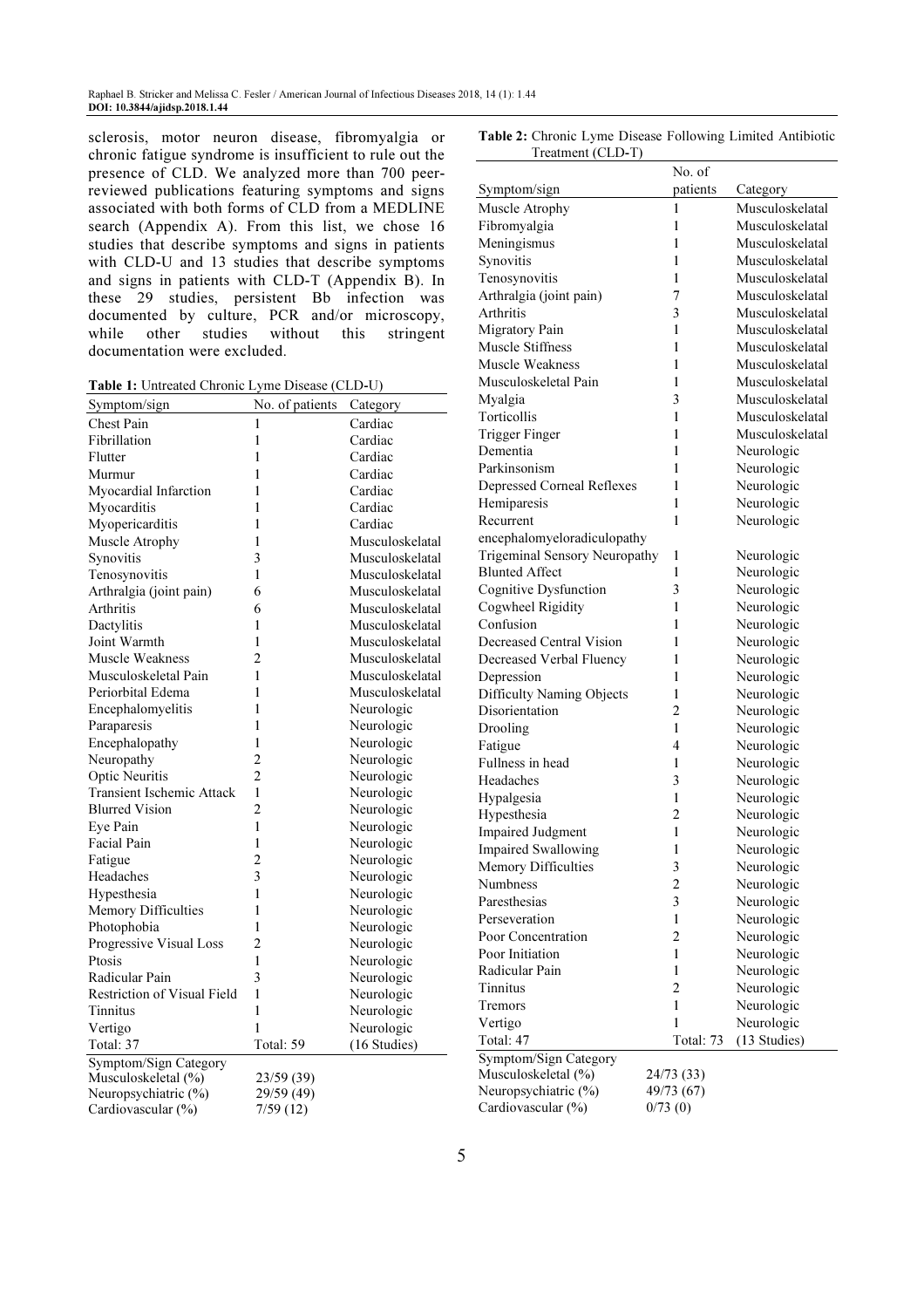sclerosis, motor neuron disease, fibromyalgia or chronic fatigue syndrome is insufficient to rule out the presence of CLD. We analyzed more than 700 peer-reviewed publications featuring symptoms and signs associated with both forms of CLD from a MEDLINE search (Appendix A). From this list, we chose 16 studies that describe symptoms and signs in patients with CLD-U and 13 studies that describe symptoms and signs in patients with CLD-T (Appendix B). In these 29 studies, persistent Bb infection was documented by culture, PCR and/or microscopy, while other studies without this stringent documentation were excluded.

**Table 1:** Untreated Chronic Lyme Disease (CLD-U)

| Symptom/sign | No. of patients | Category |
|---|---|---|
| Chest Pain | 1 | Cardiac |
| Fibrillation | 1 | Cardiac |
| Flutter | 1 | Cardiac |
| Murmur | 1 | Cardiac |
| Myocardial Infarction | 1 | Cardiac |
| Myocarditis | 1 | Cardiac |
| Myopericarditis | 1 | Cardiac |
| Muscle Atrophy | 1 | Musculoskelatal |
| Synovitis | 3 | Musculoskelatal |
| Tenosynovitis | 1 | Musculoskelatal |
| Arthralgia (joint pain) | 6 | Musculoskelatal |
| Arthritis | 6 | Musculoskelatal |
| Dactylitis | 1 | Musculoskelatal |
| Joint Warmth | 1 | Musculoskelatal |
| Muscle Weakness | 2 | Musculoskelatal |
| Musculoskeletal Pain | 1 | Musculoskelatal |
| Periorbital Edema | 1 | Musculoskelatal |
| Encephalomyelitis | 1 | Neurologic |
| Paraparesis | 1 | Neurologic |
| Encephalopathy | 1 | Neurologic |
| Neuropathy | 2 | Neurologic |
| Optic Neuritis | 2 | Neurologic |
| Transient Ischemic Attack | 1 | Neurologic |
| Blurred Vision | 2 | Neurologic |
| Eye Pain | 1 | Neurologic |
| Facial Pain | 1 | Neurologic |
| Fatigue | 2 | Neurologic |
| Headaches | 3 | Neurologic |
| Hypesthesia | 1 | Neurologic |
| Memory Difficulties | 1 | Neurologic |
| Photophobia | 1 | Neurologic |
| Progressive Visual Loss | 2 | Neurologic |
| Ptosis | 1 | Neurologic |
| Radicular Pain | 3 | Neurologic |
| Restriction of Visual Field | 1 | Neurologic |
| Tinnitus | 1 | Neurologic |
| Vertigo | 1 | Neurologic |
| Total: 37 | Total: 59 | (16 Studies) |
| Symptom/Sign Category | | |
| Musculoskeletal (%) | 23/59 (39) | |
| Neuropsychiatric (%) | 29/59 (49) | |
| Cardiovascular (%) | 7/59 (12) | |

**Table 2:** Chronic Lyme Disease Following Limited Antibiotic Treatment (CLD-T)

| Symptom/sign | No. of patients | Category |
|---|---|---|
| Muscle Atrophy | 1 | Musculoskelatal |
| Fibromyalgia | 1 | Musculoskelatal |
| Meningismus | 1 | Musculoskelatal |
| Synovitis | 1 | Musculoskelatal |
| Tenosynovitis | 1 | Musculoskelatal |
| Arthralgia (joint pain) | 7 | Musculoskelatal |
| Arthritis | 3 | Musculoskelatal |
| Migratory Pain | 1 | Musculoskelatal |
| Muscle Stiffness | 1 | Musculoskelatal |
| Muscle Weakness | 1 | Musculoskelatal |
| Musculoskeletal Pain | 1 | Musculoskelatal |
| Myalgia | 3 | Musculoskelatal |
| Torticollis | 1 | Musculoskelatal |
| Trigger Finger | 1 | Musculoskelatal |
| Dementia | 1 | Neurologic |
| Parkinsonism | 1 | Neurologic |
| Depressed Corneal Reflexes | 1 | Neurologic |
| Hemiparesis | 1 | Neurologic |
| Recurrent encephalomyeloradiculopathy | 1 | Neurologic |
| Trigeminal Sensory Neuropathy | 1 | Neurologic |
| Blunted Affect | 1 | Neurologic |
| Cognitive Dysfunction | 3 | Neurologic |
| Cogwheel Rigidity | 1 | Neurologic |
| Confusion | 1 | Neurologic |
| Decreased Central Vision | 1 | Neurologic |
| Decreased Verbal Fluency | 1 | Neurologic |
| Depression | 1 | Neurologic |
| Difficulty Naming Objects | 1 | Neurologic |
| Disorientation | 2 | Neurologic |
| Drooling | 1 | Neurologic |
| Fatigue | 4 | Neurologic |
| Fullness in head | 1 | Neurologic |
| Headaches | 3 | Neurologic |
| Hypalgesia | 1 | Neurologic |
| Hypesthesia | 2 | Neurologic |
| Impaired Judgment | 1 | Neurologic |
| Impaired Swallowing | 1 | Neurologic |
| Memory Difficulties | 3 | Neurologic |
| Numbness | 2 | Neurologic |
| Paresthesias | 3 | Neurologic |
| Perseveration | 1 | Neurologic |
| Poor Concentration | 2 | Neurologic |
| Poor Initiation | 1 | Neurologic |
| Radicular Pain | 1 | Neurologic |
| Tinnitus | 2 | Neurologic |
| Tremors | 1 | Neurologic |
| Vertigo | 1 | Neurologic |
| Total: 47 | Total: 73 | (13 Studies) |
| Symptom/Sign Category | | |
| Musculoskeletal (%) | 24/73 (33) | |
| Neuropsychiatric (%) | 49/73 (67) | |
| Cardiovascular (%) | 0/73 (0) | |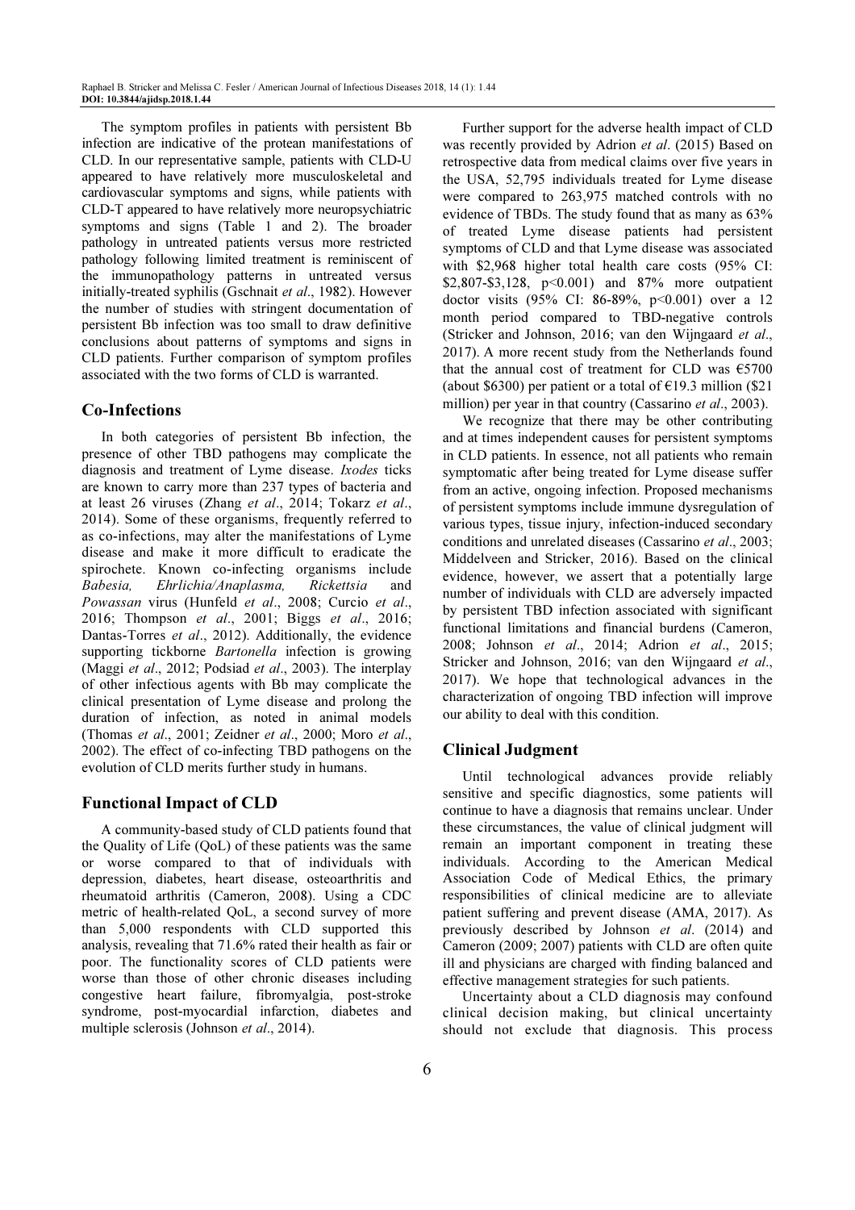The symptom profiles in patients with persistent Bb infection are indicative of the protean manifestations of CLD. In our representative sample, patients with CLD-U appeared to have relatively more musculoskeletal and cardiovascular symptoms and signs, while patients with CLD-T appeared to have relatively more neuropsychiatric symptoms and signs (Table 1 and 2). The broader pathology in untreated patients versus more restricted pathology following limited treatment is reminiscent of the immunopathology patterns in untreated versus initially-treated syphilis (Gschnait *et al*., 1982). However the number of studies with stringent documentation of persistent Bb infection was too small to draw definitive conclusions about patterns of symptoms and signs in CLD patients. Further comparison of symptom profiles associated with the two forms of CLD is warranted.

## Co-Infections

In both categories of persistent Bb infection, the presence of other TBD pathogens may complicate the diagnosis and treatment of Lyme disease. *Ixodes* ticks are known to carry more than 237 types of bacteria and at least 26 viruses (Zhang *et al*., 2014; Tokarz *et al*., 2014). Some of these organisms, frequently referred to as co-infections, may alter the manifestations of Lyme disease and make it more difficult to eradicate the spirochete. Known co-infecting organisms include *Babesia, Ehrlichia/Anaplasma, Rickettsia* and *Powassan* virus (Hunfeld *et al*., 2008; Curcio *et al*., 2016; Thompson *et al*., 2001; Biggs *et al*., 2016; Dantas-Torres *et al*., 2012). Additionally, the evidence supporting tickborne *Bartonella* infection is growing (Maggi *et al*., 2012; Podsiad *et al*., 2003). The interplay of other infectious agents with Bb may complicate the clinical presentation of Lyme disease and prolong the duration of infection, as noted in animal models (Thomas *et al*., 2001; Zeidner *et al*., 2000; Moro *et al*., 2002). The effect of co-infecting TBD pathogens on the evolution of CLD merits further study in humans.

## Functional Impact of CLD

A community-based study of CLD patients found that the Quality of Life (QoL) of these patients was the same or worse compared to that of individuals with depression, diabetes, heart disease, osteoarthritis and rheumatoid arthritis (Cameron, 2008). Using a CDC metric of health-related QoL, a second survey of more than 5,000 respondents with CLD supported this analysis, revealing that 71.6% rated their health as fair or poor. The functionality scores of CLD patients were worse than those of other chronic diseases including congestive heart failure, fibromyalgia, post-stroke syndrome, post-myocardial infarction, diabetes and multiple sclerosis (Johnson *et al*., 2014).

Further support for the adverse health impact of CLD was recently provided by Adrion *et al*. (2015) Based on retrospective data from medical claims over five years in the USA, 52,795 individuals treated for Lyme disease were compared to 263,975 matched controls with no evidence of TBDs. The study found that as many as 63% of treated Lyme disease patients had persistent symptoms of CLD and that Lyme disease was associated with \$2,968 higher total health care costs (95% CI: \$2,807-\$3,128, $p<0.001$) and 87% more outpatient doctor visits (95% CI: 86-89%, $p<0.001$) over a 12 month period compared to TBD-negative controls (Stricker and Johnson, 2016; van den Wijngaard *et al*., 2017). A more recent study from the Netherlands found that the annual cost of treatment for CLD was €5700 (about \$6300) per patient or a total of €19.3 million (\$21 million) per year in that country (Cassarino *et al*., 2003).

We recognize that there may be other contributing and at times independent causes for persistent symptoms in CLD patients. In essence, not all patients who remain symptomatic after being treated for Lyme disease suffer from an active, ongoing infection. Proposed mechanisms of persistent symptoms include immune dysregulation of various types, tissue injury, infection-induced secondary conditions and unrelated diseases (Cassarino *et al*., 2003; Middelveen and Stricker, 2016). Based on the clinical evidence, however, we assert that a potentially large number of individuals with CLD are adversely impacted by persistent TBD infection associated with significant functional limitations and financial burdens (Cameron, 2008; Johnson *et al*., 2014; Adrion *et al*., 2015; Stricker and Johnson, 2016; van den Wijngaard *et al*., 2017). We hope that technological advances in the characterization of ongoing TBD infection will improve our ability to deal with this condition.

## Clinical Judgment

Until technological advances provide reliably sensitive and specific diagnostics, some patients will continue to have a diagnosis that remains unclear. Under these circumstances, the value of clinical judgment will remain an important component in treating these individuals. According to the American Medical Association Code of Medical Ethics, the primary responsibilities of clinical medicine are to alleviate patient suffering and prevent disease (AMA, 2017). As previously described by Johnson *et al*. (2014) and Cameron (2009; 2007) patients with CLD are often quite ill and physicians are charged with finding balanced and effective management strategies for such patients.

Uncertainty about a CLD diagnosis may confound clinical decision making, but clinical uncertainty should not exclude that diagnosis. This process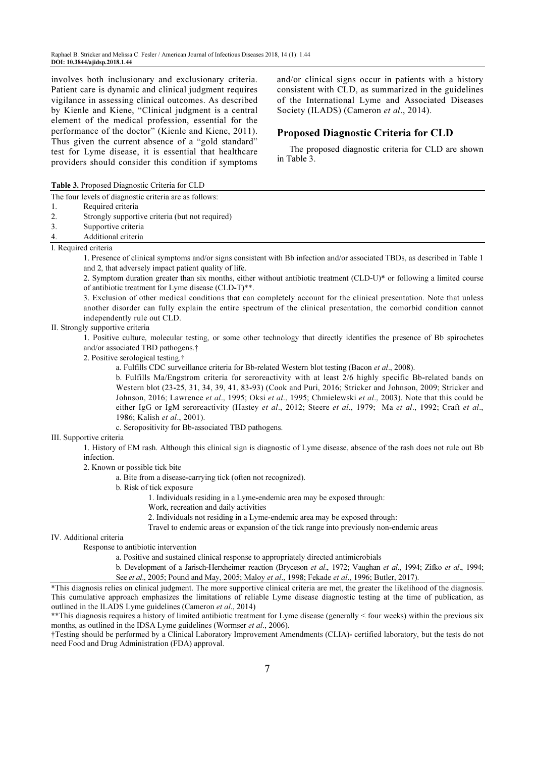involves both inclusionary and exclusionary criteria. Patient care is dynamic and clinical judgment requires vigilance in assessing clinical outcomes. As described by Kienle and Kiene, "Clinical judgment is a central element of the medical profession, essential for the performance of the doctor" (Kienle and Kiene, 2011). Thus given the current absence of a "gold standard" test for Lyme disease, it is essential that healthcare providers should consider this condition if symptoms and/or clinical signs occur in patients with a history consistent with CLD, as summarized in the guidelines of the International Lyme and Associated Diseases Society (ILADS) (Cameron *et al*., 2014).

## Proposed Diagnostic Criteria for CLD

The proposed diagnostic criteria for CLD are shown in Table 3.

**Table 3.** Proposed Diagnostic Criteria for CLD

The four levels of diagnostic criteria are as follows:

1. Required criteria
2. Strongly supportive criteria (but not required)
3. Supportive criteria
4. Additional criteria

I. Required criteria

1. Presence of clinical symptoms and/or signs consistent with Bb infection and/or associated TBDs, as described in Table 1 and 2, that adversely impact patient quality of life.
2. Symptom duration greater than six months, either without antibiotic treatment (CLD-U)* or following a limited course of antibiotic treatment for Lyme disease (CLD-T)**.
3. Exclusion of other medical conditions that can completely account for the clinical presentation. Note that unless another disorder can fully explain the entire spectrum of the clinical presentation, the comorbid condition cannot independently rule out CLD.

II. Strongly supportive criteria

1. Positive culture, molecular testing, or some other technology that directly identifies the presence of Bb spirochetes and/or associated TBD pathogens.†
2. Positive serological testing.†
    - a. Fulfills CDC surveillance criteria for Bb-related Western blot testing (Bacon *et al*., 2008).
    - b. Fulfills Ma/Engstrom criteria for seroreactivity with at least 2/6 highly specific Bb-related bands on Western blot (23-25, 31, 34, 39, 41, 83-93) (Cook and Puri, 2016; Stricker and Johnson, 2009; Stricker and Johnson, 2016; Lawrence *et al*., 1995; Oksi *et al*., 1995; Chmielewski *et al*., 2003). Note that this could be either IgG or IgM seroreactivity (Hastey *et al*., 2012; Steere *et al*., 1979; Ma *et al*., 1992; Craft *et al*., 1986; Kalish *et al*., 2001).
    - c. Seropositivity for Bb-associated TBD pathogens.

III. Supportive criteria

1. History of EM rash. Although this clinical sign is diagnostic of Lyme disease, absence of the rash does not rule out Bb infection.
2. Known or possible tick bite
    - a. Bite from a disease-carrying tick (often not recognized).
    - b. Risk of tick exposure
        1. Individuals residing in a Lyme-endemic area may be exposed through: Work, recreation and daily activities
        2. Individuals not residing in a Lyme-endemic area may be exposed through: Travel to endemic areas or expansion of the tick range into previously non-endemic areas

IV. Additional criteria

Response to antibiotic intervention

- a. Positive and sustained clinical response to appropriately directed antimicrobials
- b. Development of a Jarisch-Herxheimer reaction (Bryceson *et al*., 1972; Vaughan *et al*., 1994; Zifko *et al*., 1994; See *et al*., 2005; Pound and May, 2005; Maloy *et al*., 1998; Fekade *et al*., 1996; Butler, 2017).

*This diagnosis relies on clinical judgment. The more supportive clinical criteria are met, the greater the likelihood of the diagnosis. This cumulative approach emphasizes the limitations of reliable Lyme disease diagnostic testing at the time of publication, as outlined in the ILADS Lyme guidelines (Cameron *et al*., 2014)

**This diagnosis requires a history of limited antibiotic treatment for Lyme disease (generally < four weeks) within the previous six months, as outlined in the IDSA Lyme guidelines (Wormser *et al*., 2006).

†Testing should be performed by a Clinical Laboratory Improvement Amendments (CLIA)- certified laboratory, but the tests do not need Food and Drug Administration (FDA) approval.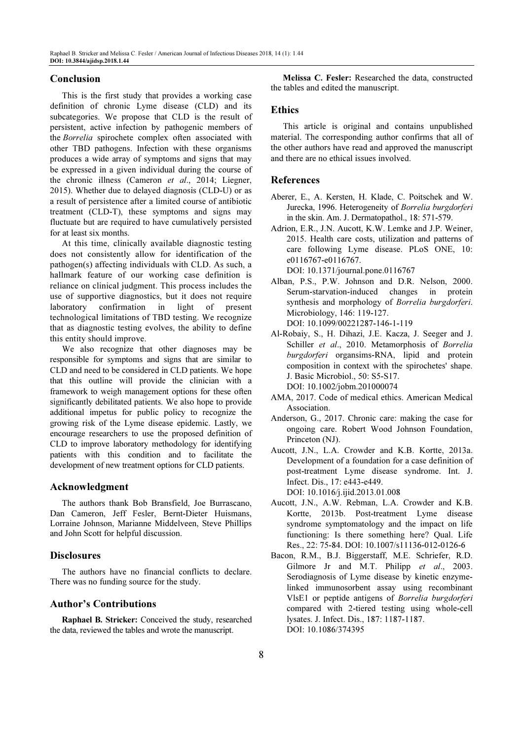## Conclusion

This is the first study that provides a working case definition of chronic Lyme disease (CLD) and its subcategories. We propose that CLD is the result of persistent, active infection by pathogenic members of the *Borrelia* spirochete complex often associated with other TBD pathogens. Infection with these organisms produces a wide array of symptoms and signs that may be expressed in a given individual during the course of the chronic illness (Cameron *et al*., 2014; Liegner, 2015). Whether due to delayed diagnosis (CLD-U) or as a result of persistence after a limited course of antibiotic treatment (CLD-T), these symptoms and signs may fluctuate but are required to have cumulatively persisted for at least six months.

At this time, clinically available diagnostic testing does not consistently allow for identification of the pathogen(s) affecting individuals with CLD. As such, a hallmark feature of our working case definition is reliance on clinical judgment. This process includes the use of supportive diagnostics, but it does not require laboratory confirmation in light of present technological limitations of TBD testing. We recognize that as diagnostic testing evolves, the ability to define this entity should improve.

We also recognize that other diagnoses may be responsible for symptoms and signs that are similar to CLD and need to be considered in CLD patients. We hope that this outline will provide the clinician with a framework to weigh management options for these often significantly debilitated patients. We also hope to provide additional impetus for public policy to recognize the growing risk of the Lyme disease epidemic. Lastly, we encourage researchers to use the proposed definition of CLD to improve laboratory methodology for identifying patients with this condition and to facilitate the development of new treatment options for CLD patients.

## Acknowledgment

The authors thank Bob Bransfield, Joe Burrascano, Dan Cameron, Jeff Fesler, Bernt-Dieter Huismans, Lorraine Johnson, Marianne Middelveen, Steve Phillips and John Scott for helpful discussion.

## Disclosures

The authors have no financial conflicts to declare. There was no funding source for the study.

## Author's Contributions

**Raphael B. Stricker:** Conceived the study, researched the data, reviewed the tables and wrote the manuscript.

**Melissa C. Fesler:** Researched the data, constructed the tables and edited the manuscript.

## Ethics

This article is original and contains unpublished material. The corresponding author confirms that all of the other authors have read and approved the manuscript and there are no ethical issues involved.

## References

Aberer, E., A. Kersten, H. Klade, C. Poitschek and W. Jurecka, 1996. Heterogeneity of *Borrelia burgdorferi* in the skin. Am. J. Dermatopathol., 18: 571-579.

Adrion, E.R., J.N. Aucott, K.W. Lemke and J.P. Weiner, 2015. Health care costs, utilization and patterns of care following Lyme disease. PLoS ONE, 10: e0116767-e0116767. DOI: 10.1371/journal.pone.0116767

Alban, P.S., P.W. Johnson and D.R. Nelson, 2000. Serum-starvation-induced changes in protein synthesis and morphology of *Borrelia burgdorferi*. Microbiology, 146: 119-127. DOI: 10.1099/00221287-146-1-119

Al-Robaiy, S., H. Dihazi, J.E. Kacza, J. Seeger and J. Schiller *et al*., 2010. Metamorphosis of *Borrelia burgdorferi* organsims-RNA, lipid and protein composition in context with the spirochetes' shape. J. Basic Microbiol., 50: S5-S17. DOI: 10.1002/jobm.201000074

AMA, 2017. Code of medical ethics. American Medical Association.

Anderson, G., 2017. Chronic care: making the case for ongoing care. Robert Wood Johnson Foundation, Princeton (NJ).

Aucott, J.N., L.A. Crowder and K.B. Kortte, 2013a. Development of a foundation for a case definition of post-treatment Lyme disease syndrome. Int. J. Infect. Dis., 17: e443-e449. DOI: 10.1016/j.ijid.2013.01.008

Aucott, J.N., A.W. Rebman, L.A. Crowder and K.B. Kortte, 2013b. Post-treatment Lyme disease syndrome symptomatology and the impact on life functioning: Is there something here? Qual. Life Res., 22: 75-84. DOI: 10.1007/s11136-012-0126-6

Bacon, R.M., B.J. Biggerstaff, M.E. Schriefer, R.D. Gilmore Jr and M.T. Philipp *et al*., 2003. Serodiagnosis of Lyme disease by kinetic enzyme-linked immunosorbent assay using recombinant VlsE1 or peptide antigens of *Borrelia burgdorferi* compared with 2-tiered testing using whole-cell lysates. J. Infect. Dis., 187: 1187-1187. DOI: 10.1086/374395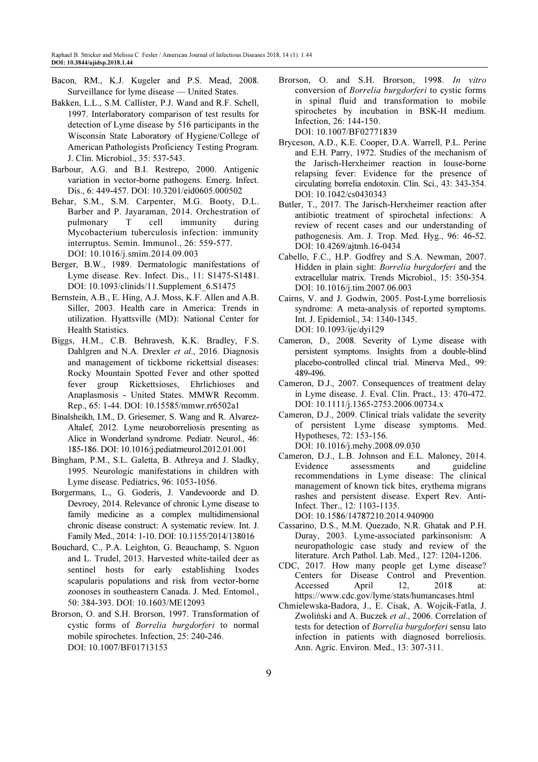Bacon, RM., K.J. Kugeler and P.S. Mead, 2008. Surveillance for lyme disease — United States.

Bakken, L.L., S.M. Callister, P.J. Wand and R.F. Schell, 1997. Interlaboratory comparison of test results for detection of Lyme disease by 516 participants in the Wisconsin State Laboratory of Hygiene/College of American Pathologists Proficiency Testing Program. J. Clin. Microbiol., 35: 537-543.

Barbour, A.G. and B.I. Restrepo, 2000. Antigenic variation in vector-borne pathogens. Emerg. Infect. Dis., 6: 449-457. DOI: 10.3201/eid0605.000502

Behar, S.M., S.M. Carpenter, M.G. Booty, D.L. Barber and P. Jayaraman, 2014. Orchestration of pulmonary T cell immunity during Mycobacterium tuberculosis infection: immunity interruptus. Semin. Immunol., 26: 559-577. DOI: 10.1016/j.smim.2014.09.003

Berger, B.W., 1989. Dermatologic manifestations of Lyme disease. Rev. Infect. Dis., 11: S1475-S1481. DOI: 10.1093/clinids/11.Supplement_6.S1475

Bernstein, A.B., E. Hing, A.J. Moss, K.F. Allen and A.B. Siller, 2003. Health care in America: Trends in utilization. Hyattsville (MD): National Center for Health Statistics.

Biggs, H.M., C.B. Behravesh, K.K. Bradley, F.S. Dahlgren and N.A. Drexler *et al*., 2016. Diagnosis and management of tickborne rickettsial diseases: Rocky Mountain Spotted Fever and other spotted fever group Rickettsioses, Ehrlichioses and Anaplasmosis - United States. MMWR Recomm. Rep., 65: 1-44. DOI: 10.15585/mmwr.rr6502a1

Binalsheikh, I.M., D. Griesemer, S. Wang and R. Alvarez-Altalef, 2012. Lyme neuroborreliosis presenting as Alice in Wonderland syndrome. Pediatr. Neurol., 46: 185-186. DOI: 10.1016/j.pediatrneurol.2012.01.001

Bingham, P.M., S.L. Galetta, B. Athreya and J. Sladky, 1995. Neurologic manifestations in children with Lyme disease. Pediatrics, 96: 1053-1056.

Borgermans, L., G. Goderis, J. Vandevoorde and D. Devroey, 2014. Relevance of chronic Lyme disease to family medicine as a complex multidimensional chronic disease construct: A systematic review. Int. J. Family Med., 2014: 1-10. DOI: 10.1155/2014/138016

Bouchard, C., P.A. Leighton, G. Beauchamp, S. Nguon and L. Trudel, 2013. Harvested white-tailed deer as sentinel hosts for early establishing Ixodes scapularis populations and risk from vector-borne zoonoses in southeastern Canada. J. Med. Entomol., 50: 384-393. DOI: 10.1603/ME12093

Brorson, O. and S.H. Brorson, 1997. Transformation of cystic forms of *Borrelia burgdorferi* to normal mobile spirochetes. Infection, 25: 240-246. DOI: 10.1007/BF01713153

Brorson, O. and S.H. Brorson, 1998. *In vitro* conversion of *Borrelia burgdorferi* to cystic forms in spinal fluid and transformation to mobile spirochetes by incubation in BSK-H medium. Infection, 26: 144-150. DOI: 10.1007/BF02771839

Bryceson, A.D., K.E. Cooper, D.A. Warrell, P.L. Perine and E.H. Parry, 1972. Studies of the mechanism of the Jarisch-Herxheimer reaction in louse-borne relapsing fever: Evidence for the presence of circulating borrelia endotoxin. Clin. Sci., 43: 343-354. DOI: 10.1042/cs0430343

Butler, T., 2017. The Jarisch-Herxheimer reaction after antibiotic treatment of spirochetal infections: A review of recent cases and our understanding of pathogenesis. Am. J. Trop. Med. Hyg., 96: 46-52. DOI: 10.4269/ajtmh.16-0434

Cabello, F.C., H.P. Godfrey and S.A. Newman, 2007. Hidden in plain sight: *Borrelia burgdorferi* and the extracellular matrix. Trends Microbiol., 15: 350-354. DOI: 10.1016/j.tim.2007.06.003

Cairns, V. and J. Godwin, 2005. Post-Lyme borreliosis syndrome: A meta-analysis of reported symptoms. Int. J. Epidemiol., 34: 1340-1345. DOI: 10.1093/ije/dyi129

Cameron, D., 2008. Severity of Lyme disease with persistent symptoms. Insights from a double-blind placebo-controlled clincal trial. Minerva Med., 99: 489-496.

Cameron, D.J., 2007. Consequences of treatment delay in Lyme disease. J. Eval. Clin. Pract., 13: 470-472. DOI: 10.1111/j.1365-2753.2006.00734.x

Cameron, D.J., 2009. Clinical trials validate the severity of persistent Lyme disease symptoms. Med. Hypotheses, 72: 153-156. DOI: 10.1016/j.mehy.2008.09.030

Cameron, D.J., L.B. Johnson and E.L. Maloney, 2014. Evidence assessments and guideline recommendations in Lyme disease: The clinical management of known tick bites, erythema migrans rashes and persistent disease. Expert Rev. Anti-Infect. Ther., 12: 1103-1135. DOI: 10.1586/14787210.2014.940900

Cassarino, D.S., M.M. Quezado, N.R. Ghatak and P.H. Duray, 2003. Lyme-associated parkinsonism: A neuropathologic case study and review of the literature. Arch Pathol. Lab. Med., 127: 1204-1206.

CDC, 2017. How many people get Lyme disease? Centers for Disease Control and Prevention. Accessed April 12, 2018 at: https://www.cdc.gov/lyme/stats/humancases.html

Chmielewska-Badora, J., E. Cisak, A. Wojcik-Fatla, J. Zwoliński and A. Buczek *et al*., 2006. Correlation of tests for detection of *Borrelia burgdorferi* sensu lato infection in patients with diagnosed borreliosis. Ann. Agric. Environ. Med., 13: 307-311.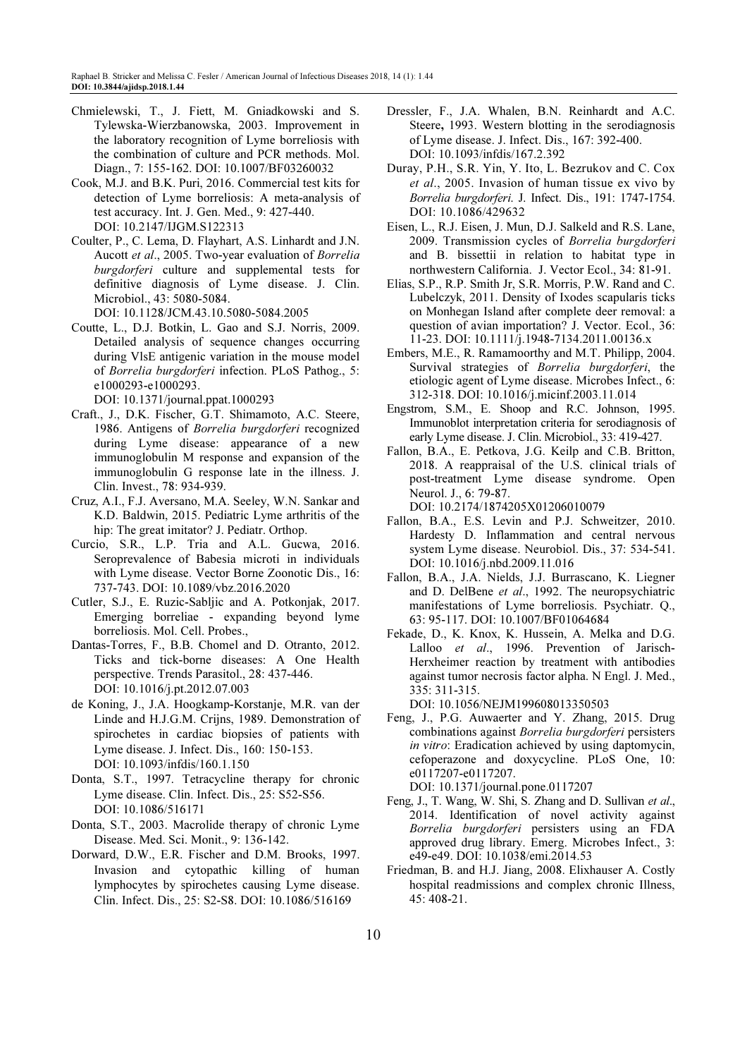Chmielewski, T., J. Fiett, M. Gniadkowski and S. Tylewska-Wierzbanowska, 2003. Improvement in the laboratory recognition of Lyme borreliosis with the combination of culture and PCR methods. Mol. Diagn., 7: 155-162. DOI: 10.1007/BF03260032

Cook, M.J. and B.K. Puri, 2016. Commercial test kits for detection of Lyme borreliosis: A meta-analysis of test accuracy. Int. J. Gen. Med., 9: 427-440. DOI: 10.2147/IJGM.S122313

Coulter, P., C. Lema, D. Flayhart, A.S. Linhardt and J.N. Aucott *et al*., 2005. Two-year evaluation of *Borrelia burgdorferi* culture and supplemental tests for definitive diagnosis of Lyme disease. J. Clin. Microbiol., 43: 5080-5084. DOI: 10.1128/JCM.43.10.5080-5084.2005

Coutte, L., D.J. Botkin, L. Gao and S.J. Norris, 2009. Detailed analysis of sequence changes occurring during VlsE antigenic variation in the mouse model of *Borrelia burgdorferi* infection. PLoS Pathog., 5: e1000293-e1000293. DOI: 10.1371/journal.ppat.1000293

Craft., J., D.K. Fischer, G.T. Shimamoto, A.C. Steere, 1986. Antigens of *Borrelia burgdorferi* recognized during Lyme disease: appearance of a new immunoglobulin M response and expansion of the immunoglobulin G response late in the illness. J. Clin. Invest., 78: 934-939.

Cruz, A.I., F.J. Aversano, M.A. Seeley, W.N. Sankar and K.D. Baldwin, 2015. Pediatric Lyme arthritis of the hip: The great imitator? J. Pediatr. Orthop.

Curcio, S.R., L.P. Tria and A.L. Gucwa, 2016. Seroprevalence of Babesia microti in individuals with Lyme disease. Vector Borne Zoonotic Dis., 16: 737-743. DOI: 10.1089/vbz.2016.2020

Cutler, S.J., E. Ruzic-Sabljic and A. Potkonjak, 2017. Emerging borreliae - expanding beyond lyme borreliosis. Mol. Cell. Probes.,

Dantas-Torres, F., B.B. Chomel and D. Otranto, 2012. Ticks and tick-borne diseases: A One Health perspective. Trends Parasitol., 28: 437-446. DOI: 10.1016/j.pt.2012.07.003

de Koning, J., J.A. Hoogkamp-Korstanje, M.R. van der Linde and H.J.G.M. Crijns, 1989. Demonstration of spirochetes in cardiac biopsies of patients with Lyme disease. J. Infect. Dis., 160: 150-153. DOI: 10.1093/infdis/160.1.150

Donta, S.T., 1997. Tetracycline therapy for chronic Lyme disease. Clin. Infect. Dis., 25: S52-S56. DOI: 10.1086/516171

Donta, S.T., 2003. Macrolide therapy of chronic Lyme Disease. Med. Sci. Monit., 9: 136-142.

Dorward, D.W., E.R. Fischer and D.M. Brooks, 1997. Invasion and cytopathic killing of human lymphocytes by spirochetes causing Lyme disease. Clin. Infect. Dis., 25: S2-S8. DOI: 10.1086/516169

Dressler, F., J.A. Whalen, B.N. Reinhardt and A.C. Steere**,** 1993. Western blotting in the serodiagnosis of Lyme disease. J. Infect. Dis., 167: 392-400. DOI: 10.1093/infdis/167.2.392

Duray, P.H., S.R. Yin, Y. Ito, L. Bezrukov and C. Cox *et al*., 2005. Invasion of human tissue ex vivo by *Borrelia burgdorferi.* J. Infect. Dis., 191: 1747-1754. DOI: 10.1086/429632

Eisen, L., R.J. Eisen, J. Mun, D.J. Salkeld and R.S. Lane, 2009. Transmission cycles of *Borrelia burgdorferi* and B. bissettii in relation to habitat type in northwestern California. J. Vector Ecol., 34: 81-91.

Elias, S.P., R.P. Smith Jr, S.R. Morris, P.W. Rand and C. Lubelczyk, 2011. Density of Ixodes scapularis ticks on Monhegan Island after complete deer removal: a question of avian importation? J. Vector. Ecol., 36: 11-23. DOI: 10.1111/j.1948-7134.2011.00136.x

Embers, M.E., R. Ramamoorthy and M.T. Philipp, 2004. Survival strategies of *Borrelia burgdorferi*, the etiologic agent of Lyme disease. Microbes Infect., 6: 312-318. DOI: 10.1016/j.micinf.2003.11.014

Engstrom, S.M., E. Shoop and R.C. Johnson, 1995. Immunoblot interpretation criteria for serodiagnosis of early Lyme disease. J. Clin. Microbiol., 33: 419-427.

Fallon, B.A., E. Petkova, J.G. Keilp and C.B. Britton, 2018. A reappraisal of the U.S. clinical trials of post-treatment Lyme disease syndrome. Open Neurol. J., 6: 79-87. DOI: 10.2174/1874205X01206010079

Fallon, B.A., E.S. Levin and P.J. Schweitzer, 2010. Hardesty D. Inflammation and central nervous system Lyme disease. Neurobiol. Dis., 37: 534-541. DOI: 10.1016/j.nbd.2009.11.016

Fallon, B.A., J.A. Nields, J.J. Burrascano, K. Liegner and D. DelBene *et al*., 1992. The neuropsychiatric manifestations of Lyme borreliosis. Psychiatr. Q., 63: 95-117. DOI: 10.1007/BF01064684

Fekade, D., K. Knox, K. Hussein, A. Melka and D.G. Lalloo *et al*., 1996. Prevention of Jarisch-Herxheimer reaction by treatment with antibodies against tumor necrosis factor alpha. N Engl. J. Med., 335: 311-315. DOI: 10.1056/NEJM199608013350503

Feng, J., P.G. Auwaerter and Y. Zhang, 2015. Drug combinations against *Borrelia burgdorferi* persisters *in vitro*: Eradication achieved by using daptomycin, cefoperazone and doxycycline. PLoS One, 10: e0117207-e0117207. DOI: 10.1371/journal.pone.0117207

Feng, J., T. Wang, W. Shi, S. Zhang and D. Sullivan *et al*., 2014. Identification of novel activity against *Borrelia burgdorferi* persisters using an FDA approved drug library. Emerg. Microbes Infect., 3: e49-e49. DOI: 10.1038/emi.2014.53

Friedman, B. and H.J. Jiang, 2008. Elixhauser A. Costly hospital readmissions and complex chronic Illness, 45: 408-21.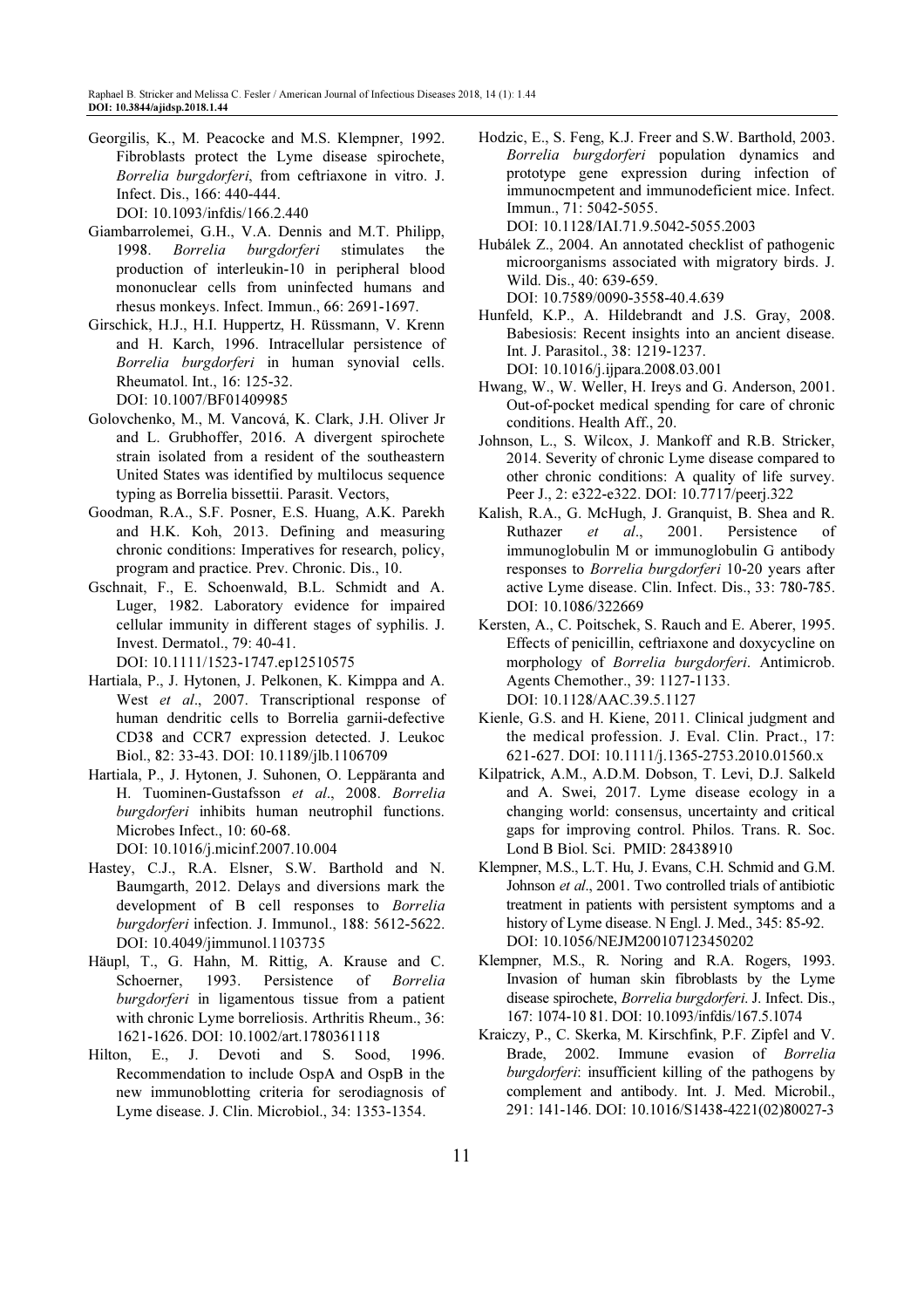Georgilis, K., M. Peacocke and M.S. Klempner, 1992. Fibroblasts protect the Lyme disease spirochete, *Borrelia burgdorferi*, from ceftriaxone in vitro. J. Infect. Dis., 166: 440-444. DOI: 10.1093/infdis/166.2.440

Giambarrolemei, G.H., V.A. Dennis and M.T. Philipp, 1998. *Borrelia burgdorferi* stimulates the production of interleukin-10 in peripheral blood mononuclear cells from uninfected humans and rhesus monkeys. Infect. Immun., 66: 2691-1697.

Girschick, H.J., H.I. Huppertz, H. Rüssmann, V. Krenn and H. Karch, 1996. Intracellular persistence of *Borrelia burgdorferi* in human synovial cells. Rheumatol. Int., 16: 125-32. DOI: 10.1007/BF01409985

Golovchenko, M., M. Vancová, K. Clark, J.H. Oliver Jr and L. Grubhoffer, 2016. A divergent spirochete strain isolated from a resident of the southeastern United States was identified by multilocus sequence typing as Borrelia bissettii. Parasit. Vectors,

Goodman, R.A., S.F. Posner, E.S. Huang, A.K. Parekh and H.K. Koh, 2013. Defining and measuring chronic conditions: Imperatives for research, policy, program and practice. Prev. Chronic. Dis., 10.

Gschnait, F., E. Schoenwald, B.L. Schmidt and A. Luger, 1982. Laboratory evidence for impaired cellular immunity in different stages of syphilis. J. Invest. Dermatol., 79: 40-41. DOI: 10.1111/1523-1747.ep12510575

Hartiala, P., J. Hytonen, J. Pelkonen, K. Kimppa and A. West *et al*., 2007. Transcriptional response of human dendritic cells to Borrelia garnii-defective CD38 and CCR7 expression detected. J. Leukoc Biol., 82: 33-43. DOI: 10.1189/jlb.1106709

Hartiala, P., J. Hytonen, J. Suhonen, O. Leppäranta and H. Tuominen-Gustafsson *et al*., 2008. *Borrelia burgdorferi* inhibits human neutrophil functions. Microbes Infect., 10: 60-68. DOI: 10.1016/j.micinf.2007.10.004

Hastey, C.J., R.A. Elsner, S.W. Barthold and N. Baumgarth, 2012. Delays and diversions mark the development of B cell responses to *Borrelia burgdorferi* infection. J. Immunol., 188: 5612-5622. DOI: 10.4049/jimmunol.1103735

Häupl, T., G. Hahn, M. Rittig, A. Krause and C. Schoerner, 1993. Persistence of *Borrelia burgdorferi* in ligamentous tissue from a patient with chronic Lyme borreliosis. Arthritis Rheum., 36: 1621-1626. DOI: 10.1002/art.1780361118

Hilton, E., J. Devoti and S. Sood, 1996. Recommendation to include OspA and OspB in the new immunoblotting criteria for serodiagnosis of Lyme disease. J. Clin. Microbiol., 34: 1353-1354.

Hodzic, E., S. Feng, K.J. Freer and S.W. Barthold, 2003. *Borrelia burgdorferi* population dynamics and prototype gene expression during infection of immunocmpetent and immunodeficient mice. Infect. Immun., 71: 5042-5055. DOI: 10.1128/IAI.71.9.5042-5055.2003

Hubálek Z., 2004. An annotated checklist of pathogenic microorganisms associated with migratory birds. J. Wild. Dis., 40: 639-659. DOI: 10.7589/0090-3558-40.4.639

Hunfeld, K.P., A. Hildebrandt and J.S. Gray, 2008. Babesiosis: Recent insights into an ancient disease. Int. J. Parasitol., 38: 1219-1237. DOI: 10.1016/j.ijpara.2008.03.001

Hwang, W., W. Weller, H. Ireys and G. Anderson, 2001. Out-of-pocket medical spending for care of chronic conditions. Health Aff., 20.

Johnson, L., S. Wilcox, J. Mankoff and R.B. Stricker, 2014. Severity of chronic Lyme disease compared to other chronic conditions: A quality of life survey. Peer J., 2: e322-e322. DOI: 10.7717/peerj.322

Kalish, R.A., G. McHugh, J. Granquist, B. Shea and R. Ruthazer *et al*., 2001. Persistence of immunoglobulin M or immunoglobulin G antibody responses to *Borrelia burgdorferi* 10-20 years after active Lyme disease. Clin. Infect. Dis., 33: 780-785. DOI: 10.1086/322669

Kersten, A., C. Poitschek, S. Rauch and E. Aberer, 1995. Effects of penicillin, ceftriaxone and doxycycline on morphology of *Borrelia burgdorferi*. Antimicrob. Agents Chemother., 39: 1127-1133. DOI: 10.1128/AAC.39.5.1127

Kienle, G.S. and H. Kiene, 2011. Clinical judgment and the medical profession. J. Eval. Clin. Pract., 17: 621-627. DOI: 10.1111/j.1365-2753.2010.01560.x

Kilpatrick, A.M., A.D.M. Dobson, T. Levi, D.J. Salkeld and A. Swei, 2017. Lyme disease ecology in a changing world: consensus, uncertainty and critical gaps for improving control. Philos. Trans. R. Soc. Lond B Biol. Sci. PMID: 28438910

Klempner, M.S., L.T. Hu, J. Evans, C.H. Schmid and G.M. Johnson *et al*., 2001. Two controlled trials of antibiotic treatment in patients with persistent symptoms and a history of Lyme disease. N Engl. J. Med., 345: 85-92. DOI: 10.1056/NEJM200107123450202

Klempner, M.S., R. Noring and R.A. Rogers, 1993. Invasion of human skin fibroblasts by the Lyme disease spirochete, *Borrelia burgdorferi*. J. Infect. Dis., 167: 1074-10 81. DOI: 10.1093/infdis/167.5.1074

Kraiczy, P., C. Skerka, M. Kirschfink, P.F. Zipfel and V. Brade, 2002. Immune evasion of *Borrelia burgdorferi*: insufficient killing of the pathogens by complement and antibody. Int. J. Med. Microbil., 291: 141-146. DOI: 10.1016/S1438-4221(02)80027-3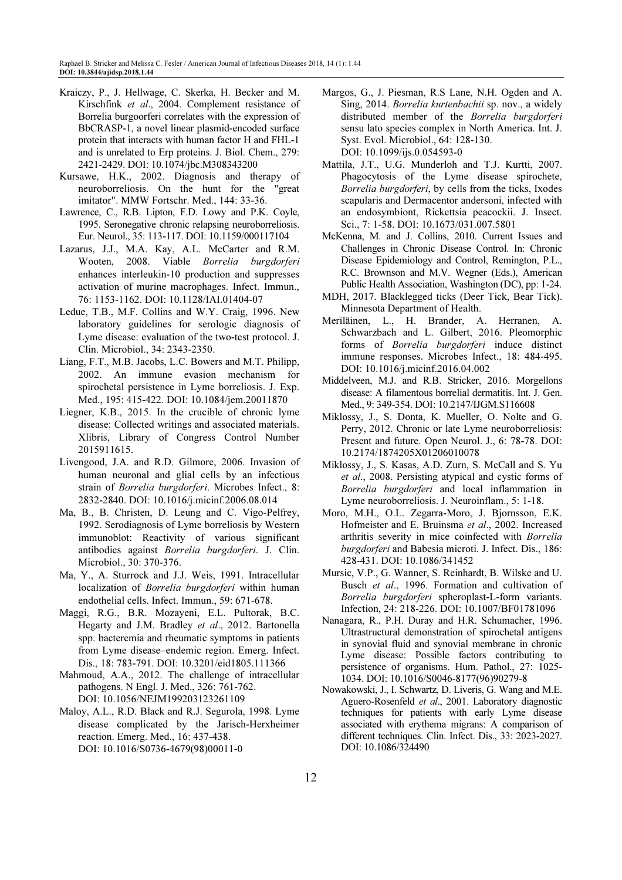Kraiczy, P., J. Hellwage, C. Skerka, H. Becker and M. Kirschfink *et al*., 2004. Complement resistance of Borrelia burgoorferi correlates with the expression of BbCRASP-1, a novel linear plasmid-encoded surface protein that interacts with human factor H and FHL-1 and is unrelated to Erp proteins. J. Biol. Chem., 279: 2421-2429. DOI: 10.1074/jbc.M308343200

Kursawe, H.K., 2002. Diagnosis and therapy of neuroborreliosis. On the hunt for the "great imitator". MMW Fortschr. Med., 144: 33-36.

Lawrence, C., R.B. Lipton, F.D. Lowy and P.K. Coyle, 1995. Seronegative chronic relapsing neuroborreliosis. Eur. Neurol., 35: 113-117. DOI: 10.1159/000117104

Lazarus, J.J., M.A. Kay, A.L. McCarter and R.M. Wooten, 2008. Viable *Borrelia burgdorferi* enhances interleukin-10 production and suppresses activation of murine macrophages. Infect. Immun., 76: 1153-1162. DOI: 10.1128/IAI.01404-07

Ledue, T.B., M.F. Collins and W.Y. Craig, 1996. New laboratory guidelines for serologic diagnosis of Lyme disease: evaluation of the two-test protocol. J. Clin. Microbiol., 34: 2343-2350.

Liang, F.T., M.B. Jacobs, L.C. Bowers and M.T. Philipp, 2002. An immune evasion mechanism for spirochetal persistence in Lyme borreliosis. J. Exp. Med., 195: 415-422. DOI: 10.1084/jem.20011870

Liegner, K.B., 2015. In the crucible of chronic lyme disease: Collected writings and associated materials. Xlibris, Library of Congress Control Number 2015911615.

Livengood, J.A. and R.D. Gilmore, 2006. Invasion of human neuronal and glial cells by an infectious strain of *Borrelia burgdorferi*. Microbes Infect., 8: 2832-2840. DOI: 10.1016/j.micinf.2006.08.014

Ma, B., B. Christen, D. Leung and C. Vigo-Pelfrey, 1992. Serodiagnosis of Lyme borreliosis by Western immunoblot: Reactivity of various significant antibodies against *Borrelia burgdorferi*. J. Clin. Microbiol., 30: 370-376.

Ma, Y., A. Sturrock and J.J. Weis, 1991. Intracellular localization of *Borrelia burgdorferi* within human endothelial cells. Infect. Immun., 59: 671-678.

Maggi, R.G., B.R. Mozayeni, E.L. Pultorak, B.C. Hegarty and J.M. Bradley *et al*., 2012. Bartonella spp. bacteremia and rheumatic symptoms in patients from Lyme disease–endemic region. Emerg. Infect. Dis., 18: 783-791. DOI: 10.3201/eid1805.111366

Mahmoud, A.A., 2012. The challenge of intracellular pathogens. N Engl. J. Med., 326: 761-762. DOI: 10.1056/NEJM199203123261109

Maloy, A.L., R.D. Black and R.J. Segurola, 1998. Lyme disease complicated by the Jarisch-Herxheimer reaction. Emerg. Med., 16: 437-438. DOI: 10.1016/S0736-4679(98)00011-0

Margos, G., J. Piesman, R.S Lane, N.H. Ogden and A. Sing, 2014. *Borrelia kurtenbachii* sp. nov., a widely distributed member of the *Borrelia burgdorferi* sensu lato species complex in North America. Int. J. Syst. Evol. Microbiol., 64: 128-130. DOI: 10.1099/ijs.0.054593-0

Mattila, J.T., U.G. Munderloh and T.J. Kurtti, 2007. Phagocytosis of the Lyme disease spirochete, *Borrelia burgdorferi*, by cells from the ticks, Ixodes scapularis and Dermacentor andersoni, infected with an endosymbiont, Rickettsia peacockii. J. Insect. Sci., 7: 1-58. DOI: 10.1673/031.007.5801

McKenna, M. and J. Collins, 2010. Current Issues and Challenges in Chronic Disease Control. In: Chronic Disease Epidemiology and Control, Remington, P.L., R.C. Brownson and M.V. Wegner (Eds.), American Public Health Association, Washington (DC), pp: 1-24.

MDH, 2017. Blacklegged ticks (Deer Tick, Bear Tick). Minnesota Department of Health.

Meriläinen, L., H. Brander, A. Herranen, A. Schwarzbach and L. Gilbert, 2016. Pleomorphic forms of *Borrelia burgdorferi* induce distinct immune responses. Microbes Infect., 18: 484-495. DOI: 10.1016/j.micinf.2016.04.002

Middelveen, M.J. and R.B. Stricker, 2016. Morgellons disease: A filamentous borrelial dermatitis. Int. J. Gen. Med., 9: 349-354. DOI: 10.2147/IJGM.S116608

Miklossy, J., S. Donta, K. Mueller, O. Nolte and G. Perry, 2012. Chronic or late Lyme neuroborreliosis: Present and future. Open Neurol. J., 6: 78-78. DOI: 10.2174/1874205X01206010078

Miklossy, J., S. Kasas, A.D. Zurn, S. McCall and S. Yu *et al*., 2008. Persisting atypical and cystic forms of *Borrelia burgdorferi* and local inflammation in Lyme neuroborreliosis. J. Neuroinflam., 5: 1-18.

Moro, M.H., O.L. Zegarra-Moro, J. Bjornsson, E.K. Hofmeister and E. Bruinsma *et al*., 2002. Increased arthritis severity in mice coinfected with *Borrelia burgdorferi* and Babesia microti. J. Infect. Dis., 186: 428-431. DOI: 10.1086/341452

Mursic, V.P., G. Wanner, S. Reinhardt, B. Wilske and U. Busch *et al*., 1996. Formation and cultivation of *Borrelia burgdorferi* spheroplast-L-form variants. Infection, 24: 218-226. DOI: 10.1007/BF01781096

Nanagara, R., P.H. Duray and H.R. Schumacher, 1996. Ultrastructural demonstration of spirochetal antigens in synovial fluid and synovial membrane in chronic Lyme disease: Possible factors contributing to persistence of organisms. Hum. Pathol., 27: 1025-1034. DOI: 10.1016/S0046-8177(96)90279-8

Nowakowski, J., I. Schwartz, D. Liveris, G. Wang and M.E. Aguero-Rosenfeld *et al*., 2001. Laboratory diagnostic techniques for patients with early Lyme disease associated with erythema migrans: A comparison of different techniques. Clin. Infect. Dis., 33: 2023-2027. DOI: 10.1086/324490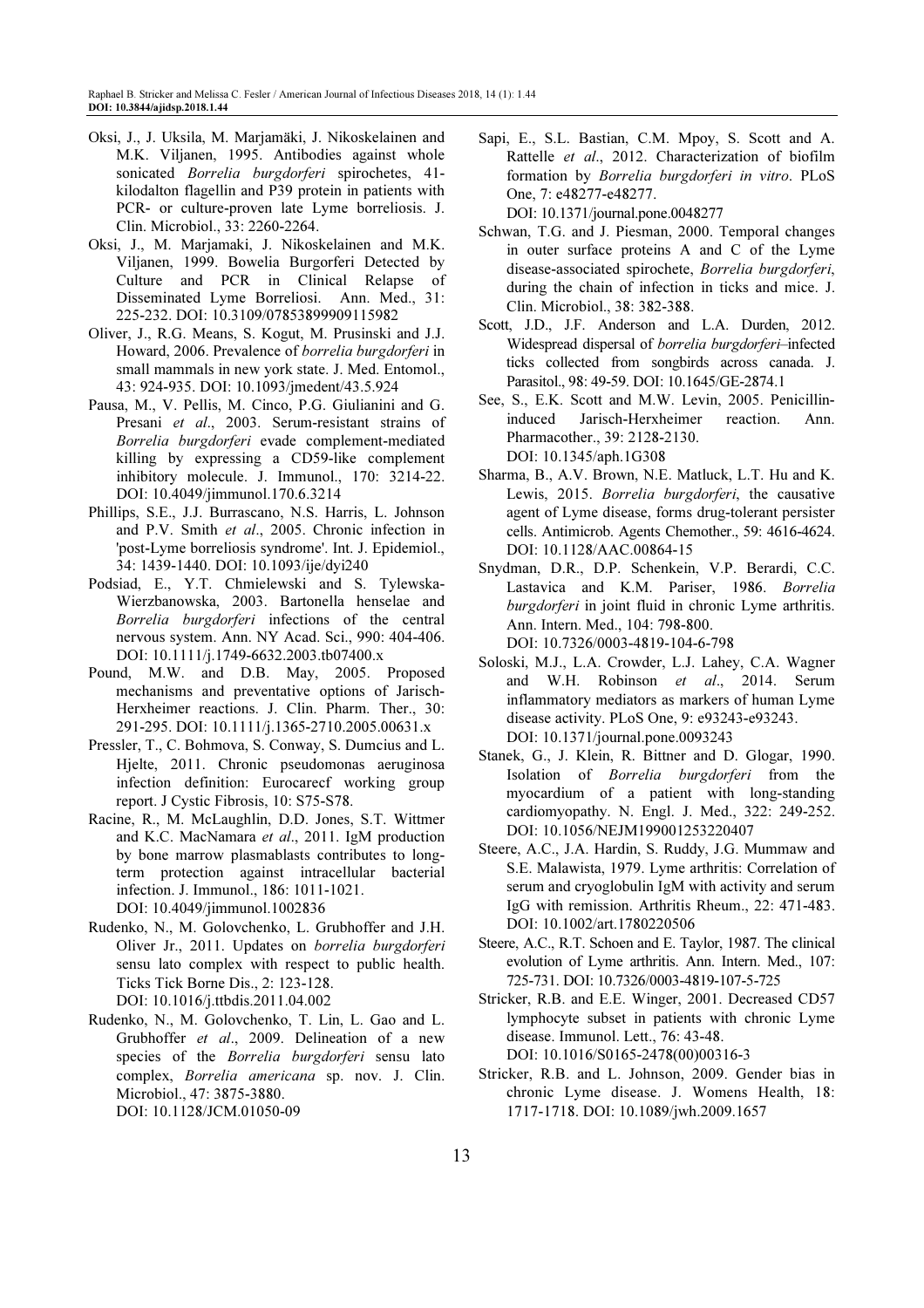Oksi, J., J. Uksila, M. Marjamäki, J. Nikoskelainen and M.K. Viljanen, 1995. Antibodies against whole sonicated *Borrelia burgdorferi* spirochetes, 41-kilodalton flagellin and P39 protein in patients with PCR- or culture-proven late Lyme borreliosis. J. Clin. Microbiol., 33: 2260-2264.

Oksi, J., M. Marjamaki, J. Nikoskelainen and M.K. Viljanen, 1999. Bowelia Burgorferi Detected by Culture and PCR in Clinical Relapse of Disseminated Lyme Borreliosi. Ann. Med., 31: 225-232. DOI: 10.3109/07853899909115982

Oliver, J., R.G. Means, S. Kogut, M. Prusinski and J.J. Howard, 2006. Prevalence of *borrelia burgdorferi* in small mammals in new york state. J. Med. Entomol., 43: 924-935. DOI: 10.1093/jmedent/43.5.924

Pausa, M., V. Pellis, M. Cinco, P.G. Giulianini and G. Presani *et al*., 2003. Serum-resistant strains of *Borrelia burgdorferi* evade complement-mediated killing by expressing a CD59-like complement inhibitory molecule. J. Immunol., 170: 3214-22. DOI: 10.4049/jimmunol.170.6.3214

Phillips, S.E., J.J. Burrascano, N.S. Harris, L. Johnson and P.V. Smith *et al*., 2005. Chronic infection in 'post-Lyme borreliosis syndrome'. Int. J. Epidemiol., 34: 1439-1440. DOI: 10.1093/ije/dyi240

Podsiad, E., Y.T. Chmielewski and S. Tylewska-Wierzbanowska, 2003. Bartonella henselae and *Borrelia burgdorferi* infections of the central nervous system. Ann. NY Acad. Sci., 990: 404-406. DOI: 10.1111/j.1749-6632.2003.tb07400.x

Pound, M.W. and D.B. May, 2005. Proposed mechanisms and preventative options of Jarisch-Herxheimer reactions. J. Clin. Pharm. Ther., 30: 291-295. DOI: 10.1111/j.1365-2710.2005.00631.x

Pressler, T., C. Bohmova, S. Conway, S. Dumcius and L. Hjelte, 2011. Chronic pseudomonas aeruginosa infection definition: Eurocarecf working group report. J Cystic Fibrosis, 10: S75-S78.

Racine, R., M. McLaughlin, D.D. Jones, S.T. Wittmer and K.C. MacNamara *et al*., 2011. IgM production by bone marrow plasmablasts contributes to long-term protection against intracellular bacterial infection. J. Immunol., 186: 1011-1021. DOI: 10.4049/jimmunol.1002836

Rudenko, N., M. Golovchenko, L. Grubhoffer and J.H. Oliver Jr., 2011. Updates on *borrelia burgdorferi* sensu lato complex with respect to public health. Ticks Tick Borne Dis., 2: 123-128. DOI: 10.1016/j.ttbdis.2011.04.002

Rudenko, N., M. Golovchenko, T. Lin, L. Gao and L. Grubhoffer *et al*., 2009. Delineation of a new species of the *Borrelia burgdorferi* sensu lato complex, *Borrelia americana* sp. nov. J. Clin. Microbiol., 47: 3875-3880. DOI: 10.1128/JCM.01050-09

Sapi, E., S.L. Bastian, C.M. Mpoy, S. Scott and A. Rattelle *et al*., 2012. Characterization of biofilm formation by *Borrelia burgdorferi in vitro*. PLoS One, 7: e48277-e48277. DOI: 10.1371/journal.pone.0048277

Schwan, T.G. and J. Piesman, 2000. Temporal changes in outer surface proteins A and C of the Lyme disease-associated spirochete, *Borrelia burgdorferi*, during the chain of infection in ticks and mice. J. Clin. Microbiol., 38: 382-388.

Scott, J.D., J.F. Anderson and L.A. Durden, 2012. Widespread dispersal of *borrelia burgdorferi*–infected ticks collected from songbirds across canada. J. Parasitol., 98: 49-59. DOI: 10.1645/GE-2874.1

See, S., E.K. Scott and M.W. Levin, 2005. Penicillin-induced Jarisch-Herxheimer reaction. Ann. Pharmacother., 39: 2128-2130. DOI: 10.1345/aph.1G308

Sharma, B., A.V. Brown, N.E. Matluck, L.T. Hu and K. Lewis, 2015. *Borrelia burgdorferi*, the causative agent of Lyme disease, forms drug-tolerant persister cells. Antimicrob. Agents Chemother., 59: 4616-4624. DOI: 10.1128/AAC.00864-15

Snydman, D.R., D.P. Schenkein, V.P. Berardi, C.C. Lastavica and K.M. Pariser, 1986. *Borrelia burgdorferi* in joint fluid in chronic Lyme arthritis. Ann. Intern. Med., 104: 798-800. DOI: 10.7326/0003-4819-104-6-798

Soloski, M.J., L.A. Crowder, L.J. Lahey, C.A. Wagner and W.H. Robinson *et al*., 2014. Serum inflammatory mediators as markers of human Lyme disease activity. PLoS One, 9: e93243-e93243. DOI: 10.1371/journal.pone.0093243

Stanek, G., J. Klein, R. Bittner and D. Glogar, 1990. Isolation of *Borrelia burgdorferi* from the myocardium of a patient with long-standing cardiomyopathy. N. Engl. J. Med., 322: 249-252. DOI: 10.1056/NEJM199001253220407

Steere, A.C., J.A. Hardin, S. Ruddy, J.G. Mummaw and S.E. Malawista, 1979. Lyme arthritis: Correlation of serum and cryoglobulin IgM with activity and serum IgG with remission. Arthritis Rheum., 22: 471-483. DOI: 10.1002/art.1780220506

Steere, A.C., R.T. Schoen and E. Taylor, 1987. The clinical evolution of Lyme arthritis. Ann. Intern. Med., 107: 725-731. DOI: 10.7326/0003-4819-107-5-725

Stricker, R.B. and E.E. Winger, 2001. Decreased CD57 lymphocyte subset in patients with chronic Lyme disease. Immunol. Lett., 76: 43-48. DOI: 10.1016/S0165-2478(00)00316-3

Stricker, R.B. and L. Johnson, 2009. Gender bias in chronic Lyme disease. J. Womens Health, 18: 1717-1718. DOI: 10.1089/jwh.2009.1657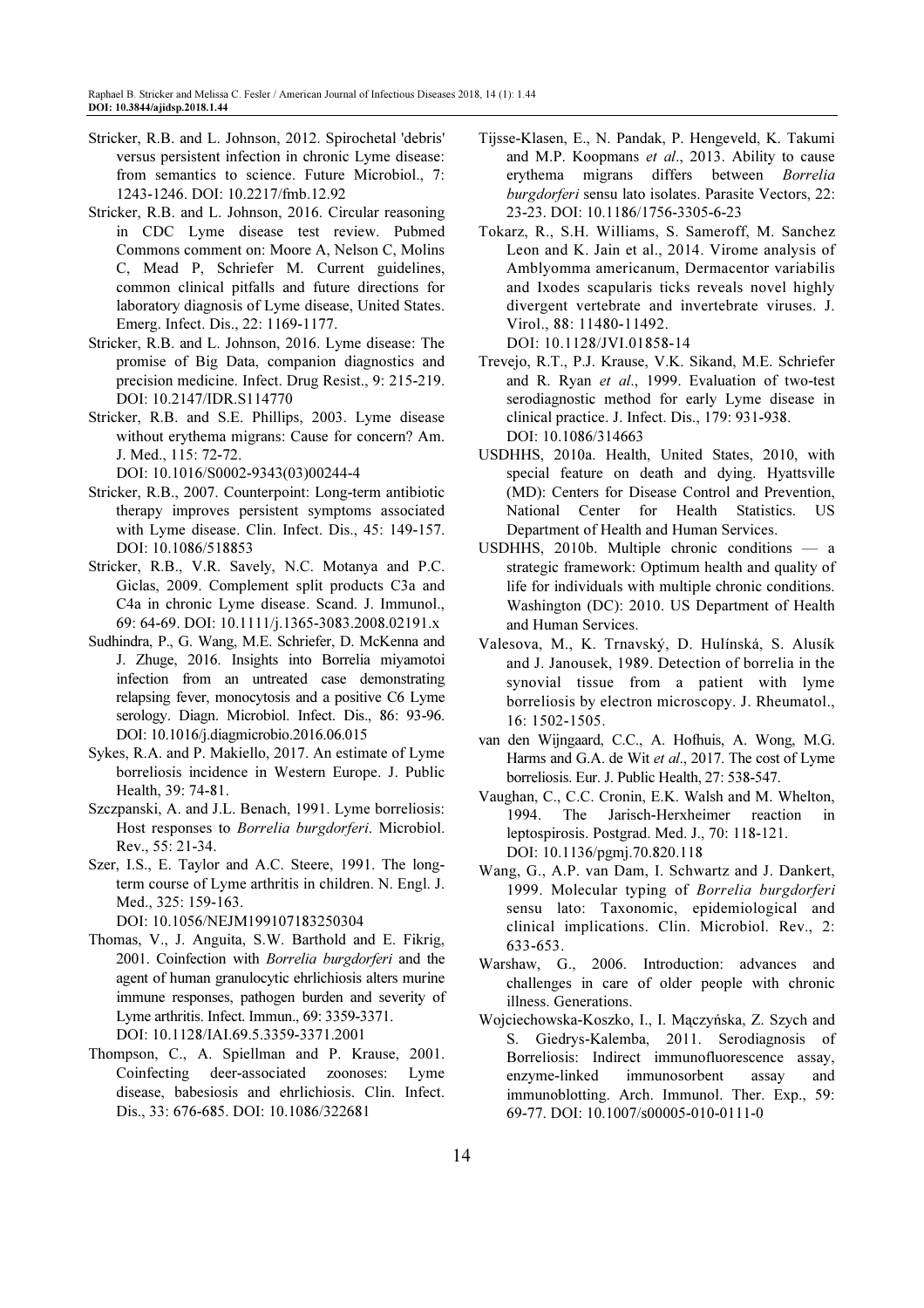Stricker, R.B. and L. Johnson, 2012. Spirochetal 'debris' versus persistent infection in chronic Lyme disease: from semantics to science. Future Microbiol., 7: 1243-1246. DOI: 10.2217/fmb.12.92

Stricker, R.B. and L. Johnson, 2016. Circular reasoning in CDC Lyme disease test review. Pubmed Commons comment on: Moore A, Nelson C, Molins C, Mead P, Schriefer M. Current guidelines, common clinical pitfalls and future directions for laboratory diagnosis of Lyme disease, United States. Emerg. Infect. Dis., 22: 1169-1177.

Stricker, R.B. and L. Johnson, 2016. Lyme disease: The promise of Big Data, companion diagnostics and precision medicine. Infect. Drug Resist., 9: 215-219. DOI: 10.2147/IDR.S114770

Stricker, R.B. and S.E. Phillips, 2003. Lyme disease without erythema migrans: Cause for concern? Am. J. Med., 115: 72-72. DOI: 10.1016/S0002-9343(03)00244-4

Stricker, R.B., 2007. Counterpoint: Long-term antibiotic therapy improves persistent symptoms associated with Lyme disease. Clin. Infect. Dis., 45: 149-157. DOI: 10.1086/518853

Stricker, R.B., V.R. Savely, N.C. Motanya and P.C. Giclas, 2009. Complement split products C3a and C4a in chronic Lyme disease. Scand. J. Immunol., 69: 64-69. DOI: 10.1111/j.1365-3083.2008.02191.x

Sudhindra, P., G. Wang, M.E. Schriefer, D. McKenna and J. Zhuge, 2016. Insights into Borrelia miyamotoi infection from an untreated case demonstrating relapsing fever, monocytosis and a positive C6 Lyme serology. Diagn. Microbiol. Infect. Dis., 86: 93-96. DOI: 10.1016/j.diagmicrobio.2016.06.015

Sykes, R.A. and P. Makiello, 2017. An estimate of Lyme borreliosis incidence in Western Europe. J. Public Health, 39: 74-81.

Szczpanski, A. and J.L. Benach, 1991. Lyme borreliosis: Host responses to *Borrelia burgdorferi*. Microbiol. Rev., 55: 21-34.

Szer, I.S., E. Taylor and A.C. Steere, 1991. The long-term course of Lyme arthritis in children. N. Engl. J. Med., 325: 159-163. DOI: 10.1056/NEJM199107183250304

Thomas, V., J. Anguita, S.W. Barthold and E. Fikrig, 2001. Coinfection with *Borrelia burgdorferi* and the agent of human granulocytic ehrlichiosis alters murine immune responses, pathogen burden and severity of Lyme arthritis. Infect. Immun., 69: 3359-3371. DOI: 10.1128/IAI.69.5.3359-3371.2001

Thompson, C., A. Spiellman and P. Krause, 2001. Coinfecting deer-associated zoonoses: Lyme disease, babesiosis and ehrlichiosis. Clin. Infect. Dis., 33: 676-685. DOI: 10.1086/322681

Tijsse-Klasen, E., N. Pandak, P. Hengeveld, K. Takumi and M.P. Koopmans *et al*., 2013. Ability to cause erythema migrans differs between *Borrelia burgdorferi* sensu lato isolates. Parasite Vectors, 22: 23-23. DOI: 10.1186/1756-3305-6-23

Tokarz, R., S.H. Williams, S. Sameroff, M. Sanchez Leon and K. Jain et al., 2014. Virome analysis of Amblyomma americanum, Dermacentor variabilis and Ixodes scapularis ticks reveals novel highly divergent vertebrate and invertebrate viruses. J. Virol., 88: 11480-11492. DOI: 10.1128/JVI.01858-14

Trevejo, R.T., P.J. Krause, V.K. Sikand, M.E. Schriefer and R. Ryan *et al*., 1999. Evaluation of two-test serodiagnostic method for early Lyme disease in clinical practice. J. Infect. Dis., 179: 931-938. DOI: 10.1086/314663

USDHHS, 2010a. Health, United States, 2010, with special feature on death and dying. Hyattsville (MD): Centers for Disease Control and Prevention, National Center for Health Statistics. US Department of Health and Human Services.

USDHHS, 2010b. Multiple chronic conditions — a strategic framework: Optimum health and quality of life for individuals with multiple chronic conditions. Washington (DC): 2010. US Department of Health and Human Services.

Valesova, M., K. Trnavský, D. Hulínská, S. Alusík and J. Janousek, 1989. Detection of borrelia in the synovial tissue from a patient with lyme borreliosis by electron microscopy. J. Rheumatol., 16: 1502-1505.

van den Wijngaard, C.C., A. Hofhuis, A. Wong, M.G. Harms and G.A. de Wit *et al*., 2017. The cost of Lyme borreliosis. Eur. J. Public Health, 27: 538-547.

Vaughan, C., C.C. Cronin, E.K. Walsh and M. Whelton, 1994. The Jarisch-Herxheimer reaction in leptospirosis. Postgrad. Med. J., 70: 118-121. DOI: 10.1136/pgmj.70.820.118

Wang, G., A.P. van Dam, I. Schwartz and J. Dankert, 1999. Molecular typing of *Borrelia burgdorferi* sensu lato: Taxonomic, epidemiological and clinical implications. Clin. Microbiol. Rev., 2: 633-653.

Warshaw, G., 2006. Introduction: advances and challenges in care of older people with chronic illness. Generations.

Wojciechowska-Koszko, I., I. Mączyńska, Z. Szych and S. Giedrys-Kalemba, 2011. Serodiagnosis of Borreliosis: Indirect immunofluorescence assay, enzyme-linked immunosorbent assay and immunoblotting. Arch. Immunol. Ther. Exp., 59: 69-77. DOI: 10.1007/s00005-010-0111-0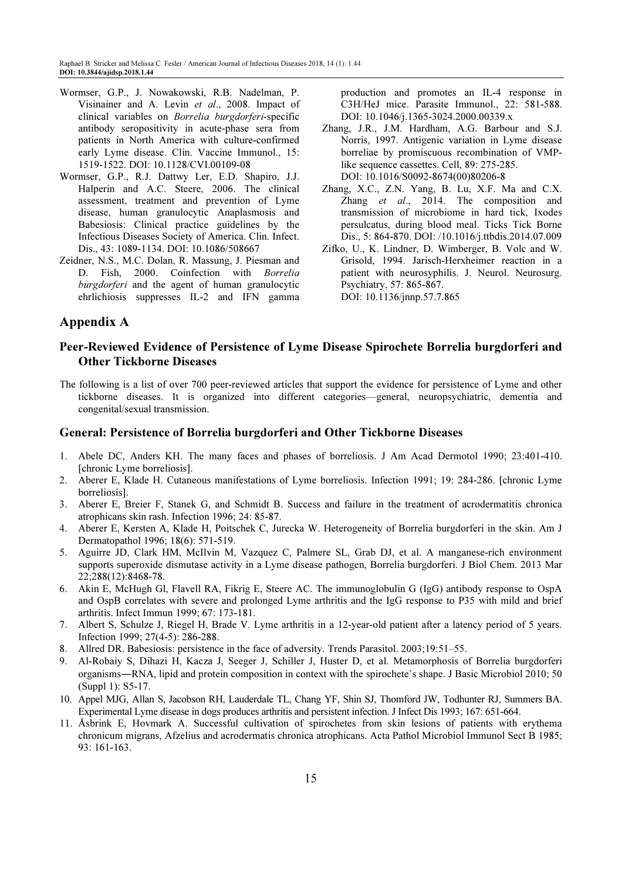Wormser, G.P., J. Nowakowski, R.B. Nadelman, P. Visinainer and A. Levin *et al*., 2008. Impact of clinical variables on *Borrelia burgdorferi*-specific antibody seropositivity in acute-phase sera from patients in North America with culture-confirmed early Lyme disease. Clin. Vaccine Immunol., 15: 1519-1522. DOI: 10.1128/CVI.00109-08

Wormser, G.P., R.J. Dattwy Ler, E.D. Shapiro, J.J. Halperin and A.C. Steere, 2006. The clinical assessment, treatment and prevention of Lyme disease, human granulocytic Anaplasmosis and Babesiosis: Clinical practice guidelines by the Infectious Diseases Society of America. Clin. Infect. Dis., 43: 1089-1134. DOI: 10.1086/508667

Zeidner, N.S., M.C. Dolan, R. Massung, J. Piesman and D. Fish, 2000. Coinfection with *Borrelia burgdorferi* and the agent of human granulocytic ehrlichiosis suppresses IL-2 and IFN gamma production and promotes an IL-4 response in C3H/HeJ mice. Parasite Immunol., 22: 581-588. DOI: 10.1046/j.1365-3024.2000.00339.x

Zhang, J.R., J.M. Hardham, A.G. Barbour and S.J. Norris, 1997. Antigenic variation in Lyme disease borreliae by promiscuous recombination of VMP-like sequence cassettes. Cell, 89: 275-285. DOI: 10.1016/S0092-8674(00)80206-8

Zhang, X.C., Z.N. Yang, B. Lu, X.F. Ma and C.X. Zhang *et al*., 2014. The composition and transmission of microbiome in hard tick, Ixodes persulcatus, during blood meal. Ticks Tick Borne Dis., 5: 864-870. DOI: /10.1016/j.ttbdis.2014.07.009

Zifko, U., K. Lindner, D. Wimberger, B. Volc and W. Grisold, 1994. Jarisch-Herxheimer reaction in a patient with neurosyphilis. J. Neurol. Neurosurg. Psychiatry, 57: 865-867. DOI: 10.1136/jnnp.57.7.865

## Appendix A

### Peer-Reviewed Evidence of Persistence of Lyme Disease Spirochete Borrelia burgdorferi and Other Tickborne Diseases

The following is a list of over 700 peer-reviewed articles that support the evidence for persistence of Lyme and other tickborne diseases. It is organized into different categories—general, neuropsychiatric, dementia and congenital/sexual transmission.

### General: Persistence of Borrelia burgdorferi and Other Tickborne Diseases

1. Abele DC, Anders KH. The many faces and phases of borreliosis. J Am Acad Dermotol 1990; 23:401-410. [chronic Lyme borreliosis].
2. Aberer E, Klade H. Cutaneous manifestations of Lyme borreliosis. Infection 1991; 19: 284-286. [chronic Lyme borreliosis].
3. Aberer E, Breier F, Stanek G, and Schmidt B. Success and failure in the treatment of acrodermatitis chronica atrophicans skin rash. Infection 1996; 24: 85-87.
4. Aberer E, Kersten A, Klade H, Poitschek C, Jurecka W. Heterogeneity of Borrelia burgdorferi in the skin. Am J Dermatopathol 1996; 18(6): 571-519.
5. Aguirre JD, Clark HM, McIlvin M, Vazquez C, Palmere SL, Grab DJ, et al. A manganese-rich environment supports superoxide dismutase activity in a Lyme disease pathogen, Borrelia burgdorferi. J Biol Chem. 2013 Mar 22;288(12):8468-78.
6. Akin E, McHugh Gl, Flavell RA, Fikrig E, Steere AC. The immunoglobulin G (IgG) antibody response to OspA and OspB correlates with severe and prolonged Lyme arthritis and the IgG response to P35 with mild and brief arthritis. Infect Immun 1999; 67: 173-181.
7. Albert S, Schulze J, Riegel H, Brade V. Lyme arthritis in a 12-year-old patient after a latency period of 5 years. Infection 1999; 27(4-5): 286-288.
8. Allred DR. Babesiosis: persistence in the face of adversity. Trends Parasitol. 2003;19:51–55.
9. Al-Robaiy S, Dihazi H, Kacza J, Seeger J, Schiller J, Huster D, et al. Metamorphosis of Borrelia burgdorferi organisms―RNA, lipid and protein composition in context with the spirochete's shape. J Basic Microbiol 2010; 50 (Suppl 1): S5-17.
10. Appel MJG, Allan S, Jacobson RH, Lauderdale TL, Chang YF, Shin SJ, Thomford JW, Todhunter RJ, Summers BA. Experimental Lyme disease in dogs produces arthritis and persistent infection. J Infect Dis 1993; 167: 651-664.
11. Åsbrink E, Hovmark A. Successful cultivation of spirochetes from skin lesions of patients with erythema chronicum migrans, Afzelius and acrodermatis chronica atrophicans. Acta Pathol Microbiol Immunol Sect B 1985; 93: 161-163.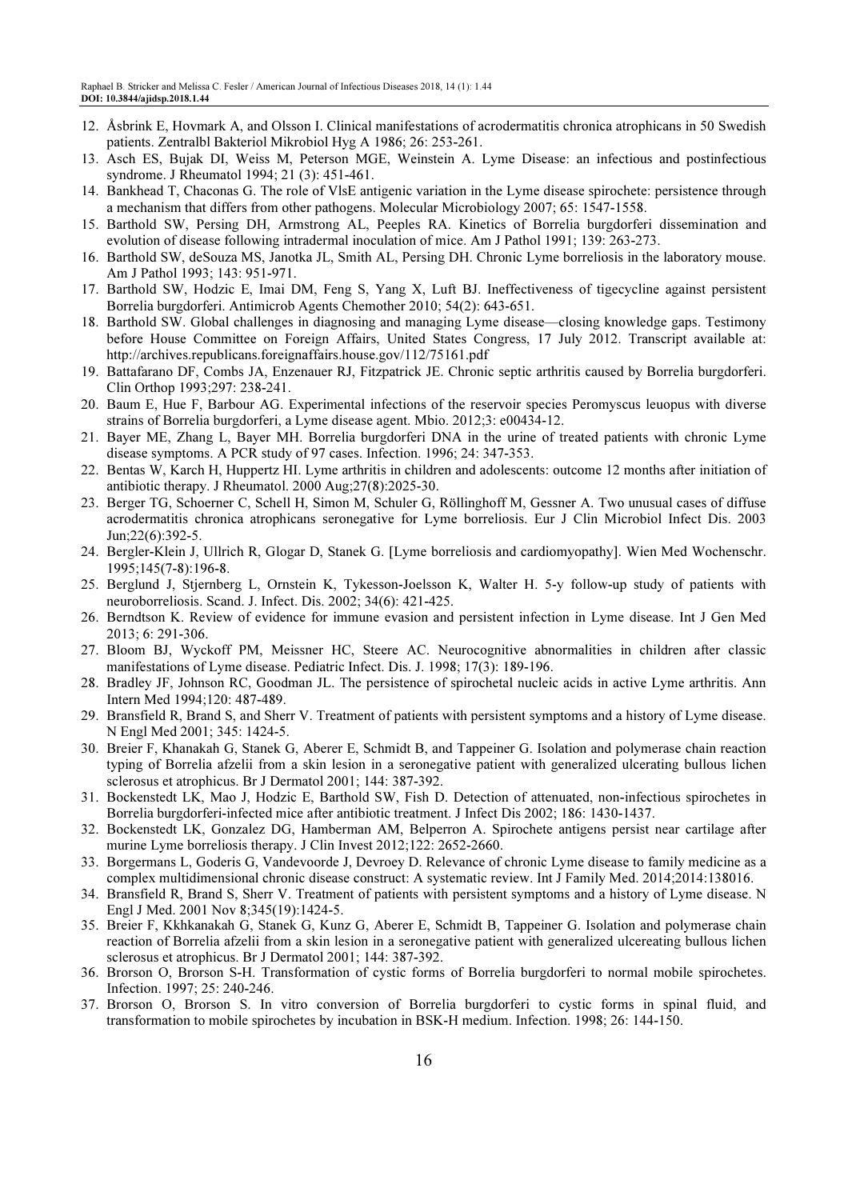12. Åsbrink E, Hovmark A, and Olsson I. Clinical manifestations of acrodermatitis chronica atrophicans in 50 Swedish patients. Zentralbl Bakteriol Mikrobiol Hyg A 1986; 26: 253-261.
13. Asch ES, Bujak DI, Weiss M, Peterson MGE, Weinstein A. Lyme Disease: an infectious and postinfectious syndrome. J Rheumatol 1994; 21 (3): 451-461.
14. Bankhead T, Chaconas G. The role of VlsE antigenic variation in the Lyme disease spirochete: persistence through a mechanism that differs from other pathogens. Molecular Microbiology 2007; 65: 1547-1558.
15. Barthold SW, Persing DH, Armstrong AL, Peeples RA. Kinetics of Borrelia burgdorferi dissemination and evolution of disease following intradermal inoculation of mice. Am J Pathol 1991; 139: 263-273.
16. Barthold SW, deSouza MS, Janotka JL, Smith AL, Persing DH. Chronic Lyme borreliosis in the laboratory mouse. Am J Pathol 1993; 143: 951-971.
17. Barthold SW, Hodzic E, Imai DM, Feng S, Yang X, Luft BJ. Ineffectiveness of tigecycline against persistent Borrelia burgdorferi. Antimicrob Agents Chemother 2010; 54(2): 643-651.
18. Barthold SW. Global challenges in diagnosing and managing Lyme disease—closing knowledge gaps. Testimony before House Committee on Foreign Affairs, United States Congress, 17 July 2012. Transcript available at: http://archives.republicans.foreignaffairs.house.gov/112/75161.pdf
19. Battafarano DF, Combs JA, Enzenauer RJ, Fitzpatrick JE. Chronic septic arthritis caused by Borrelia burgdorferi. Clin Orthop 1993;297: 238-241.
20. Baum E, Hue F, Barbour AG. Experimental infections of the reservoir species Peromyscus leuopus with diverse strains of Borrelia burgdorferi, a Lyme disease agent. Mbio. 2012;3: e00434-12.
21. Bayer ME, Zhang L, Bayer MH. Borrelia burgdorferi DNA in the urine of treated patients with chronic Lyme disease symptoms. A PCR study of 97 cases. Infection. 1996; 24: 347-353.
22. Bentas W, Karch H, Huppertz HI. Lyme arthritis in children and adolescents: outcome 12 months after initiation of antibiotic therapy. J Rheumatol. 2000 Aug;27(8):2025-30.
23. Berger TG, Schoerner C, Schell H, Simon M, Schuler G, Röllinghoff M, Gessner A. Two unusual cases of diffuse acrodermatitis chronica atrophicans seronegative for Lyme borreliosis. Eur J Clin Microbiol Infect Dis. 2003 Jun;22(6):392-5.
24. Bergler-Klein J, Ullrich R, Glogar D, Stanek G. [Lyme borreliosis and cardiomyopathy]. Wien Med Wochenschr. 1995;145(7-8):196-8.
25. Berglund J, Stjernberg L, Ornstein K, Tykesson-Joelsson K, Walter H. 5-y follow-up study of patients with neuroborreliosis. Scand. J. Infect. Dis. 2002; 34(6): 421-425.
26. Berndtson K. Review of evidence for immune evasion and persistent infection in Lyme disease. Int J Gen Med 2013; 6: 291-306.
27. Bloom BJ, Wyckoff PM, Meissner HC, Steere AC. Neurocognitive abnormalities in children after classic manifestations of Lyme disease. Pediatric Infect. Dis. J. 1998; 17(3): 189-196.
28. Bradley JF, Johnson RC, Goodman JL. The persistence of spirochetal nucleic acids in active Lyme arthritis. Ann Intern Med 1994;120: 487-489.
29. Bransfield R, Brand S, and Sherr V. Treatment of patients with persistent symptoms and a history of Lyme disease. N Engl Med 2001; 345: 1424-5.
30. Breier F, Khanakah G, Stanek G, Aberer E, Schmidt B, and Tappeiner G. Isolation and polymerase chain reaction typing of Borrelia afzelii from a skin lesion in a seronegative patient with generalized ulcerating bullous lichen sclerosus et atrophicus. Br J Dermatol 2001; 144: 387-392.
31. Bockenstedt LK, Mao J, Hodzic E, Barthold SW, Fish D. Detection of attenuated, non-infectious spirochetes in Borrelia burgdorferi-infected mice after antibiotic treatment. J Infect Dis 2002; 186: 1430-1437.
32. Bockenstedt LK, Gonzalez DG, Hamberman AM, Belperron A. Spirochete antigens persist near cartilage after murine Lyme borreliosis therapy. J Clin Invest 2012;122: 2652-2660.
33. Borgermans L, Goderis G, Vandevoorde J, Devroey D. Relevance of chronic Lyme disease to family medicine as a complex multidimensional chronic disease construct: A systematic review. Int J Family Med. 2014;2014:138016.
34. Bransfield R, Brand S, Sherr V. Treatment of patients with persistent symptoms and a history of Lyme disease. N Engl J Med. 2001 Nov 8;345(19):1424-5.
35. Breier F, Kkhkanakah G, Stanek G, Kunz G, Aberer E, Schmidt B, Tappeiner G. Isolation and polymerase chain reaction of Borrelia afzelii from a skin lesion in a seronegative patient with generalized ulcereating bullous lichen sclerosus et atrophicus. Br J Dermatol 2001; 144: 387-392.
36. Brorson O, Brorson S-H. Transformation of cystic forms of Borrelia burgdorferi to normal mobile spirochetes. Infection. 1997; 25: 240-246.
37. Brorson O, Brorson S. In vitro conversion of Borrelia burgdorferi to cystic forms in spinal fluid, and transformation to mobile spirochetes by incubation in BSK-H medium. Infection. 1998; 26: 144-150.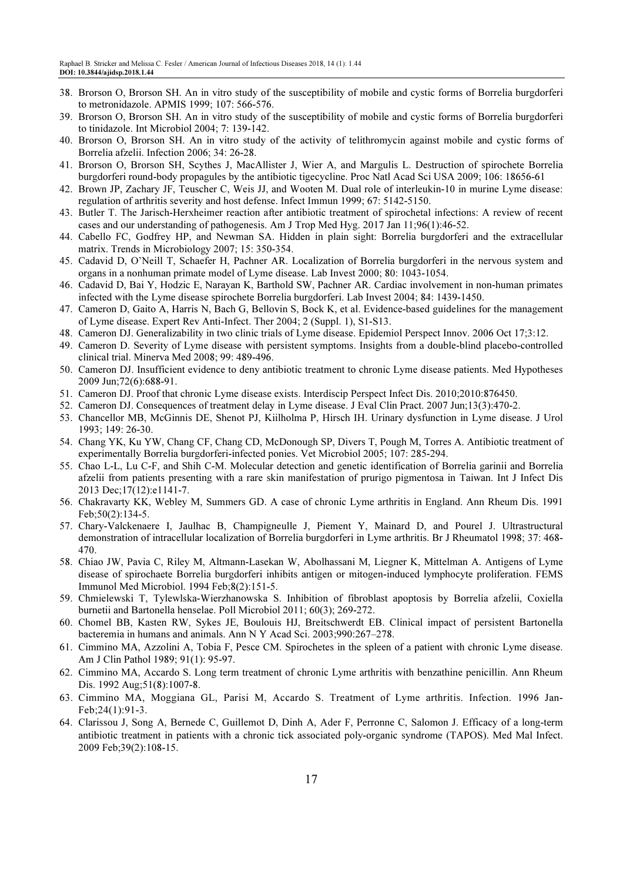38. Brorson O, Brorson SH. An in vitro study of the susceptibility of mobile and cystic forms of Borrelia burgdorferi to metronidazole. APMIS 1999; 107: 566-576.
39. Brorson O, Brorson SH. An in vitro study of the susceptibility of mobile and cystic forms of Borrelia burgdorferi to tinidazole. Int Microbiol 2004; 7: 139-142.
40. Brorson O, Brorson SH. An in vitro study of the activity of telithromycin against mobile and cystic forms of Borrelia afzelii. Infection 2006; 34: 26-28.
41. Brorson O, Brorson SH, Scythes J, MacAllister J, Wier A, and Margulis L. Destruction of spirochete Borrelia burgdorferi round-body propagules by the antibiotic tigecycline. Proc Natl Acad Sci USA 2009; 106: 18656-61
42. Brown JP, Zachary JF, Teuscher C, Weis JJ, and Wooten M. Dual role of interleukin-10 in murine Lyme disease: regulation of arthritis severity and host defense. Infect Immun 1999; 67: 5142-5150.
43. Butler T. The Jarisch-Herxheimer reaction after antibiotic treatment of spirochetal infections: A review of recent cases and our understanding of pathogenesis. Am J Trop Med Hyg. 2017 Jan 11;96(1):46-52.
44. Cabello FC, Godfrey HP, and Newman SA. Hidden in plain sight: Borrelia burgdorferi and the extracellular matrix. Trends in Microbiology 2007; 15: 350-354.
45. Cadavid D, O'Neill T, Schaefer H, Pachner AR. Localization of Borrelia burgdorferi in the nervous system and organs in a nonhuman primate model of Lyme disease. Lab Invest 2000; 80: 1043-1054.
46. Cadavid D, Bai Y, Hodzic E, Narayan K, Barthold SW, Pachner AR. Cardiac involvement in non-human primates infected with the Lyme disease spirochete Borrelia burgdorferi. Lab Invest 2004; 84: 1439-1450.
47. Cameron D, Gaito A, Harris N, Bach G, Bellovin S, Bock K, et al. Evidence-based guidelines for the management of Lyme disease. Expert Rev Anti-Infect. Ther 2004; 2 (Suppl. 1), S1-S13.
48. Cameron DJ. Generalizability in two clinic trials of Lyme disease. Epidemiol Perspect Innov. 2006 Oct 17;3:12.
49. Cameron D. Severity of Lyme disease with persistent symptoms. Insights from a double-blind placebo-controlled clinical trial. Minerva Med 2008; 99: 489-496.
50. Cameron DJ. Insufficient evidence to deny antibiotic treatment to chronic Lyme disease patients. Med Hypotheses 2009 Jun;72(6):688-91.
51. Cameron DJ. Proof that chronic Lyme disease exists. Interdiscip Perspect Infect Dis. 2010;2010:876450.
52. Cameron DJ. Consequences of treatment delay in Lyme disease. J Eval Clin Pract. 2007 Jun;13(3):470-2.
53. Chancellor MB, McGinnis DE, Shenot PJ, Kiilholma P, Hirsch IH. Urinary dysfunction in Lyme disease. J Urol 1993; 149: 26-30.
54. Chang YK, Ku YW, Chang CF, Chang CD, McDonough SP, Divers T, Pough M, Torres A. Antibiotic treatment of experimentally Borrelia burgdorferi-infected ponies. Vet Microbiol 2005; 107: 285-294.
55. Chao L-L, Lu C-F, and Shih C-M. Molecular detection and genetic identification of Borrelia garinii and Borrelia afzelii from patients presenting with a rare skin manifestation of prurigo pigmentosa in Taiwan. Int J Infect Dis 2013 Dec;17(12):e1141-7.
56. Chakravarty KK, Webley M, Summers GD. A case of chronic Lyme arthritis in England. Ann Rheum Dis. 1991 Feb;50(2):134-5.
57. Chary-Valckenaere I, Jaulhac B, Champigneulle J, Piement Y, Mainard D, and Pourel J. Ultrastructural demonstration of intracellular localization of Borrelia burgdorferi in Lyme arthritis. Br J Rheumatol 1998; 37: 468-470.
58. Chiao JW, Pavia C, Riley M, Altmann-Lasekan W, Abolhassani M, Liegner K, Mittelman A. Antigens of Lyme disease of spirochaete Borrelia burgdorferi inhibits antigen or mitogen-induced lymphocyte proliferation. FEMS Immunol Med Microbiol. 1994 Feb;8(2):151-5.
59. Chmielewski T, Tylewlska-Wierzhanowska S. Inhibition of fibroblast apoptosis by Borrelia afzelii, Coxiella burnetii and Bartonella henselae. Poll Microbiol 2011; 60(3); 269-272.
60. Chomel BB, Kasten RW, Sykes JE, Boulouis HJ, Breitschwerdt EB. Clinical impact of persistent Bartonella bacteremia in humans and animals. Ann N Y Acad Sci. 2003;990:267–278.
61. Cimmino MA, Azzolini A, Tobia F, Pesce CM. Spirochetes in the spleen of a patient with chronic Lyme disease. Am J Clin Pathol 1989; 91(1): 95-97.
62. Cimmino MA, Accardo S. Long term treatment of chronic Lyme arthritis with benzathine penicillin. Ann Rheum Dis. 1992 Aug;51(8):1007-8.
63. Cimmino MA, Moggiana GL, Parisi M, Accardo S. Treatment of Lyme arthritis. Infection. 1996 Jan-Feb;24(1):91-3.
64. Clarissou J, Song A, Bernede C, Guillemot D, Dinh A, Ader F, Perronne C, Salomon J. Efficacy of a long-term antibiotic treatment in patients with a chronic tick associated poly-organic syndrome (TAPOS). Med Mal Infect. 2009 Feb;39(2):108-15.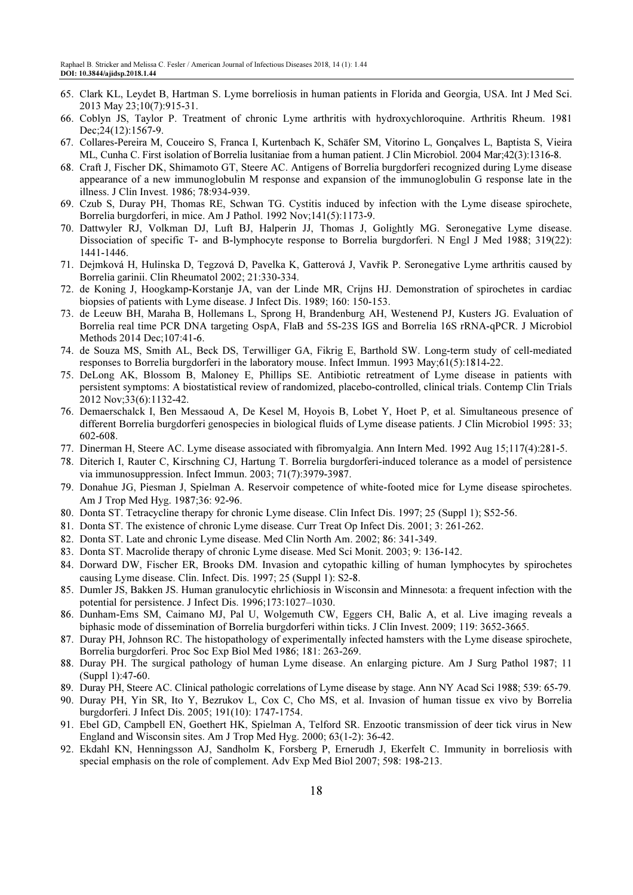65. Clark KL, Leydet B, Hartman S. Lyme borreliosis in human patients in Florida and Georgia, USA. Int J Med Sci. 2013 May 23;10(7):915-31.
66. Coblyn JS, Taylor P. Treatment of chronic Lyme arthritis with hydroxychloroquine. Arthritis Rheum. 1981 Dec;24(12):1567-9.
67. Collares-Pereira M, Couceiro S, Franca I, Kurtenbach K, Schäfer SM, Vitorino L, Gonçalves L, Baptista S, Vieira ML, Cunha C. First isolation of Borrelia lusitaniae from a human patient. J Clin Microbiol. 2004 Mar;42(3):1316-8.
68. Craft J, Fischer DK, Shimamoto GT, Steere AC. Antigens of Borrelia burgdorferi recognized during Lyme disease appearance of a new immunoglobulin M response and expansion of the immunoglobulin G response late in the illness. J Clin Invest. 1986; 78:934-939.
69. Czub S, Duray PH, Thomas RE, Schwan TG. Cystitis induced by infection with the Lyme disease spirochete, Borrelia burgdorferi, in mice. Am J Pathol. 1992 Nov;141(5):1173-9.
70. Dattwyler RJ, Volkman DJ, Luft BJ, Halperin JJ, Thomas J, Golightly MG. Seronegative Lyme disease. Dissociation of specific T- and B-lymphocyte response to Borrelia burgdorferi. N Engl J Med 1988; 319(22): 1441-1446.
71. Dejmková H, Hulinska D, Tegzová D, Pavelka K, Gatterová J, Vavřik P. Seronegative Lyme arthritis caused by Borrelia garinii. Clin Rheumatol 2002; 21:330-334.
72. de Koning J, Hoogkamp-Korstanje JA, van der Linde MR, Crijns HJ. Demonstration of spirochetes in cardiac biopsies of patients with Lyme disease. J Infect Dis. 1989; 160: 150-153.
73. de Leeuw BH, Maraha B, Hollemans L, Sprong H, Brandenburg AH, Westenend PJ, Kusters JG. Evaluation of Borrelia real time PCR DNA targeting OspA, FlaB and 5S-23S IGS and Borrelia 16S rRNA-qPCR. J Microbiol Methods 2014 Dec;107:41-6.
74. de Souza MS, Smith AL, Beck DS, Terwilliger GA, Fikrig E, Barthold SW. Long-term study of cell-mediated responses to Borrelia burgdorferi in the laboratory mouse. Infect Immun. 1993 May;61(5):1814-22.
75. DeLong AK, Blossom B, Maloney E, Phillips SE. Antibiotic retreatment of Lyme disease in patients with persistent symptoms: A biostatistical review of randomized, placebo-controlled, clinical trials. Contemp Clin Trials 2012 Nov;33(6):1132-42.
76. Demaerschalck I, Ben Messaoud A, De Kesel M, Hoyois B, Lobet Y, Hoet P, et al. Simultaneous presence of different Borrelia burgdorferi genospecies in biological fluids of Lyme disease patients. J Clin Microbiol 1995: 33; 602-608.
77. Dinerman H, Steere AC. Lyme disease associated with fibromyalgia. Ann Intern Med. 1992 Aug 15;117(4):281-5.
78. Diterich I, Rauter C, Kirschning CJ, Hartung T. Borrelia burgdorferi-induced tolerance as a model of persistence via immunosuppression. Infect Immun. 2003; 71(7):3979-3987.
79. Donahue JG, Piesman J, Spielman A. Reservoir competence of white-footed mice for Lyme disease spirochetes. Am J Trop Med Hyg. 1987;36: 92-96.
80. Donta ST. Tetracycline therapy for chronic Lyme disease. Clin Infect Dis. 1997; 25 (Suppl 1); S52-56.
81. Donta ST. The existence of chronic Lyme disease. Curr Treat Op Infect Dis. 2001; 3: 261-262.
82. Donta ST. Late and chronic Lyme disease. Med Clin North Am. 2002; 86: 341-349.
83. Donta ST. Macrolide therapy of chronic Lyme disease. Med Sci Monit. 2003; 9: 136-142.
84. Dorward DW, Fischer ER, Brooks DM. Invasion and cytopathic killing of human lymphocytes by spirochetes causing Lyme disease. Clin. Infect. Dis. 1997; 25 (Suppl 1): S2-8.
85. Dumler JS, Bakken JS. Human granulocytic ehrlichiosis in Wisconsin and Minnesota: a frequent infection with the potential for persistence. J Infect Dis. 1996;173:1027–1030.
86. Dunham-Ems SM, Caimano MJ, Pal U, Wolgemuth CW, Eggers CH, Balic A, et al. Live imaging reveals a biphasic mode of dissemination of Borrelia burgdorferi within ticks. J Clin Invest. 2009; 119: 3652-3665.
87. Duray PH, Johnson RC. The histopathology of experimentally infected hamsters with the Lyme disease spirochete, Borrelia burgdorferi. Proc Soc Exp Biol Med 1986; 181: 263-269.
88. Duray PH. The surgical pathology of human Lyme disease. An enlarging picture. Am J Surg Pathol 1987; 11 (Suppl 1):47-60.
89. Duray PH, Steere AC. Clinical pathologic correlations of Lyme disease by stage. Ann NY Acad Sci 1988; 539: 65-79.
90. Duray PH, Yin SR, Ito Y, Bezrukov L, Cox C, Cho MS, et al. Invasion of human tissue ex vivo by Borrelia burgdorferi. J Infect Dis. 2005; 191(10): 1747-1754.
91. Ebel GD, Campbell EN, Goethert HK, Spielman A, Telford SR. Enzootic transmission of deer tick virus in New England and Wisconsin sites. Am J Trop Med Hyg. 2000; 63(1-2): 36-42.
92. Ekdahl KN, Henningsson AJ, Sandholm K, Forsberg P, Ernerudh J, Ekerfelt C. Immunity in borreliosis with special emphasis on the role of complement. Adv Exp Med Biol 2007; 598: 198-213.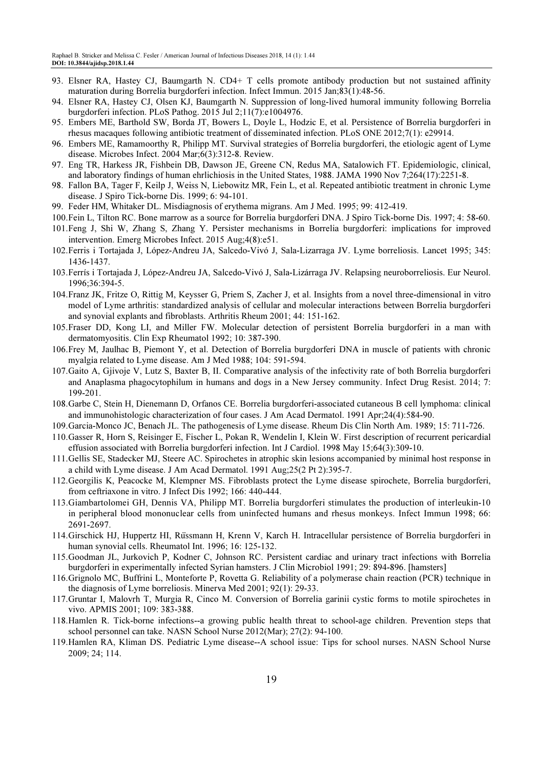93. Elsner RA, Hastey CJ, Baumgarth N. CD4+ T cells promote antibody production but not sustained affinity maturation during Borrelia burgdorferi infection. Infect Immun. 2015 Jan;83(1):48-56.
94. Elsner RA, Hastey CJ, Olsen KJ, Baumgarth N. Suppression of long-lived humoral immunity following Borrelia burgdorferi infection. PLoS Pathog. 2015 Jul 2;11(7):e1004976.
95. Embers ME, Barthold SW, Borda JT, Bowers L, Doyle L, Hodzic E, et al. Persistence of Borrelia burgdorferi in rhesus macaques following antibiotic treatment of disseminated infection. PLoS ONE 2012;7(1): e29914.
96. Embers ME, Ramamoorthy R, Philipp MT. Survival strategies of Borrelia burgdorferi, the etiologic agent of Lyme disease. Microbes Infect. 2004 Mar;6(3):312-8. Review.
97. Eng TR, Harkess JR, Fishbein DB, Dawson JE, Greene CN, Redus MA, Satalowich FT. Epidemiologic, clinical, and laboratory findings of human ehrlichiosis in the United States, 1988. JAMA 1990 Nov 7;264(17):2251-8.
98. Fallon BA, Tager F, Keilp J, Weiss N, Liebowitz MR, Fein L, et al. Repeated antibiotic treatment in chronic Lyme disease. J Spiro Tick-borne Dis. 1999; 6: 94-101.
99. Feder HM, Whitaker DL. Misdiagnosis of erythema migrans. Am J Med. 1995; 99: 412-419.
100. Fein L, Tilton RC. Bone marrow as a source for Borrelia burgdorferi DNA. J Spiro Tick-borne Dis. 1997; 4: 58-60.
101. Feng J, Shi W, Zhang S, Zhang Y. Persister mechanisms in Borrelia burgdorferi: implications for improved intervention. Emerg Microbes Infect. 2015 Aug;4(8):e51.
102. Ferris i Tortajada J, López-Andreu JA, Salcedo-Vivó J, Sala-Lizarraga JV. Lyme borreliosis. Lancet 1995; 345: 1436-1437.
103. Ferrís i Tortajada J, López-Andreu JA, Salcedo-Vivó J, Sala-Lizárraga JV. Relapsing neuroborreliosis. Eur Neurol. 1996;36:394-5.
104. Franz JK, Fritze O, Rittig M, Keysser G, Priem S, Zacher J, et al. Insights from a novel three-dimensional in vitro model of Lyme arthritis: standardized analysis of cellular and molecular interactions between Borrelia burgdorferi and synovial explants and fibroblasts. Arthritis Rheum 2001; 44: 151-162.
105. Fraser DD, Kong LI, and Miller FW. Molecular detection of persistent Borrelia burgdorferi in a man with dermatomyositis. Clin Exp Rheumatol 1992; 10: 387-390.
106. Frey M, Jaulhac B, Piemont Y, et al. Detection of Borrelia burgdorferi DNA in muscle of patients with chronic myalgia related to Lyme disease. Am J Med 1988; 104: 591-594.
107. Gaito A, Gjivoje V, Lutz S, Baxter B, II. Comparative analysis of the infectivity rate of both Borrelia burgdorferi and Anaplasma phagocytophilum in humans and dogs in a New Jersey community. Infect Drug Resist. 2014; 7: 199-201.
108. Garbe C, Stein H, Dienemann D, Orfanos CE. Borrelia burgdorferi-associated cutaneous B cell lymphoma: clinical and immunohistologic characterization of four cases. J Am Acad Dermatol. 1991 Apr;24(4):584-90.
109. Garcia-Monco JC, Benach JL. The pathogenesis of Lyme disease. Rheum Dis Clin North Am. 1989; 15: 711-726.
110. Gasser R, Horn S, Reisinger E, Fischer L, Pokan R, Wendelin I, Klein W. First description of recurrent pericardial effusion associated with Borrelia burgdorferi infection. Int J Cardiol. 1998 May 15;64(3):309-10.
111. Gellis SE, Stadecker MJ, Steere AC. Spirochetes in atrophic skin lesions accompanied by minimal host response in a child with Lyme disease. J Am Acad Dermatol. 1991 Aug;25(2 Pt 2):395-7.
112. Georgilis K, Peacocke M, Klempner MS. Fibroblasts protect the Lyme disease spirochete, Borrelia burgdorferi, from ceftriaxone in vitro. J Infect Dis 1992; 166: 440-444.
113. Giambartolomei GH, Dennis VA, Philipp MT. Borrelia burgdorferi stimulates the production of interleukin-10 in peripheral blood mononuclear cells from uninfected humans and rhesus monkeys. Infect Immun 1998; 66: 2691-2697.
114. Girschick HJ, Huppertz HI, Rűssmann H, Krenn V, Karch H. Intracellular persistence of Borrelia burgdorferi in human synovial cells. Rheumatol Int. 1996; 16: 125-132.
115. Goodman JL, Jurkovich P, Kodner C, Johnson RC. Persistent cardiac and urinary tract infections with Borrelia burgdorferi in experimentally infected Syrian hamsters. J Clin Microbiol 1991; 29: 894-896. [hamsters]
116. Grignolo MC, Buffrini L, Monteforte P, Rovetta G. Reliability of a polymerase chain reaction (PCR) technique in the diagnosis of Lyme borreliosis. Minerva Med 2001; 92(1): 29-33.
117. Gruntar I, Malovrh T, Murgia R, Cinco M. Conversion of Borrelia garinii cystic forms to motile spirochetes in vivo. APMIS 2001; 109: 383-388.
118. Hamlen R. Tick-borne infections--a growing public health threat to school-age children. Prevention steps that school personnel can take. NASN School Nurse 2012(Mar); 27(2): 94-100.
119. Hamlen RA, Kliman DS. Pediatric Lyme disease--A school issue: Tips for school nurses. NASN School Nurse 2009; 24; 114.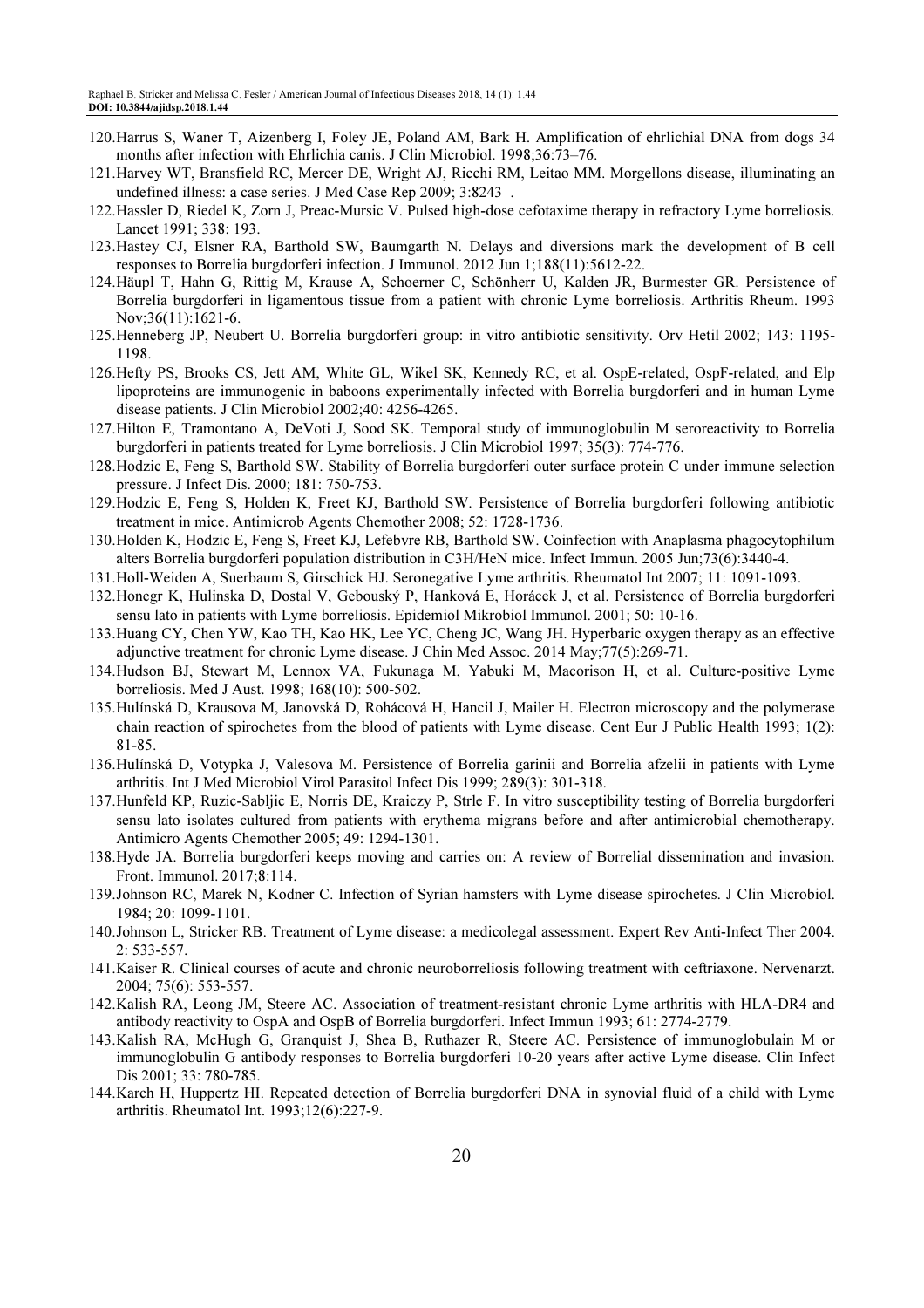120. Harrus S, Waner T, Aizenberg I, Foley JE, Poland AM, Bark H. Amplification of ehrlichial DNA from dogs 34 months after infection with Ehrlichia canis. J Clin Microbiol. 1998;36:73–76.
121. Harvey WT, Bransfield RC, Mercer DE, Wright AJ, Ricchi RM, Leitao MM. Morgellons disease, illuminating an undefined illness: a case series. J Med Case Rep 2009; 3:8243 .
122. Hassler D, Riedel K, Zorn J, Preac-Mursic V. Pulsed high-dose cefotaxime therapy in refractory Lyme borreliosis. Lancet 1991; 338: 193.
123. Hastey CJ, Elsner RA, Barthold SW, Baumgarth N. Delays and diversions mark the development of B cell responses to Borrelia burgdorferi infection. J Immunol. 2012 Jun 1;188(11):5612-22.
124. Häupl T, Hahn G, Rittig M, Krause A, Schoerner C, Schönherr U, Kalden JR, Burmester GR. Persistence of Borrelia burgdorferi in ligamentous tissue from a patient with chronic Lyme borreliosis. Arthritis Rheum. 1993 Nov;36(11):1621-6.
125. Henneberg JP, Neubert U. Borrelia burgdorferi group: in vitro antibiotic sensitivity. Orv Hetil 2002; 143: 1195-1198.
126. Hefty PS, Brooks CS, Jett AM, White GL, Wikel SK, Kennedy RC, et al. OspE-related, OspF-related, and Elp lipoproteins are immunogenic in baboons experimentally infected with Borrelia burgdorferi and in human Lyme disease patients. J Clin Microbiol 2002;40: 4256-4265.
127. Hilton E, Tramontano A, DeVoti J, Sood SK. Temporal study of immunoglobulin M seroreactivity to Borrelia burgdorferi in patients treated for Lyme borreliosis. J Clin Microbiol 1997; 35(3): 774-776.
128. Hodzic E, Feng S, Barthold SW. Stability of Borrelia burgdorferi outer surface protein C under immune selection pressure. J Infect Dis. 2000; 181: 750-753.
129. Hodzic E, Feng S, Holden K, Freet KJ, Barthold SW. Persistence of Borrelia burgdorferi following antibiotic treatment in mice. Antimicrob Agents Chemother 2008; 52: 1728-1736.
130. Holden K, Hodzic E, Feng S, Freet KJ, Lefebvre RB, Barthold SW. Coinfection with Anaplasma phagocytophilum alters Borrelia burgdorferi population distribution in C3H/HeN mice. Infect Immun. 2005 Jun;73(6):3440-4.
131. Holl-Weiden A, Suerbaum S, Girschick HJ. Seronegative Lyme arthritis. Rheumatol Int 2007; 11: 1091-1093.
132. Honegr K, Hulinska D, Dostal V, Gebouský P, Hanková E, Horácek J, et al. Persistence of Borrelia burgdorferi sensu lato in patients with Lyme borreliosis. Epidemiol Mikrobiol Immunol. 2001; 50: 10-16.
133. Huang CY, Chen YW, Kao TH, Kao HK, Lee YC, Cheng JC, Wang JH. Hyperbaric oxygen therapy as an effective adjunctive treatment for chronic Lyme disease. J Chin Med Assoc. 2014 May;77(5):269-71.
134. Hudson BJ, Stewart M, Lennox VA, Fukunaga M, Yabuki M, Macorison H, et al. Culture-positive Lyme borreliosis. Med J Aust. 1998; 168(10): 500-502.
135. Hulínská D, Krausova M, Janovská D, Rohácová H, Hancil J, Mailer H. Electron microscopy and the polymerase chain reaction of spirochetes from the blood of patients with Lyme disease. Cent Eur J Public Health 1993; 1(2): 81-85.
136. Hulínská D, Votypka J, Valesova M. Persistence of Borrelia garinii and Borrelia afzelii in patients with Lyme arthritis. Int J Med Microbiol Virol Parasitol Infect Dis 1999; 289(3): 301-318.
137. Hunfeld KP, Ruzic-Sabljic E, Norris DE, Kraiczy P, Strle F. In vitro susceptibility testing of Borrelia burgdorferi sensu lato isolates cultured from patients with erythema migrans before and after antimicrobial chemotherapy. Antimicro Agents Chemother 2005; 49: 1294-1301.
138. Hyde JA. Borrelia burgdorferi keeps moving and carries on: A review of Borrelial dissemination and invasion. Front. Immunol. 2017;8:114.
139. Johnson RC, Marek N, Kodner C. Infection of Syrian hamsters with Lyme disease spirochetes. J Clin Microbiol. 1984; 20: 1099-1101.
140. Johnson L, Stricker RB. Treatment of Lyme disease: a medicolegal assessment. Expert Rev Anti-Infect Ther 2004. 2: 533-557.
141. Kaiser R. Clinical courses of acute and chronic neuroborreliosis following treatment with ceftriaxone. Nervenarzt. 2004; 75(6): 553-557.
142. Kalish RA, Leong JM, Steere AC. Association of treatment-resistant chronic Lyme arthritis with HLA-DR4 and antibody reactivity to OspA and OspB of Borrelia burgdorferi. Infect Immun 1993; 61: 2774-2779.
143. Kalish RA, McHugh G, Granquist J, Shea B, Ruthazer R, Steere AC. Persistence of immunoglobulain M or immunoglobulin G antibody responses to Borrelia burgdorferi 10-20 years after active Lyme disease. Clin Infect Dis 2001; 33: 780-785.
144. Karch H, Huppertz HI. Repeated detection of Borrelia burgdorferi DNA in synovial fluid of a child with Lyme arthritis. Rheumatol Int. 1993;12(6):227-9.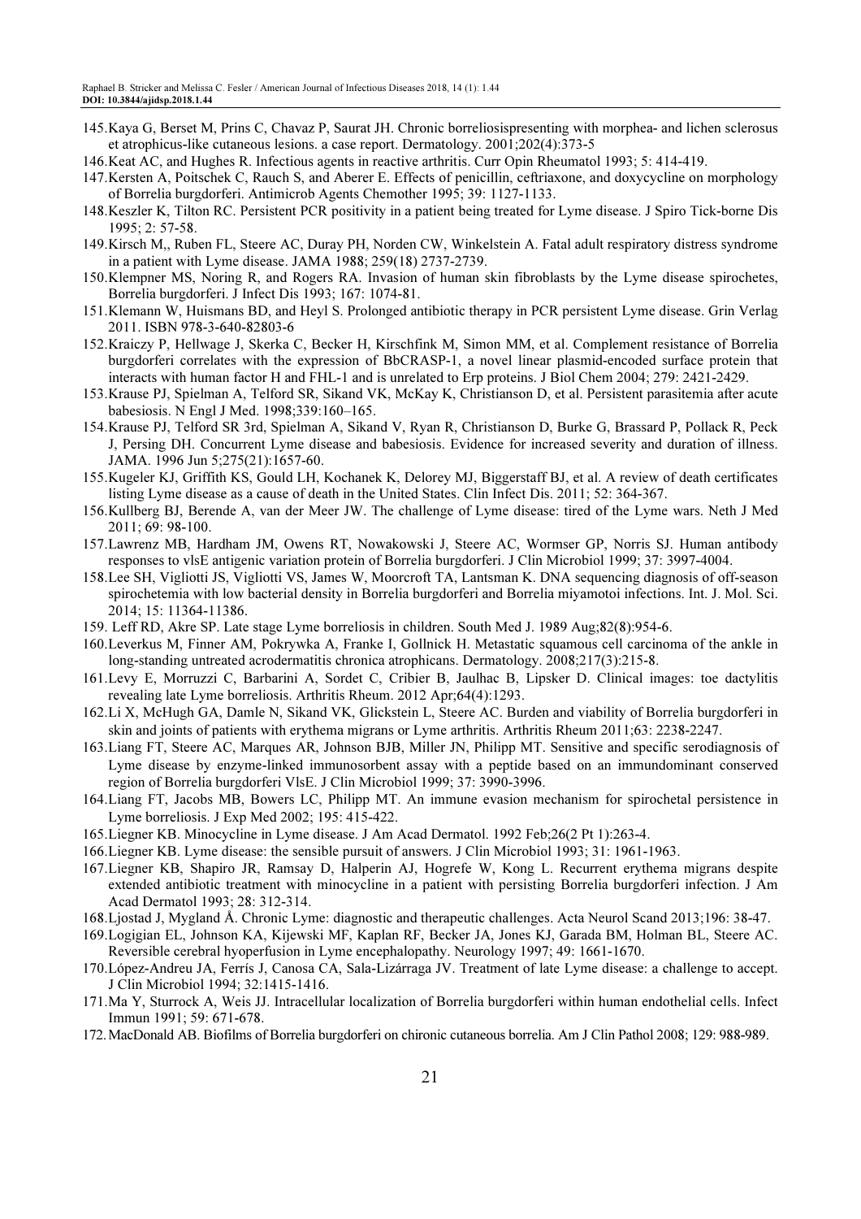145. Kaya G, Berset M, Prins C, Chavaz P, Saurat JH. Chronic borreliosispresenting with morphea- and lichen sclerosus et atrophicus-like cutaneous lesions. a case report. Dermatology. 2001;202(4):373-5
146. Keat AC, and Hughes R. Infectious agents in reactive arthritis. Curr Opin Rheumatol 1993; 5: 414-419.
147. Kersten A, Poitschek C, Rauch S, and Aberer E. Effects of penicillin, ceftriaxone, and doxycycline on morphology of Borrelia burgdorferi. Antimicrob Agents Chemother 1995; 39: 1127-1133.
148. Keszler K, Tilton RC. Persistent PCR positivity in a patient being treated for Lyme disease. J Spiro Tick-borne Dis 1995; 2: 57-58.
149. Kirsch M,, Ruben FL, Steere AC, Duray PH, Norden CW, Winkelstein A. Fatal adult respiratory distress syndrome in a patient with Lyme disease. JAMA 1988; 259(18) 2737-2739.
150. Klempner MS, Noring R, and Rogers RA. Invasion of human skin fibroblasts by the Lyme disease spirochetes, Borrelia burgdorferi. J Infect Dis 1993; 167: 1074-81.
151. Klemann W, Huismans BD, and Heyl S. Prolonged antibiotic therapy in PCR persistent Lyme disease. Grin Verlag 2011. ISBN 978-3-640-82803-6
152. Kraiczy P, Hellwage J, Skerka C, Becker H, Kirschfink M, Simon MM, et al. Complement resistance of Borrelia burgdorferi correlates with the expression of BbCRASP-1, a novel linear plasmid-encoded surface protein that interacts with human factor H and FHL-1 and is unrelated to Erp proteins. J Biol Chem 2004; 279: 2421-2429.
153. Krause PJ, Spielman A, Telford SR, Sikand VK, McKay K, Christianson D, et al. Persistent parasitemia after acute babesiosis. N Engl J Med. 1998;339:160–165.
154. Krause PJ, Telford SR 3rd, Spielman A, Sikand V, Ryan R, Christianson D, Burke G, Brassard P, Pollack R, Peck J, Persing DH. Concurrent Lyme disease and babesiosis. Evidence for increased severity and duration of illness. JAMA. 1996 Jun 5;275(21):1657-60.
155. Kugeler KJ, Griffith KS, Gould LH, Kochanek K, Delorey MJ, Biggerstaff BJ, et al. A review of death certificates listing Lyme disease as a cause of death in the United States. Clin Infect Dis. 2011; 52: 364-367.
156. Kullberg BJ, Berende A, van der Meer JW. The challenge of Lyme disease: tired of the Lyme wars. Neth J Med 2011; 69: 98-100.
157. Lawrenz MB, Hardham JM, Owens RT, Nowakowski J, Steere AC, Wormser GP, Norris SJ. Human antibody responses to vlsE antigenic variation protein of Borrelia burgdorferi. J Clin Microbiol 1999; 37: 3997-4004.
158. Lee SH, Vigliotti JS, Vigliotti VS, James W, Moorcroft TA, Lantsman K. DNA sequencing diagnosis of off-season spirochetemia with low bacterial density in Borrelia burgdorferi and Borrelia miyamotoi infections. Int. J. Mol. Sci. 2014; 15: 11364-11386.
159. Leff RD, Akre SP. Late stage Lyme borreliosis in children. South Med J. 1989 Aug;82(8):954-6.
160. Leverkus M, Finner AM, Pokrywka A, Franke I, Gollnick H. Metastatic squamous cell carcinoma of the ankle in long-standing untreated acrodermatitis chronica atrophicans. Dermatology. 2008;217(3):215-8.
161. Levy E, Morruzzi C, Barbarini A, Sordet C, Cribier B, Jaulhac B, Lipsker D. Clinical images: toe dactylitis revealing late Lyme borreliosis. Arthritis Rheum. 2012 Apr;64(4):1293.
162. Li X, McHugh GA, Damle N, Sikand VK, Glickstein L, Steere AC. Burden and viability of Borrelia burgdorferi in skin and joints of patients with erythema migrans or Lyme arthritis. Arthritis Rheum 2011;63: 2238-2247.
163. Liang FT, Steere AC, Marques AR, Johnson BJB, Miller JN, Philipp MT. Sensitive and specific serodiagnosis of Lyme disease by enzyme-linked immunosorbent assay with a peptide based on an immundominant conserved region of Borrelia burgdorferi VlsE. J Clin Microbiol 1999; 37: 3990-3996.
164. Liang FT, Jacobs MB, Bowers LC, Philipp MT. An immune evasion mechanism for spirochetal persistence in Lyme borreliosis. J Exp Med 2002; 195: 415-422.
165. Liegner KB. Minocycline in Lyme disease. J Am Acad Dermatol. 1992 Feb;26(2 Pt 1):263-4.
166. Liegner KB. Lyme disease: the sensible pursuit of answers. J Clin Microbiol 1993; 31: 1961-1963.
167. Liegner KB, Shapiro JR, Ramsay D, Halperin AJ, Hogrefe W, Kong L. Recurrent erythema migrans despite extended antibiotic treatment with minocycline in a patient with persisting Borrelia burgdorferi infection. J Am Acad Dermatol 1993; 28: 312-314.
168. Ljostad J, Mygland Å. Chronic Lyme: diagnostic and therapeutic challenges. Acta Neurol Scand 2013;196: 38-47.
169. Logigian EL, Johnson KA, Kijewski MF, Kaplan RF, Becker JA, Jones KJ, Garada BM, Holman BL, Steere AC. Reversible cerebral hyoperfusion in Lyme encephalopathy. Neurology 1997; 49: 1661-1670.
170. López-Andreu JA, Ferrís J, Canosa CA, Sala-Lizárraga JV. Treatment of late Lyme disease: a challenge to accept. J Clin Microbiol 1994; 32:1415-1416.
171. Ma Y, Sturrock A, Weis JJ. Intracellular localization of Borrelia burgdorferi within human endothelial cells. Infect Immun 1991; 59: 671-678.
172. MacDonald AB. Biofilms of Borrelia burgdorferi on chironic cutaneous borrelia. Am J Clin Pathol 2008; 129: 988-989.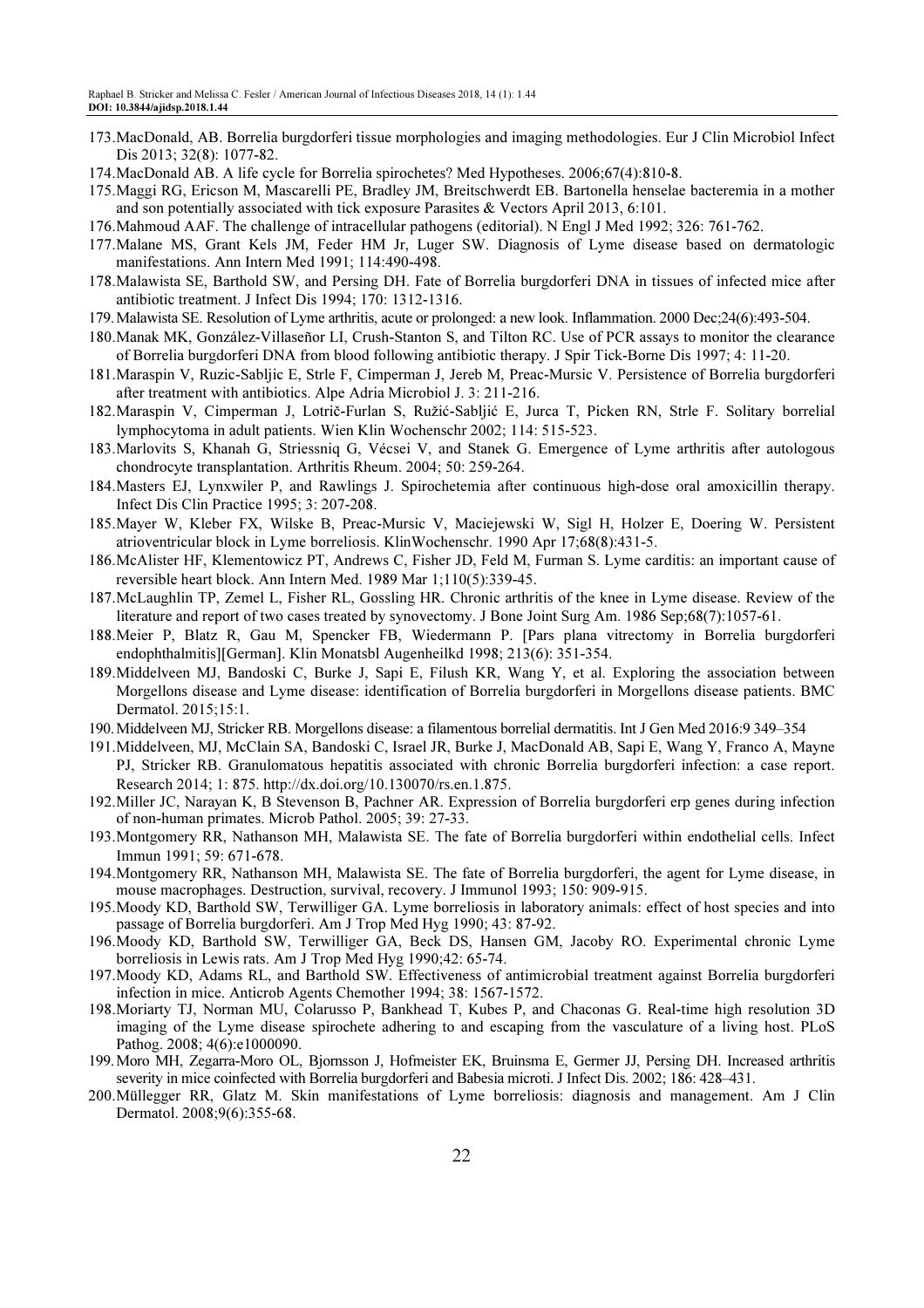173. MacDonald, AB. Borrelia burgdorferi tissue morphologies and imaging methodologies. Eur J Clin Microbiol Infect Dis 2013; 32(8): 1077-82.
174. MacDonald AB. A life cycle for Borrelia spirochetes? Med Hypotheses. 2006;67(4):810-8.
175. Maggi RG, Ericson M, Mascarelli PE, Bradley JM, Breitschwerdt EB. Bartonella henselae bacteremia in a mother and son potentially associated with tick exposure Parasites & Vectors April 2013, 6:101.
176. Mahmoud AAF. The challenge of intracellular pathogens (editorial). N Engl J Med 1992; 326: 761-762.
177. Malane MS, Grant Kels JM, Feder HM Jr, Luger SW. Diagnosis of Lyme disease based on dermatologic manifestations. Ann Intern Med 1991; 114:490-498.
178. Malawista SE, Barthold SW, and Persing DH. Fate of Borrelia burgdorferi DNA in tissues of infected mice after antibiotic treatment. J Infect Dis 1994; 170: 1312-1316.
179. Malawista SE. Resolution of Lyme arthritis, acute or prolonged: a new look. Inflammation. 2000 Dec;24(6):493-504.
180. Manak MK, González-Villaseñor LI, Crush-Stanton S, and Tilton RC. Use of PCR assays to monitor the clearance of Borrelia burgdorferi DNA from blood following antibiotic therapy. J Spir Tick-Borne Dis 1997; 4: 11-20.
181. Maraspin V, Ruzic-Sabljic E, Strle F, Cimperman J, Jereb M, Preac-Mursic V. Persistence of Borrelia burgdorferi after treatment with antibiotics. Alpe Adria Microbiol J. 3: 211-216.
182. Maraspin V, Cimperman J, Lotrič-Furlan S, Ružić-Sabljić E, Jurca T, Picken RN, Strle F. Solitary borrelial lymphocytoma in adult patients. Wien Klin Wochenschr 2002; 114: 515-523.
183. Marlovits S, Khanah G, Striessniq G, Vécsei V, and Stanek G. Emergence of Lyme arthritis after autologous chondrocyte transplantation. Arthritis Rheum. 2004; 50: 259-264.
184. Masters EJ, Lynxwiler P, and Rawlings J. Spirochetemia after continuous high-dose oral amoxicillin therapy. Infect Dis Clin Practice 1995; 3: 207-208.
185. Mayer W, Kleber FX, Wilske B, Preac-Mursic V, Maciejewski W, Sigl H, Holzer E, Doering W. Persistent atrioventricular block in Lyme borreliosis. KlinWochenschr. 1990 Apr 17;68(8):431-5.
186. McAlister HF, Klementowicz PT, Andrews C, Fisher JD, Feld M, Furman S. Lyme carditis: an important cause of reversible heart block. Ann Intern Med. 1989 Mar 1;110(5):339-45.
187. McLaughlin TP, Zemel L, Fisher RL, Gossling HR. Chronic arthritis of the knee in Lyme disease. Review of the literature and report of two cases treated by synovectomy. J Bone Joint Surg Am. 1986 Sep;68(7):1057-61.
188. Meier P, Blatz R, Gau M, Spencker FB, Wiedermann P. [Pars plana vitrectomy in Borrelia burgdorferi endophthalmitis][German]. Klin Monatsbl Augenheilkd 1998; 213(6): 351-354.
189. Middelveen MJ, Bandoski C, Burke J, Sapi E, Filush KR, Wang Y, et al. Exploring the association between Morgellons disease and Lyme disease: identification of Borrelia burgdorferi in Morgellons disease patients. BMC Dermatol. 2015;15:1.
190. Middelveen MJ, Stricker RB. Morgellons disease: a filamentous borrelial dermatitis. Int J Gen Med 2016:9 349–354
191. Middelveen, MJ, McClain SA, Bandoski C, Israel JR, Burke J, MacDonald AB, Sapi E, Wang Y, Franco A, Mayne PJ, Stricker RB. Granulomatous hepatitis associated with chronic Borrelia burgdorferi infection: a case report. Research 2014; 1: 875. http://dx.doi.org/10.130070/rs.en.1.875.
192. Miller JC, Narayan K, B Stevenson B, Pachner AR. Expression of Borrelia burgdorferi erp genes during infection of non-human primates. Microb Pathol. 2005; 39: 27-33.
193. Montgomery RR, Nathanson MH, Malawista SE. The fate of Borrelia burgdorferi within endothelial cells. Infect Immun 1991; 59: 671-678.
194. Montgomery RR, Nathanson MH, Malawista SE. The fate of Borrelia burgdorferi, the agent for Lyme disease, in mouse macrophages. Destruction, survival, recovery. J Immunol 1993; 150: 909-915.
195. Moody KD, Barthold SW, Terwilliger GA. Lyme borreliosis in laboratory animals: effect of host species and into passage of Borrelia burgdorferi. Am J Trop Med Hyg 1990; 43: 87-92.
196. Moody KD, Barthold SW, Terwilliger GA, Beck DS, Hansen GM, Jacoby RO. Experimental chronic Lyme borreliosis in Lewis rats. Am J Trop Med Hyg 1990;42: 65-74.
197. Moody KD, Adams RL, and Barthold SW. Effectiveness of antimicrobial treatment against Borrelia burgdorferi infection in mice. Anticrob Agents Chemother 1994; 38: 1567-1572.
198. Moriarty TJ, Norman MU, Colarusso P, Bankhead T, Kubes P, and Chaconas G. Real-time high resolution 3D imaging of the Lyme disease spirochete adhering to and escaping from the vasculature of a living host. PLoS Pathog. 2008; 4(6):e1000090.
199. Moro MH, Zegarra-Moro OL, Bjornsson J, Hofmeister EK, Bruinsma E, Germer JJ, Persing DH. Increased arthritis severity in mice coinfected with Borrelia burgdorferi and Babesia microti. J Infect Dis. 2002; 186: 428–431.
200. Müllegger RR, Glatz M. Skin manifestations of Lyme borreliosis: diagnosis and management. Am J Clin Dermatol. 2008;9(6):355-68.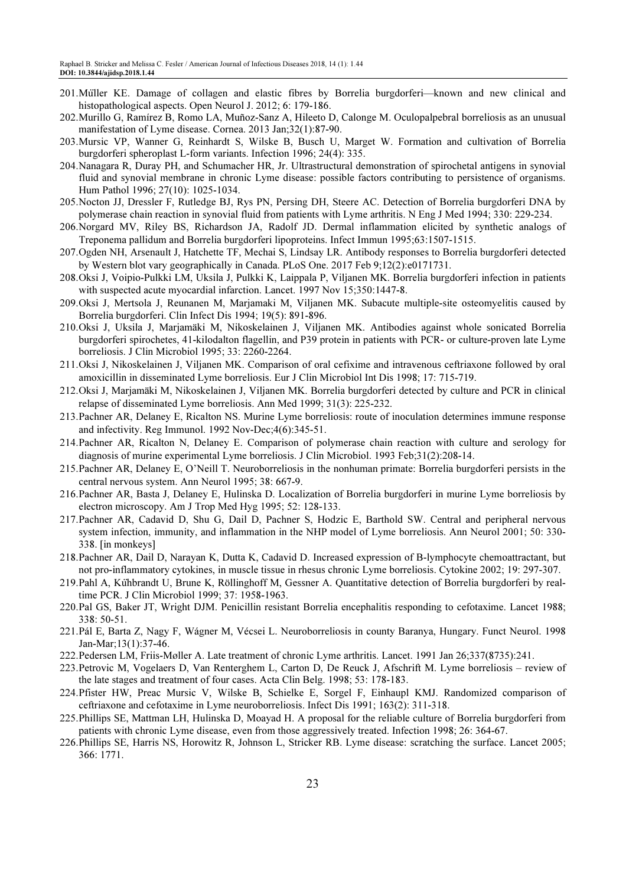201. Műller KE. Damage of collagen and elastic fibres by Borrelia burgdorferi—known and new clinical and histopathological aspects. Open Neurol J. 2012; 6: 179-186.
202. Murillo G, Ramírez B, Romo LA, Muñoz-Sanz A, Hileeto D, Calonge M. Oculopalpebral borreliosis as an unusual manifestation of Lyme disease. Cornea. 2013 Jan;32(1):87-90.
203. Mursic VP, Wanner G, Reinhardt S, Wilske B, Busch U, Marget W. Formation and cultivation of Borrelia burgdorferi spheroplast L-form variants. Infection 1996; 24(4): 335.
204. Nanagara R, Duray PH, and Schumacher HR, Jr. Ultrastructural demonstration of spirochetal antigens in synovial fluid and synovial membrane in chronic Lyme disease: possible factors contributing to persistence of organisms. Hum Pathol 1996; 27(10): 1025-1034.
205. Nocton JJ, Dressler F, Rutledge BJ, Rys PN, Persing DH, Steere AC. Detection of Borrelia burgdorferi DNA by polymerase chain reaction in synovial fluid from patients with Lyme arthritis. N Eng J Med 1994; 330: 229-234.
206. Norgard MV, Riley BS, Richardson JA, Radolf JD. Dermal inflammation elicited by synthetic analogs of Treponema pallidum and Borrelia burgdorferi lipoproteins. Infect Immun 1995;63:1507-1515.
207. Ogden NH, Arsenault J, Hatchette TF, Mechai S, Lindsay LR. Antibody responses to Borrelia burgdorferi detected by Western blot vary geographically in Canada. PLoS One. 2017 Feb 9;12(2):e0171731.
208. Oksi J, Voipio-Pulkki LM, Uksila J, Pulkki K, Laippala P, Viljanen MK. Borrelia burgdorferi infection in patients with suspected acute myocardial infarction. Lancet. 1997 Nov 15;350:1447-8.
209. Oksi J, Mertsola J, Reunanen M, Marjamaki M, Viljanen MK. Subacute multiple-site osteomyelitis caused by Borrelia burgdorferi. Clin Infect Dis 1994; 19(5): 891-896.
210. Oksi J, Uksila J, Marjamäki M, Nikoskelainen J, Viljanen MK. Antibodies against whole sonicated Borrelia burgdorferi spirochetes, 41-kilodalton flagellin, and P39 protein in patients with PCR- or culture-proven late Lyme borreliosis. J Clin Microbiol 1995; 33: 2260-2264.
211. Oksi J, Nikoskelainen J, Viljanen MK. Comparison of oral cefixime and intravenous ceftriaxone followed by oral amoxicillin in disseminated Lyme borreliosis. Eur J Clin Microbiol Int Dis 1998; 17: 715-719.
212. Oksi J, Marjamäki M, Nikoskelainen J, Viljanen MK. Borrelia burgdorferi detected by culture and PCR in clinical relapse of disseminated Lyme borreliosis. Ann Med 1999; 31(3): 225-232.
213. Pachner AR, Delaney E, Ricalton NS. Murine Lyme borreliosis: route of inoculation determines immune response and infectivity. Reg Immunol. 1992 Nov-Dec;4(6):345-51.
214. Pachner AR, Ricalton N, Delaney E. Comparison of polymerase chain reaction with culture and serology for diagnosis of murine experimental Lyme borreliosis. J Clin Microbiol. 1993 Feb;31(2):208-14.
215. Pachner AR, Delaney E, O'Neill T. Neuroborreliosis in the nonhuman primate: Borrelia burgdorferi persists in the central nervous system. Ann Neurol 1995; 38: 667-9.
216. Pachner AR, Basta J, Delaney E, Hulinska D. Localization of Borrelia burgdorferi in murine Lyme borreliosis by electron microscopy. Am J Trop Med Hyg 1995; 52: 128-133.
217. Pachner AR, Cadavid D, Shu G, Dail D, Pachner S, Hodzic E, Barthold SW. Central and peripheral nervous system infection, immunity, and inflammation in the NHP model of Lyme borreliosis. Ann Neurol 2001; 50: 330-338. [in monkeys]
218. Pachner AR, Dail D, Narayan K, Dutta K, Cadavid D. Increased expression of B-lymphocyte chemoattractant, but not pro-inflammatory cytokines, in muscle tissue in rhesus chronic Lyme borreliosis. Cytokine 2002; 19: 297-307.
219. Pahl A, Kűhbrandt U, Brune K, Röllinghoff M, Gessner A. Quantitative detection of Borrelia burgdorferi by real-time PCR. J Clin Microbiol 1999; 37: 1958-1963.
220. Pal GS, Baker JT, Wright DJM. Penicillin resistant Borrelia encephalitis responding to cefotaxime. Lancet 1988; 338: 50-51.
221. Pál E, Barta Z, Nagy F, Wágner M, Vécsei L. Neuroborreliosis in county Baranya, Hungary. Funct Neurol. 1998 Jan-Mar;13(1):37-46.
222. Pedersen LM, Friis-Møller A. Late treatment of chronic Lyme arthritis. Lancet. 1991 Jan 26;337(8735):241.
223. Petrovic M, Vogelaers D, Van Renterghem L, Carton D, De Reuck J, Afschrift M. Lyme borreliosis – review of the late stages and treatment of four cases. Acta Clin Belg. 1998; 53: 178-183.
224. Pfister HW, Preac Mursic V, Wilske B, Schielke E, Sorgel F, Einhaupl KMJ. Randomized comparison of ceftriaxone and cefotaxime in Lyme neuroborreliosis. Infect Dis 1991; 163(2): 311-318.
225. Phillips SE, Mattman LH, Hulinska D, Moayad H. A proposal for the reliable culture of Borrelia burgdorferi from patients with chronic Lyme disease, even from those aggressively treated. Infection 1998; 26: 364-67.
226. Phillips SE, Harris NS, Horowitz R, Johnson L, Stricker RB. Lyme disease: scratching the surface. Lancet 2005; 366: 1771.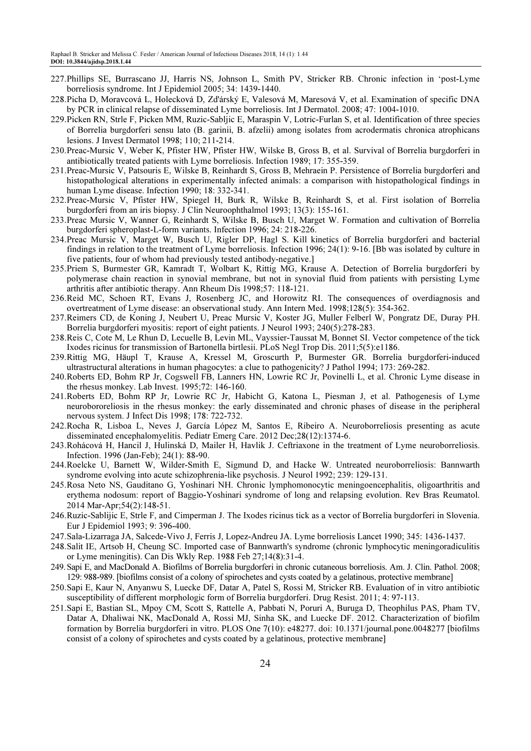227. Phillips SE, Burrascano JJ, Harris NS, Johnson L, Smith PV, Stricker RB. Chronic infection in 'post-Lyme borreliosis syndrome. Int J Epidemiol 2005; 34: 1439-1440.
228. Picha D, Moravcová L, Holecková D, Zd'árský E, Valesová M, Maresová V, et al. Examination of specific DNA by PCR in clinical relapse of disseminated Lyme borreliosis. Int J Dermatol. 2008; 47: 1004-1010.
229. Picken RN, Strle F, Picken MM, Ruzic-Sabljic E, Maraspin V, Lotric-Furlan S, et al. Identification of three species of Borrelia burgdorferi sensu lato (B. garinii, B. afzelii) among isolates from acrodermatis chronica atrophicans lesions. J Invest Dermatol 1998; 110; 211-214.
230. Preac-Mursic V, Weber K, Pfister HW, Pfister HW, Wilske B, Gross B, et al. Survival of Borrelia burgdorferi in antibiotically treated patients with Lyme borreliosis. Infection 1989; 17: 355-359.
231. Preac-Mursic V, Patsouris E, Wilske B, Reinhardt S, Gross B, Mehraein P. Persistence of Borrelia burgdorferi and histopathological alterations in experimentally infected animals: a comparison with histopathological findings in human Lyme disease. Infection 1990; 18: 332-341.
232. Preac-Mursic V, Pfister HW, Spiegel H, Burk R, Wilske B, Reinhardt S, et al. First isolation of Borrelia burgdorferi from an iris biopsy. J Clin Neuroophthalmol 1993; 13(3): 155-161.
233. Preac Mursic V, Wanner G, Reinhardt S, Wilske B, Busch U, Marget W. Formation and cultivation of Borrelia burgdorferi spheroplast-L-form variants. Infection 1996; 24: 218-226.
234. Preac Mursic V, Marget W, Busch U, Rigler DP, Hagl S. Kill kinetics of Borrelia burgdorferi and bacterial findings in relation to the treatment of Lyme borreliosis. Infection 1996; 24(1): 9-16. [Bb was isolated by culture in five patients, four of whom had previously tested antibody-negative.]
235. Priem S, Burmester GR, Kamradt T, Wolbart K, Rittig MG, Krause A. Detection of Borrelia burgdorferi by polymerase chain reaction in synovial membrane, but not in synovial fluid from patients with persisting Lyme arthritis after antibiotic therapy. Ann Rheum Dis 1998;57: 118-121.
236. Reid MC, Schoen RT, Evans J, Rosenberg JC, and Horowitz RI. The consequences of overdiagnosis and overtreatment of Lyme disease: an observational study. Ann Intern Med. 1998;128(5): 354-362.
237. Reimers CD, de Koning J, Neubert U, Preac Mursic V, Koster JG, Muller Felberl W, Pongratz DE, Duray PH. Borrelia burgdorferi myositis: report of eight patients. J Neurol 1993; 240(5):278-283.
238. Reis C, Cote M, Le Rhun D, Lecuelle B, Levin ML, Vayssier-Taussat M, Bonnet SI. Vector competence of the tick Ixodes ricinus for transmission of Bartonella birtlesii. PLoS Negl Trop Dis. 2011;5(5):e1186.
239. Rittig MG, Häupl T, Krause A, Kressel M, Groscurth P, Burmester GR. Borrelia burgdorferi-induced ultrastructural alterations in human phagocytes: a clue to pathogenicity? J Pathol 1994; 173: 269-282.
240. Roberts ED, Bohm RP Jr, Cogswell FB, Lanners HN, Lowrie RC Jr, Povinelli L, et al. Chronic Lyme disease in the rhesus monkey. Lab Invest. 1995;72: 146-160.
241. Roberts ED, Bohm RP Jr, Lowrie RC Jr, Habicht G, Katona L, Piesman J, et al. Pathogenesis of Lyme neurobororeliosis in the rhesus monkey: the early disseminated and chronic phases of disease in the peripheral nervous system. J Infect Dis 1998; 178: 722-732.
242. Rocha R, Lisboa L, Neves J, García López M, Santos E, Ribeiro A. Neuroborreliosis presenting as acute disseminated encephalomyelitis. Pediatr Emerg Care. 2012 Dec;28(12):1374-6.
243. Rohácová H, Hancil J, Hulinská D, Mailer H, Havlik J. Ceftriaxone in the treatment of Lyme neuroborreliosis. Infection. 1996 (Jan-Feb); 24(1): 88-90.
244. Roelcke U, Barnett W, Wilder-Smith E, Sigmund D, and Hacke W. Untreated neuroborreliosis: Bannwarth syndrome evolving into acute schizophrenia-like psychosis. J Neurol 1992; 239: 129-131.
245. Rosa Neto NS, Gauditano G, Yoshinari NH. Chronic lymphomonocytic meningoencephalitis, oligoarthritis and erythema nodosum: report of Baggio-Yoshinari syndrome of long and relapsing evolution. Rev Bras Reumatol. 2014 Mar-Apr;54(2):148-51.
246. Ruzic-Sablijic E, Strle F, and Cimperman J. The Ixodes ricinus tick as a vector of Borrelia burgdorferi in Slovenia. Eur J Epidemiol 1993; 9: 396-400.
247. Sala-Lizarraga JA, Salcede-Vivo J, Ferris J, Lopez-Andreu JA. Lyme borreliosis Lancet 1990; 345: 1436-1437.
248. Salit IE, Artsob H, Cheung SC. Imported case of Bannwarth's syndrome (chronic lymphocytic meningoradiculitis or Lyme meningitis). Can Dis Wkly Rep. 1988 Feb 27;14(8):31-4.
249. Sapi E, and MacDonald A. Biofilms of Borrelia burgdorferi in chronic cutaneous borreliosis. Am. J. Clin. Pathol. 2008; 129: 988-989. [biofilms consist of a colony of spirochetes and cysts coated by a gelatinous, protective membrane]
250. Sapi E, Kaur N, Anyanwu S, Luecke DF, Datar A, Patel S, Rossi M, Stricker RB. Evaluation of in vitro antibiotic susceptibility of different morphologic form of Borrelia burgdorferi. Drug Resist. 2011; 4: 97-113.
251. Sapi E, Bastian SL, Mpoy CM, Scott S, Rattelle A, Pabbati N, Poruri A, Buruga D, Theophilus PAS, Pham TV, Datar A, Dhaliwai NK, MacDonald A, Rossi MJ, Sinha SK, and Luecke DF. 2012. Characterization of biofilm formation by Borrelia burgdorferi in vitro. PLOS One 7(10): e48277. doi: 10.1371/journal.pone.0048277 [biofilms consist of a colony of spirochetes and cysts coated by a gelatinous, protective membrane]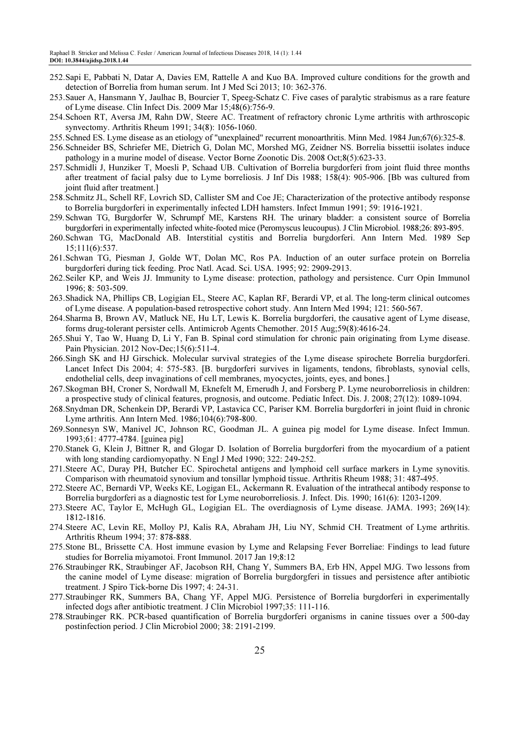252. Sapi E, Pabbati N, Datar A, Davies EM, Rattelle A and Kuo BA. Improved culture conditions for the growth and detection of Borrelia from human serum. Int J Med Sci 2013; 10: 362-376.
253. Sauer A, Hansmann Y, Jaulhac B, Bourcier T, Speeg-Schatz C. Five cases of paralytic strabismus as a rare feature of Lyme disease. Clin Infect Dis. 2009 Mar 15;48(6):756-9.
254. Schoen RT, Aversa JM, Rahn DW, Steere AC. Treatment of refractory chronic Lyme arthritis with arthroscopic synvectomy. Arthritis Rheum 1991; 34(8): 1056-1060.
255. Schned ES. Lyme disease as an etiology of "unexplained" recurrent monoarthritis. Minn Med. 1984 Jun;67(6):325-8.
256. Schneider BS, Schriefer ME, Dietrich G, Dolan MC, Morshed MG, Zeidner NS. Borrelia bissettii isolates induce pathology in a murine model of disease. Vector Borne Zoonotic Dis. 2008 Oct;8(5):623-33.
257. Schmidli J, Hunziker T, Moesli P, Schaad UB. Cultivation of Borrelia burgdorferi from joint fluid three months after treatment of facial palsy due to Lyme borreliosis. J Inf Dis 1988; 158(4): 905-906. [Bb was cultured from joint fluid after treatment.]
258. Schmitz JL, Schell RF, Lovrich SD, Callister SM and Coe JE; Characterization of the protective antibody response to Borrelia burgdorferi in experimentally infected LDH hamsters. Infect Immun 1991; 59: 1916-1921.
259. Schwan TG, Burgdorfer W, Schrumpf ME, Karstens RH. The urinary bladder: a consistent source of Borrelia burgdorferi in experimentally infected white-footed mice (Peromyscus leucoupus). J Clin Microbiol. 1988;26: 893-895.
260. Schwan TG, MacDonald AB. Interstitial cystitis and Borrelia burgdorferi. Ann Intern Med. 1989 Sep 15;111(6):537.
261. Schwan TG, Piesman J, Golde WT, Dolan MC, Ros PA. Induction of an outer surface protein on Borrelia burgdorferi during tick feeding. Proc Natl. Acad. Sci. USA. 1995; 92: 2909-2913.
262. Seiler KP, and Weis JJ. Immunity to Lyme disease: protection, pathology and persistence. Curr Opin Immunol 1996; 8: 503-509.
263. Shadick NA, Phillips CB, Logigian EL, Steere AC, Kaplan RF, Berardi VP, et al. The long-term clinical outcomes of Lyme disease. A population-based retrospective cohort study. Ann Intern Med 1994; 121: 560-567.
264. Sharma B, Brown AV, Matluck NE, Hu LT, Lewis K. Borrelia burgdorferi, the causative agent of Lyme disease, forms drug-tolerant persister cells. Antimicrob Agents Chemother. 2015 Aug;59(8):4616-24.
265. Shui Y, Tao W, Huang D, Li Y, Fan B. Spinal cord stimulation for chronic pain originating from Lyme disease. Pain Physician. 2012 Nov-Dec;15(6):511-4.
266. Singh SK and HJ Girschick. Molecular survival strategies of the Lyme disease spirochete Borrelia burgdorferi. Lancet Infect Dis 2004; 4: 575-583. [B. burgdorferi survives in ligaments, tendons, fibroblasts, synovial cells, endothelial cells, deep invaginations of cell membranes, myocyctes, joints, eyes, and bones.]
267. Skogman BH, Croner S, Nordwall M, Eknefelt M, Ernerudh J, and Forsberg P. Lyme neuroborreliosis in children: a prospective study of clinical features, prognosis, and outcome. Pediatric Infect. Dis. J. 2008; 27(12): 1089-1094.
268. Snydman DR, Schenkein DP, Berardi VP, Lastavica CC, Pariser KM. Borrelia burgdorferi in joint fluid in chronic Lyme arthritis. Ann Intern Med. 1986;104(6):798-800.
269. Sonnesyn SW, Manivel JC, Johnson RC, Goodman JL. A guinea pig model for Lyme disease. Infect Immun. 1993;61: 4777-4784. [guinea pig]
270. Stanek G, Klein J, Bittner R, and Glogar D. Isolation of Borrelia burgdorferi from the myocardium of a patient with long standing cardiomyopathy. N Engl J Med 1990; 322: 249-252.
271. Steere AC, Duray PH, Butcher EC. Spirochetal antigens and lymphoid cell surface markers in Lyme synovitis. Comparison with rheumatoid synovium and tonsillar lymphoid tissue. Arthritis Rheum 1988; 31: 487-495.
272. Steere AC, Bernardi VP, Weeks KE, Logigan EL, Ackermann R. Evaluation of the intrathecal antibody response to Borrelia burgdorferi as a diagnostic test for Lyme neuroborreliosis. J. Infect. Dis. 1990; 161(6): 1203-1209.
273. Steere AC, Taylor E, McHugh GL, Logigian EL. The overdiagnosis of Lyme disease. JAMA. 1993; 269(14): 1812-1816.
274. Steere AC, Levin RE, Molloy PJ, Kalis RA, Abraham JH, Liu NY, Schmid CH. Treatment of Lyme arthritis. Arthritis Rheum 1994; 37: 878-888.
275. Stone BL, Brissette CA. Host immune evasion by Lyme and Relapsing Fever Borreliae: Findings to lead future studies for Borrelia miyamotoi. Front Immunol. 2017 Jan 19;8:12
276. Straubinger RK, Straubinger AF, Jacobson RH, Chang Y, Summers BA, Erb HN, Appel MJG. Two lessons from the canine model of Lyme disease: migration of Borrelia burgdorgferi in tissues and persistence after antibiotic treatment. J Spiro Tick-borne Dis 1997; 4: 24-31.
277. Straubinger RK, Summers BA, Chang YF, Appel MJG. Persistence of Borrelia burgdorferi in experimentally infected dogs after antibiotic treatment. J Clin Microbiol 1997;35: 111-116.
278. Straubinger RK. PCR-based quantification of Borrelia burgdorferi organisms in canine tissues over a 500-day postinfection period. J Clin Microbiol 2000; 38: 2191-2199.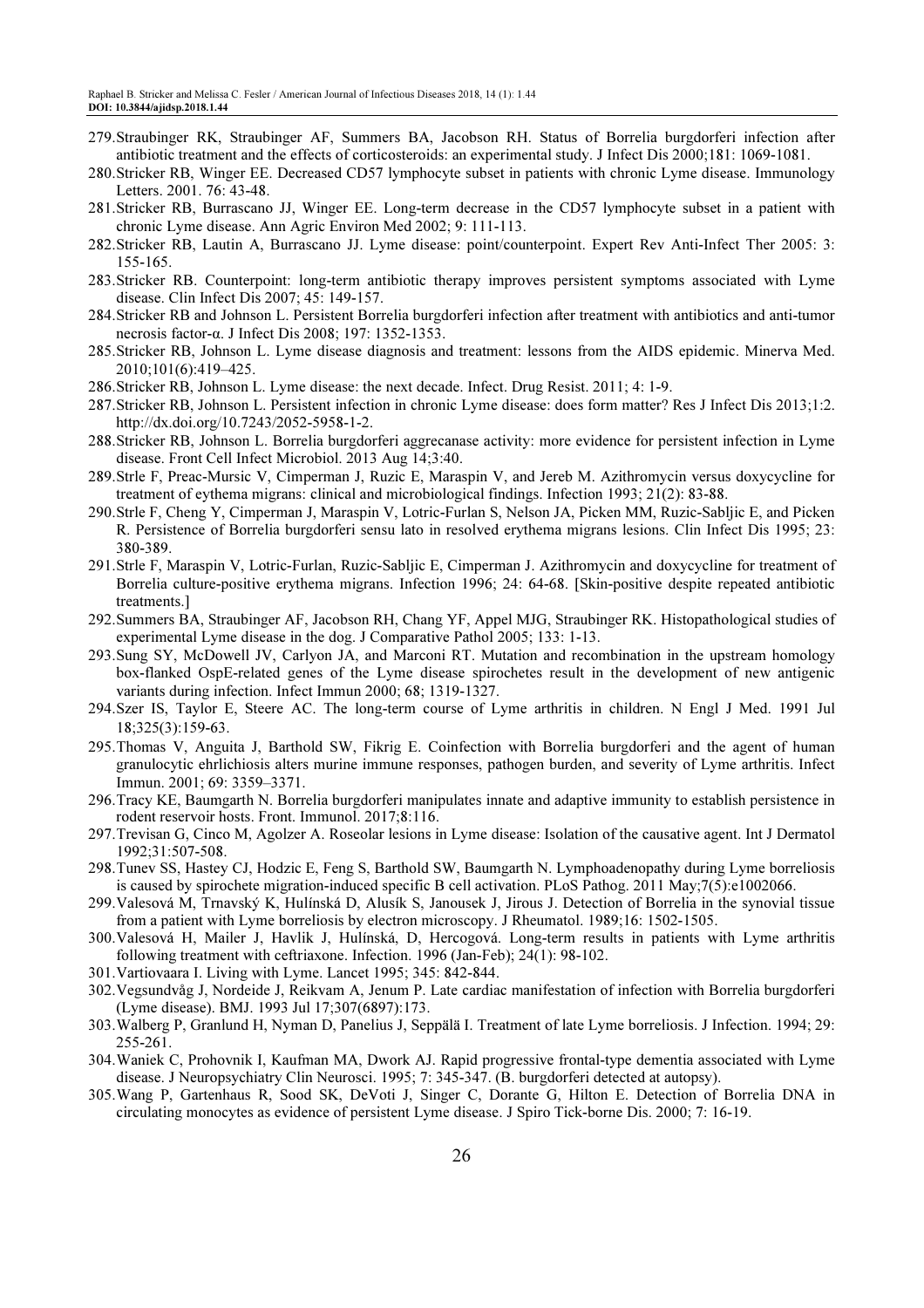279. Straubinger RK, Straubinger AF, Summers BA, Jacobson RH. Status of Borrelia burgdorferi infection after antibiotic treatment and the effects of corticosteroids: an experimental study. J Infect Dis 2000;181: 1069-1081.
280. Stricker RB, Winger EE. Decreased CD57 lymphocyte subset in patients with chronic Lyme disease. Immunology Letters. 2001. 76: 43-48.
281. Stricker RB, Burrascano JJ, Winger EE. Long-term decrease in the CD57 lymphocyte subset in a patient with chronic Lyme disease. Ann Agric Environ Med 2002; 9: 111-113.
282. Stricker RB, Lautin A, Burrascano JJ. Lyme disease: point/counterpoint. Expert Rev Anti-Infect Ther 2005: 3: 155-165.
283. Stricker RB. Counterpoint: long-term antibiotic therapy improves persistent symptoms associated with Lyme disease. Clin Infect Dis 2007; 45: 149-157.
284. Stricker RB and Johnson L. Persistent Borrelia burgdorferi infection after treatment with antibiotics and anti-tumor necrosis factor-α. J Infect Dis 2008; 197: 1352-1353.
285. Stricker RB, Johnson L. Lyme disease diagnosis and treatment: lessons from the AIDS epidemic. Minerva Med. 2010;101(6):419–425.
286. Stricker RB, Johnson L. Lyme disease: the next decade. Infect. Drug Resist. 2011; 4: 1-9.
287. Stricker RB, Johnson L. Persistent infection in chronic Lyme disease: does form matter? Res J Infect Dis 2013;1:2. http://dx.doi.org/10.7243/2052-5958-1-2.
288. Stricker RB, Johnson L. Borrelia burgdorferi aggrecanase activity: more evidence for persistent infection in Lyme disease. Front Cell Infect Microbiol. 2013 Aug 14;3:40.
289. Strle F, Preac-Mursic V, Cimperman J, Ruzic E, Maraspin V, and Jereb M. Azithromycin versus doxycycline for treatment of eythema migrans: clinical and microbiological findings. Infection 1993; 21(2): 83-88.
290. Strle F, Cheng Y, Cimperman J, Maraspin V, Lotric-Furlan S, Nelson JA, Picken MM, Ruzic-Sabljic E, and Picken R. Persistence of Borrelia burgdorferi sensu lato in resolved erythema migrans lesions. Clin Infect Dis 1995; 23: 380-389.
291. Strle F, Maraspin V, Lotric-Furlan, Ruzic-Sabljic E, Cimperman J. Azithromycin and doxycycline for treatment of Borrelia culture-positive erythema migrans. Infection 1996; 24: 64-68. [Skin-positive despite repeated antibiotic treatments.]
292. Summers BA, Straubinger AF, Jacobson RH, Chang YF, Appel MJG, Straubinger RK. Histopathological studies of experimental Lyme disease in the dog. J Comparative Pathol 2005; 133: 1-13.
293. Sung SY, McDowell JV, Carlyon JA, and Marconi RT. Mutation and recombination in the upstream homology box-flanked OspE-related genes of the Lyme disease spirochetes result in the development of new antigenic variants during infection. Infect Immun 2000; 68; 1319-1327.
294. Szer IS, Taylor E, Steere AC. The long-term course of Lyme arthritis in children. N Engl J Med. 1991 Jul 18;325(3):159-63.
295. Thomas V, Anguita J, Barthold SW, Fikrig E. Coinfection with Borrelia burgdorferi and the agent of human granulocytic ehrlichiosis alters murine immune responses, pathogen burden, and severity of Lyme arthritis. Infect Immun. 2001; 69: 3359–3371.
296. Tracy KE, Baumgarth N. Borrelia burgdorferi manipulates innate and adaptive immunity to establish persistence in rodent reservoir hosts. Front. Immunol. 2017;8:116.
297. Trevisan G, Cinco M, Agolzer A. Roseolar lesions in Lyme disease: Isolation of the causative agent. Int J Dermatol 1992;31:507-508.
298. Tunev SS, Hastey CJ, Hodzic E, Feng S, Barthold SW, Baumgarth N. Lymphoadenopathy during Lyme borreliosis is caused by spirochete migration-induced specific B cell activation. PLoS Pathog. 2011 May;7(5):e1002066.
299. Valesová M, Trnavský K, Hulínská D, Alusík S, Janousek J, Jirous J. Detection of Borrelia in the synovial tissue from a patient with Lyme borreliosis by electron microscopy. J Rheumatol. 1989;16: 1502-1505.
300. Valesová H, Mailer J, Havlik J, Hulínská, D, Hercogová. Long-term results in patients with Lyme arthritis following treatment with ceftriaxone. Infection. 1996 (Jan-Feb); 24(1): 98-102.
301. Vartiovaara I. Living with Lyme. Lancet 1995; 345: 842-844.
302. Vegsundvåg J, Nordeide J, Reikvam A, Jenum P. Late cardiac manifestation of infection with Borrelia burgdorferi (Lyme disease). BMJ. 1993 Jul 17;307(6897):173.
303. Walberg P, Granlund H, Nyman D, Panelius J, Seppälä I. Treatment of late Lyme borreliosis. J Infection. 1994; 29: 255-261.
304. Waniek C, Prohovnik I, Kaufman MA, Dwork AJ. Rapid progressive frontal-type dementia associated with Lyme disease. J Neuropsychiatry Clin Neurosci. 1995; 7: 345-347. (B. burgdorferi detected at autopsy).
305. Wang P, Gartenhaus R, Sood SK, DeVoti J, Singer C, Dorante G, Hilton E. Detection of Borrelia DNA in circulating monocytes as evidence of persistent Lyme disease. J Spiro Tick-borne Dis. 2000; 7: 16-19.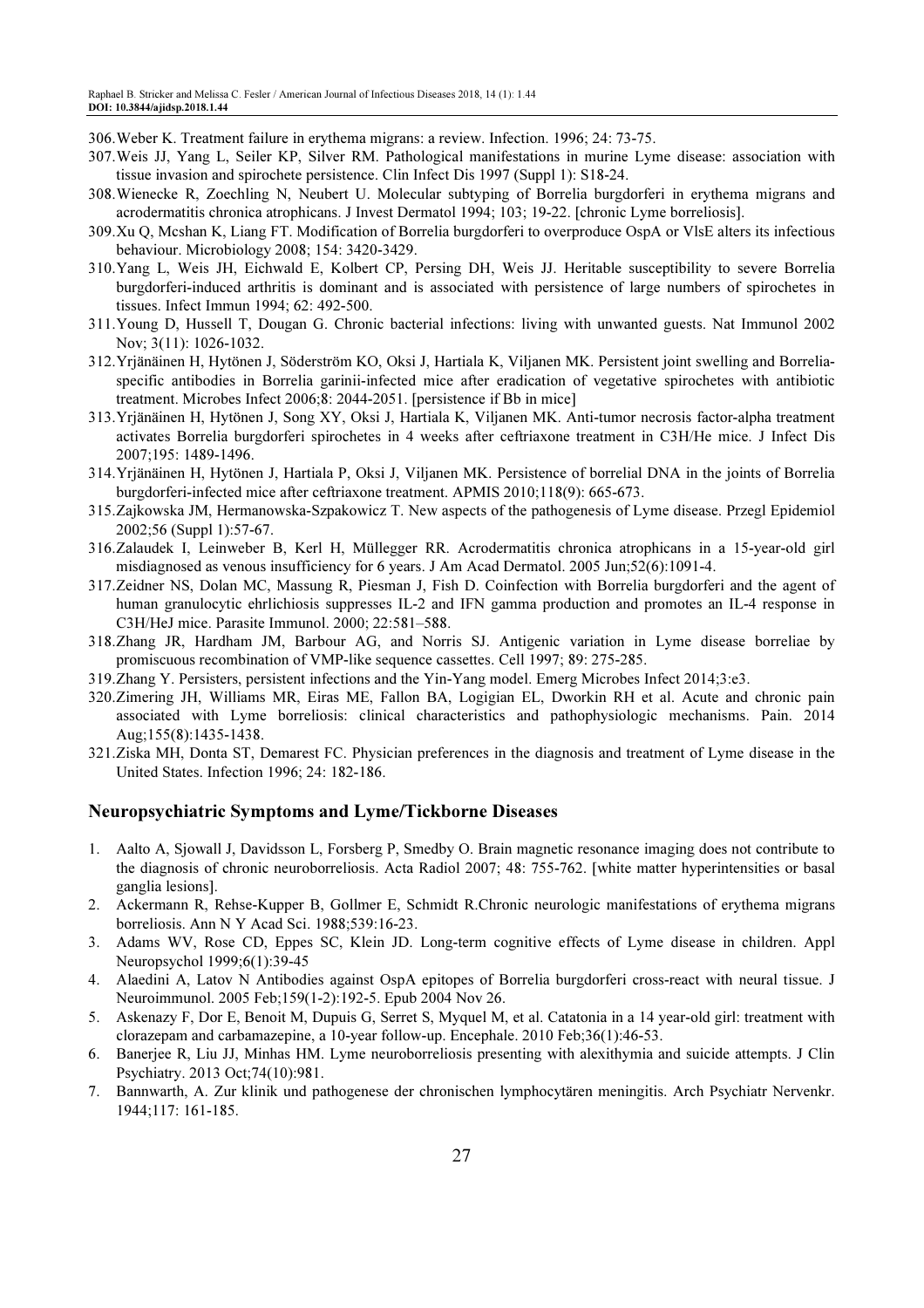306. Weber K. Treatment failure in erythema migrans: a review. Infection. 1996; 24: 73-75.
307. Weis JJ, Yang L, Seiler KP, Silver RM. Pathological manifestations in murine Lyme disease: association with tissue invasion and spirochete persistence. Clin Infect Dis 1997 (Suppl 1): S18-24.
308. Wienecke R, Zoechling N, Neubert U. Molecular subtyping of Borrelia burgdorferi in erythema migrans and acrodermatitis chronica atrophicans. J Invest Dermatol 1994; 103; 19-22. [chronic Lyme borreliosis].
309. Xu Q, Mcshan K, Liang FT. Modification of Borrelia burgdorferi to overproduce OspA or VlsE alters its infectious behaviour. Microbiology 2008; 154: 3420-3429.
310. Yang L, Weis JH, Eichwald E, Kolbert CP, Persing DH, Weis JJ. Heritable susceptibility to severe Borrelia burgdorferi-induced arthritis is dominant and is associated with persistence of large numbers of spirochetes in tissues. Infect Immun 1994; 62: 492-500.
311. Young D, Hussell T, Dougan G. Chronic bacterial infections: living with unwanted guests. Nat Immunol 2002 Nov; 3(11): 1026-1032.
312. Yrjänäinen H, Hytönen J, Söderström KO, Oksi J, Hartiala K, Viljanen MK. Persistent joint swelling and Borrelia-specific antibodies in Borrelia garinii-infected mice after eradication of vegetative spirochetes with antibiotic treatment. Microbes Infect 2006;8: 2044-2051. [persistence if Bb in mice]
313. Yrjänäinen H, Hytönen J, Song XY, Oksi J, Hartiala K, Viljanen MK. Anti-tumor necrosis factor-alpha treatment activates Borrelia burgdorferi spirochetes in 4 weeks after ceftriaxone treatment in C3H/He mice. J Infect Dis 2007;195: 1489-1496.
314. Yrjänäinen H, Hytönen J, Hartiala P, Oksi J, Viljanen MK. Persistence of borrelial DNA in the joints of Borrelia burgdorferi-infected mice after ceftriaxone treatment. APMIS 2010;118(9): 665-673.
315. Zajkowska JM, Hermanowska-Szpakowicz T. New aspects of the pathogenesis of Lyme disease. Przegl Epidemiol 2002;56 (Suppl 1):57-67.
316. Zalaudek I, Leinweber B, Kerl H, Müllegger RR. Acrodermatitis chronica atrophicans in a 15-year-old girl misdiagnosed as venous insufficiency for 6 years. J Am Acad Dermatol. 2005 Jun;52(6):1091-4.
317. Zeidner NS, Dolan MC, Massung R, Piesman J, Fish D. Coinfection with Borrelia burgdorferi and the agent of human granulocytic ehrlichiosis suppresses IL-2 and IFN gamma production and promotes an IL-4 response in C3H/HeJ mice. Parasite Immunol. 2000; 22:581–588.
318. Zhang JR, Hardham JM, Barbour AG, and Norris SJ. Antigenic variation in Lyme disease borreliae by promiscuous recombination of VMP-like sequence cassettes. Cell 1997; 89: 275-285.
319. Zhang Y. Persisters, persistent infections and the Yin-Yang model. Emerg Microbes Infect 2014;3:e3.
320. Zimering JH, Williams MR, Eiras ME, Fallon BA, Logigian EL, Dworkin RH et al. Acute and chronic pain associated with Lyme borreliosis: clinical characteristics and pathophysiologic mechanisms. Pain. 2014 Aug;155(8):1435-1438.
321. Ziska MH, Donta ST, Demarest FC. Physician preferences in the diagnosis and treatment of Lyme disease in the United States. Infection 1996; 24: 182-186.

## Neuropsychiatric Symptoms and Lyme/Tickborne Diseases

1. Aalto A, Sjowall J, Davidsson L, Forsberg P, Smedby O. Brain magnetic resonance imaging does not contribute to the diagnosis of chronic neuroborreliosis. Acta Radiol 2007; 48: 755-762. [white matter hyperintensities or basal ganglia lesions].
2. Ackermann R, Rehse-Kupper B, Gollmer E, Schmidt R.Chronic neurologic manifestations of erythema migrans borreliosis. Ann N Y Acad Sci. 1988;539:16-23.
3. Adams WV, Rose CD, Eppes SC, Klein JD. Long-term cognitive effects of Lyme disease in children. Appl Neuropsychol 1999;6(1):39-45
4. Alaedini A, Latov N Antibodies against OspA epitopes of Borrelia burgdorferi cross-react with neural tissue. J Neuroimmunol. 2005 Feb;159(1-2):192-5. Epub 2004 Nov 26.
5. Askenazy F, Dor E, Benoit M, Dupuis G, Serret S, Myquel M, et al. Catatonia in a 14 year-old girl: treatment with clorazepam and carbamazepine, a 10-year follow-up. Encephale. 2010 Feb;36(1):46-53.
6. Banerjee R, Liu JJ, Minhas HM. Lyme neuroborreliosis presenting with alexithymia and suicide attempts. J Clin Psychiatry. 2013 Oct;74(10):981.
7. Bannwarth, A. Zur klinik und pathogenese der chronischen lymphocytären meningitis. Arch Psychiatr Nervenkr. 1944;117: 161-185.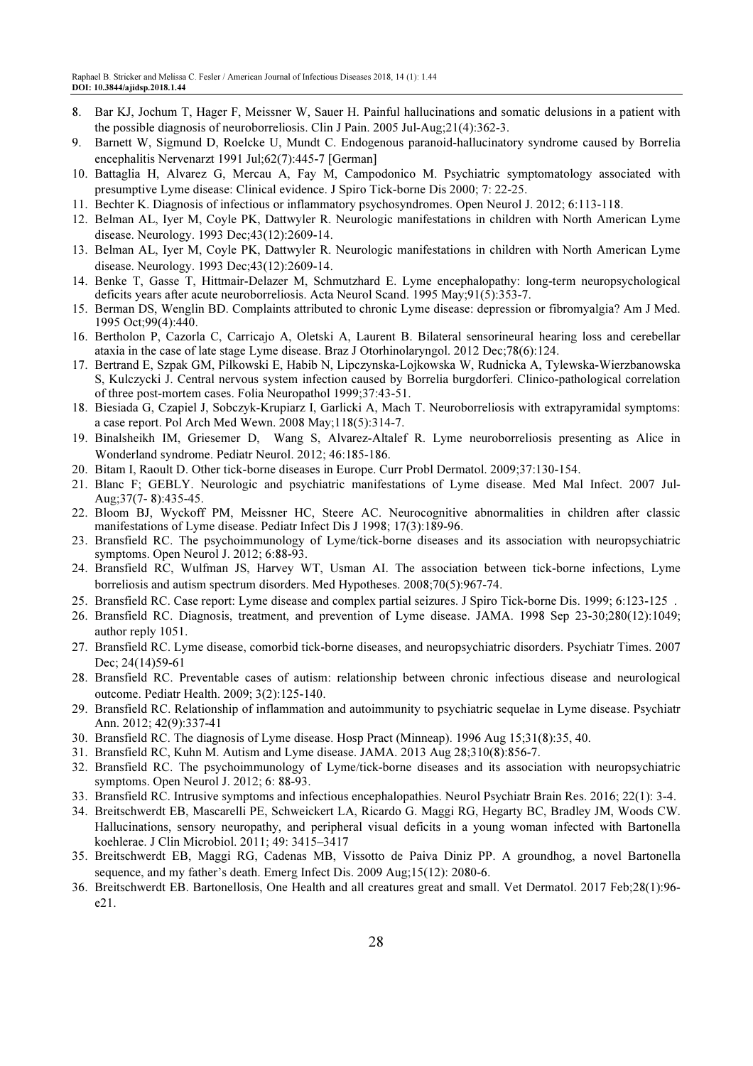8. Bar KJ, Jochum T, Hager F, Meissner W, Sauer H. Painful hallucinations and somatic delusions in a patient with the possible diagnosis of neuroborreliosis. Clin J Pain. 2005 Jul-Aug;21(4):362-3.
9. Barnett W, Sigmund D, Roelcke U, Mundt C. Endogenous paranoid-hallucinatory syndrome caused by Borrelia encephalitis Nervenarzt 1991 Jul;62(7):445-7 [German]
10. Battaglia H, Alvarez G, Mercau A, Fay M, Campodonico M. Psychiatric symptomatology associated with presumptive Lyme disease: Clinical evidence. J Spiro Tick-borne Dis 2000; 7: 22-25.
11. Bechter K. Diagnosis of infectious or inflammatory psychosyndromes. Open Neurol J. 2012; 6:113-118.
12. Belman AL, Iyer M, Coyle PK, Dattwyler R. Neurologic manifestations in children with North American Lyme disease. Neurology. 1993 Dec;43(12):2609-14.
13. Belman AL, Iyer M, Coyle PK, Dattwyler R. Neurologic manifestations in children with North American Lyme disease. Neurology. 1993 Dec;43(12):2609-14.
14. Benke T, Gasse T, Hittmair-Delazer M, Schmutzhard E. Lyme encephalopathy: long-term neuropsychological deficits years after acute neuroborreliosis. Acta Neurol Scand. 1995 May;91(5):353-7.
15. Berman DS, Wenglin BD. Complaints attributed to chronic Lyme disease: depression or fibromyalgia? Am J Med. 1995 Oct;99(4):440.
16. Bertholon P, Cazorla C, Carricajo A, Oletski A, Laurent B. Bilateral sensorineural hearing loss and cerebellar ataxia in the case of late stage Lyme disease. Braz J Otorhinolaryngol. 2012 Dec;78(6):124.
17. Bertrand E, Szpak GM, Pilkowski E, Habib N, Lipczynska-Lojkowska W, Rudnicka A, Tylewska-Wierzbanowska S, Kulczycki J. Central nervous system infection caused by Borrelia burgdorferi. Clinico-pathological correlation of three post-mortem cases. Folia Neuropathol 1999;37:43-51.
18. Biesiada G, Czapiel J, Sobczyk-Krupiarz I, Garlicki A, Mach T. Neuroborreliosis with extrapyramidal symptoms: a case report. Pol Arch Med Wewn. 2008 May;118(5):314-7.
19. Binalsheikh IM, Griesemer D, Wang S, Alvarez-Altalef R. Lyme neuroborreliosis presenting as Alice in Wonderland syndrome. Pediatr Neurol. 2012; 46:185-186.
20. Bitam I, Raoult D. Other tick-borne diseases in Europe. Curr Probl Dermatol. 2009;37:130-154.
21. Blanc F; GEBLY. Neurologic and psychiatric manifestations of Lyme disease. Med Mal Infect. 2007 Jul-Aug;37(7- 8):435-45.
22. Bloom BJ, Wyckoff PM, Meissner HC, Steere AC. Neurocognitive abnormalities in children after classic manifestations of Lyme disease. Pediatr Infect Dis J 1998; 17(3):189-96.
23. Bransfield RC. The psychoimmunology of Lyme/tick-borne diseases and its association with neuropsychiatric symptoms. Open Neurol J. 2012; 6:88-93.
24. Bransfield RC, Wulfman JS, Harvey WT, Usman AI. The association between tick-borne infections, Lyme borreliosis and autism spectrum disorders. Med Hypotheses. 2008;70(5):967-74.
25. Bransfield RC. Case report: Lyme disease and complex partial seizures. J Spiro Tick-borne Dis. 1999; 6:123-125 .
26. Bransfield RC. Diagnosis, treatment, and prevention of Lyme disease. JAMA. 1998 Sep 23-30;280(12):1049; author reply 1051.
27. Bransfield RC. Lyme disease, comorbid tick-borne diseases, and neuropsychiatric disorders. Psychiatr Times. 2007 Dec; 24(14)59-61
28. Bransfield RC. Preventable cases of autism: relationship between chronic infectious disease and neurological outcome. Pediatr Health. 2009; 3(2):125-140.
29. Bransfield RC. Relationship of inflammation and autoimmunity to psychiatric sequelae in Lyme disease. Psychiatr Ann. 2012; 42(9):337-41
30. Bransfield RC. The diagnosis of Lyme disease. Hosp Pract (Minneap). 1996 Aug 15;31(8):35, 40.
31. Bransfield RC, Kuhn M. Autism and Lyme disease. JAMA. 2013 Aug 28;310(8):856-7.
32. Bransfield RC. The psychoimmunology of Lyme/tick-borne diseases and its association with neuropsychiatric symptoms. Open Neurol J. 2012; 6: 88-93.
33. Bransfield RC. Intrusive symptoms and infectious encephalopathies. Neurol Psychiatr Brain Res. 2016; 22(1): 3-4.
34. Breitschwerdt EB, Mascarelli PE, Schweickert LA, Ricardo G. Maggi RG, Hegarty BC, Bradley JM, Woods CW. Hallucinations, sensory neuropathy, and peripheral visual deficits in a young woman infected with Bartonella koehlerae. J Clin Microbiol. 2011; 49: 3415–3417
35. Breitschwerdt EB, Maggi RG, Cadenas MB, Vissotto de Paiva Diniz PP. A groundhog, a novel Bartonella sequence, and my father's death. Emerg Infect Dis. 2009 Aug;15(12): 2080-6.
36. Breitschwerdt EB. Bartonellosis, One Health and all creatures great and small. Vet Dermatol. 2017 Feb;28(1):96-e21.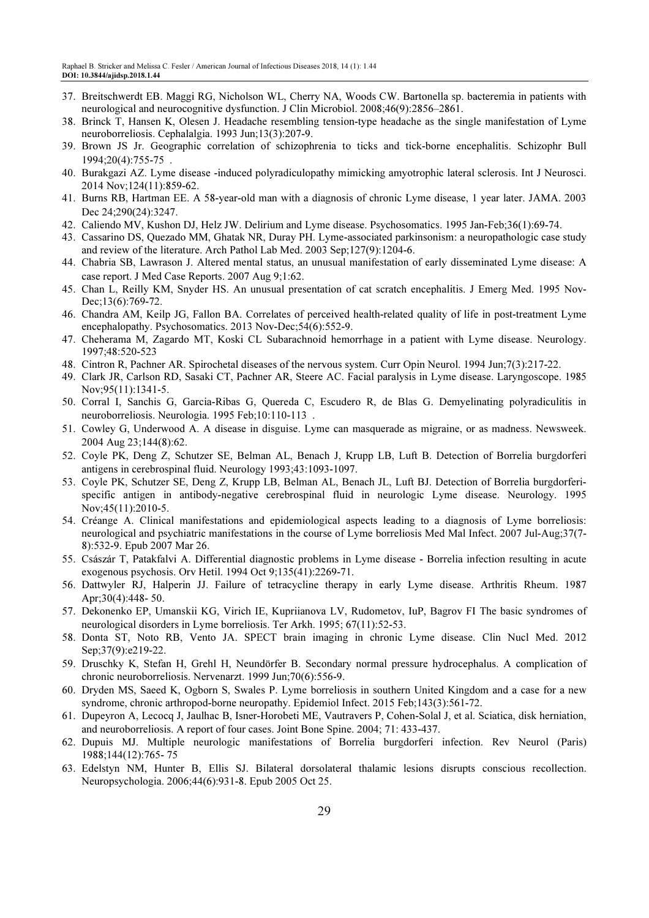37. Breitschwerdt EB. Maggi RG, Nicholson WL, Cherry NA, Woods CW. Bartonella sp. bacteremia in patients with neurological and neurocognitive dysfunction. J Clin Microbiol. 2008;46(9):2856–2861.
38. Brinck T, Hansen K, Olesen J. Headache resembling tension-type headache as the single manifestation of Lyme neuroborreliosis. Cephalalgia. 1993 Jun;13(3):207-9.
39. Brown JS Jr. Geographic correlation of schizophrenia to ticks and tick-borne encephalitis. Schizophr Bull 1994;20(4):755-75 .
40. Burakgazi AZ. Lyme disease -induced polyradiculopathy mimicking amyotrophic lateral sclerosis. Int J Neurosci. 2014 Nov;124(11):859-62.
41. Burns RB, Hartman EE. A 58-year-old man with a diagnosis of chronic Lyme disease, 1 year later. JAMA. 2003 Dec 24;290(24):3247.
42. Caliendo MV, Kushon DJ, Helz JW. Delirium and Lyme disease. Psychosomatics. 1995 Jan-Feb;36(1):69-74.
43. Cassarino DS, Quezado MM, Ghatak NR, Duray PH. Lyme-associated parkinsonism: a neuropathologic case study and review of the literature. Arch Pathol Lab Med. 2003 Sep;127(9):1204-6.
44. Chabria SB, Lawrason J. Altered mental status, an unusual manifestation of early disseminated Lyme disease: A case report. J Med Case Reports. 2007 Aug 9;1:62.
45. Chan L, Reilly KM, Snyder HS. An unusual presentation of cat scratch encephalitis. J Emerg Med. 1995 Nov-Dec;13(6):769-72.
46. Chandra AM, Keilp JG, Fallon BA. Correlates of perceived health-related quality of life in post-treatment Lyme encephalopathy. Psychosomatics. 2013 Nov-Dec;54(6):552-9.
47. Cheherama M, Zagardo MT, Koski CL Subarachnoid hemorrhage in a patient with Lyme disease. Neurology. 1997;48:520-523
48. Cintron R, Pachner AR. Spirochetal diseases of the nervous system. Curr Opin Neurol. 1994 Jun;7(3):217-22.
49. Clark JR, Carlson RD, Sasaki CT, Pachner AR, Steere AC. Facial paralysis in Lyme disease. Laryngoscope. 1985 Nov;95(11):1341-5.
50. Corral I, Sanchis G, Garcia-Ribas G, Quereda C, Escudero R, de Blas G. Demyelinating polyradiculitis in neuroborreliosis. Neurologia. 1995 Feb;10:110-113 .
51. Cowley G, Underwood A. A disease in disguise. Lyme can masquerade as migraine, or as madness. Newsweek. 2004 Aug 23;144(8):62.
52. Coyle PK, Deng Z, Schutzer SE, Belman AL, Benach J, Krupp LB, Luft B. Detection of Borrelia burgdorferi antigens in cerebrospinal fluid. Neurology 1993;43:1093-1097.
53. Coyle PK, Schutzer SE, Deng Z, Krupp LB, Belman AL, Benach JL, Luft BJ. Detection of Borrelia burgdorferi-specific antigen in antibody-negative cerebrospinal fluid in neurologic Lyme disease. Neurology. 1995 Nov;45(11):2010-5.
54. Créange A. Clinical manifestations and epidemiological aspects leading to a diagnosis of Lyme borreliosis: neurological and psychiatric manifestations in the course of Lyme borreliosis Med Mal Infect. 2007 Jul-Aug;37(7-8):532-9. Epub 2007 Mar 26.
55. Császár T, Patakfalvi A. Differential diagnostic problems in Lyme disease - Borrelia infection resulting in acute exogenous psychosis. Orv Hetil. 1994 Oct 9;135(41):2269-71.
56. Dattwyler RJ, Halperin JJ. Failure of tetracycline therapy in early Lyme disease. Arthritis Rheum. 1987 Apr;30(4):448- 50.
57. Dekonenko EP, Umanskii KG, Virich IE, Kupriianova LV, Rudometov, IuP, Bagrov FI The basic syndromes of neurological disorders in Lyme borreliosis. Ter Arkh. 1995; 67(11):52-53.
58. Donta ST, Noto RB, Vento JA. SPECT brain imaging in chronic Lyme disease. Clin Nucl Med. 2012 Sep;37(9):e219-22.
59. Druschky K, Stefan H, Grehl H, Neundörfer B. Secondary normal pressure hydrocephalus. A complication of chronic neuroborreliosis. Nervenarzt. 1999 Jun;70(6):556-9.
60. Dryden MS, Saeed K, Ogborn S, Swales P. Lyme borreliosis in southern United Kingdom and a case for a new syndrome, chronic arthropod-borne neuropathy. Epidemiol Infect. 2015 Feb;143(3):561-72.
61. Dupeyron A, Lecocq J, Jaulhac B, Isner-Horobeti ME, Vautravers P, Cohen-Solal J, et al. Sciatica, disk herniation, and neuroborreliosis. A report of four cases. Joint Bone Spine. 2004; 71: 433-437.
62. Dupuis MJ. Multiple neurologic manifestations of Borrelia burgdorferi infection. Rev Neurol (Paris) 1988;144(12):765- 75
63. Edelstyn NM, Hunter B, Ellis SJ. Bilateral dorsolateral thalamic lesions disrupts conscious recollection. Neuropsychologia. 2006;44(6):931-8. Epub 2005 Oct 25.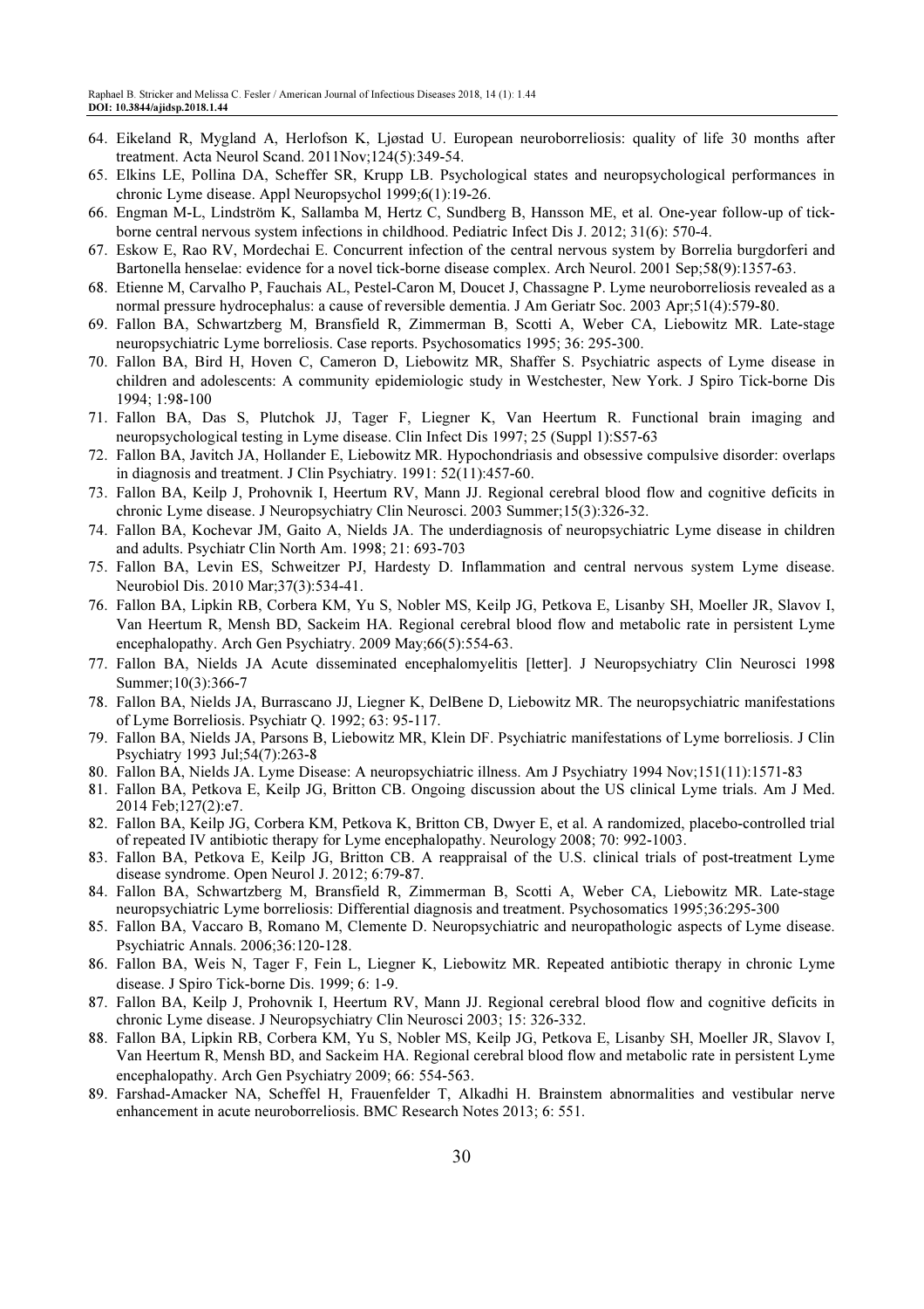64. Eikeland R, Mygland A, Herlofson K, Ljøstad U. European neuroborreliosis: quality of life 30 months after treatment. Acta Neurol Scand. 2011Nov;124(5):349-54.
65. Elkins LE, Pollina DA, Scheffer SR, Krupp LB. Psychological states and neuropsychological performances in chronic Lyme disease. Appl Neuropsychol 1999;6(1):19-26.
66. Engman M-L, Lindström K, Sallamba M, Hertz C, Sundberg B, Hansson ME, et al. One-year follow-up of tick-borne central nervous system infections in childhood. Pediatric Infect Dis J. 2012; 31(6): 570-4.
67. Eskow E, Rao RV, Mordechai E. Concurrent infection of the central nervous system by Borrelia burgdorferi and Bartonella henselae: evidence for a novel tick-borne disease complex. Arch Neurol. 2001 Sep;58(9):1357-63.
68. Etienne M, Carvalho P, Fauchais AL, Pestel-Caron M, Doucet J, Chassagne P. Lyme neuroborreliosis revealed as a normal pressure hydrocephalus: a cause of reversible dementia. J Am Geriatr Soc. 2003 Apr;51(4):579-80.
69. Fallon BA, Schwartzberg M, Bransfield R, Zimmerman B, Scotti A, Weber CA, Liebowitz MR. Late-stage neuropsychiatric Lyme borreliosis. Case reports. Psychosomatics 1995; 36: 295-300.
70. Fallon BA, Bird H, Hoven C, Cameron D, Liebowitz MR, Shaffer S. Psychiatric aspects of Lyme disease in children and adolescents: A community epidemiologic study in Westchester, New York. J Spiro Tick-borne Dis 1994; 1:98-100
71. Fallon BA, Das S, Plutchok JJ, Tager F, Liegner K, Van Heertum R. Functional brain imaging and neuropsychological testing in Lyme disease. Clin Infect Dis 1997; 25 (Suppl 1):S57-63
72. Fallon BA, Javitch JA, Hollander E, Liebowitz MR. Hypochondriasis and obsessive compulsive disorder: overlaps in diagnosis and treatment. J Clin Psychiatry. 1991: 52(11):457-60.
73. Fallon BA, Keilp J, Prohovnik I, Heertum RV, Mann JJ. Regional cerebral blood flow and cognitive deficits in chronic Lyme disease. J Neuropsychiatry Clin Neurosci. 2003 Summer;15(3):326-32.
74. Fallon BA, Kochevar JM, Gaito A, Nields JA. The underdiagnosis of neuropsychiatric Lyme disease in children and adults. Psychiatr Clin North Am. 1998; 21: 693-703
75. Fallon BA, Levin ES, Schweitzer PJ, Hardesty D. Inflammation and central nervous system Lyme disease. Neurobiol Dis. 2010 Mar;37(3):534-41.
76. Fallon BA, Lipkin RB, Corbera KM, Yu S, Nobler MS, Keilp JG, Petkova E, Lisanby SH, Moeller JR, Slavov I, Van Heertum R, Mensh BD, Sackeim HA. Regional cerebral blood flow and metabolic rate in persistent Lyme encephalopathy. Arch Gen Psychiatry. 2009 May;66(5):554-63.
77. Fallon BA, Nields JA Acute disseminated encephalomyelitis [letter]. J Neuropsychiatry Clin Neurosci 1998 Summer;10(3):366-7
78. Fallon BA, Nields JA, Burrascano JJ, Liegner K, DelBene D, Liebowitz MR. The neuropsychiatric manifestations of Lyme Borreliosis. Psychiatr Q. 1992; 63: 95-117.
79. Fallon BA, Nields JA, Parsons B, Liebowitz MR, Klein DF. Psychiatric manifestations of Lyme borreliosis. J Clin Psychiatry 1993 Jul;54(7):263-8
80. Fallon BA, Nields JA. Lyme Disease: A neuropsychiatric illness. Am J Psychiatry 1994 Nov;151(11):1571-83
81. Fallon BA, Petkova E, Keilp JG, Britton CB. Ongoing discussion about the US clinical Lyme trials. Am J Med. 2014 Feb;127(2):e7.
82. Fallon BA, Keilp JG, Corbera KM, Petkova K, Britton CB, Dwyer E, et al. A randomized, placebo-controlled trial of repeated IV antibiotic therapy for Lyme encephalopathy. Neurology 2008; 70: 992-1003.
83. Fallon BA, Petkova E, Keilp JG, Britton CB. A reappraisal of the U.S. clinical trials of post-treatment Lyme disease syndrome. Open Neurol J. 2012; 6:79-87.
84. Fallon BA, Schwartzberg M, Bransfield R, Zimmerman B, Scotti A, Weber CA, Liebowitz MR. Late-stage neuropsychiatric Lyme borreliosis: Differential diagnosis and treatment. Psychosomatics 1995;36:295-300
85. Fallon BA, Vaccaro B, Romano M, Clemente D. Neuropsychiatric and neuropathologic aspects of Lyme disease. Psychiatric Annals. 2006;36:120-128.
86. Fallon BA, Weis N, Tager F, Fein L, Liegner K, Liebowitz MR. Repeated antibiotic therapy in chronic Lyme disease. J Spiro Tick-borne Dis. 1999; 6: 1-9.
87. Fallon BA, Keilp J, Prohovnik I, Heertum RV, Mann JJ. Regional cerebral blood flow and cognitive deficits in chronic Lyme disease. J Neuropsychiatry Clin Neurosci 2003; 15: 326-332.
88. Fallon BA, Lipkin RB, Corbera KM, Yu S, Nobler MS, Keilp JG, Petkova E, Lisanby SH, Moeller JR, Slavov I, Van Heertum R, Mensh BD, and Sackeim HA. Regional cerebral blood flow and metabolic rate in persistent Lyme encephalopathy. Arch Gen Psychiatry 2009; 66: 554-563.
89. Farshad-Amacker NA, Scheffel H, Frauenfelder T, Alkadhi H. Brainstem abnormalities and vestibular nerve enhancement in acute neuroborreliosis. BMC Research Notes 2013; 6: 551.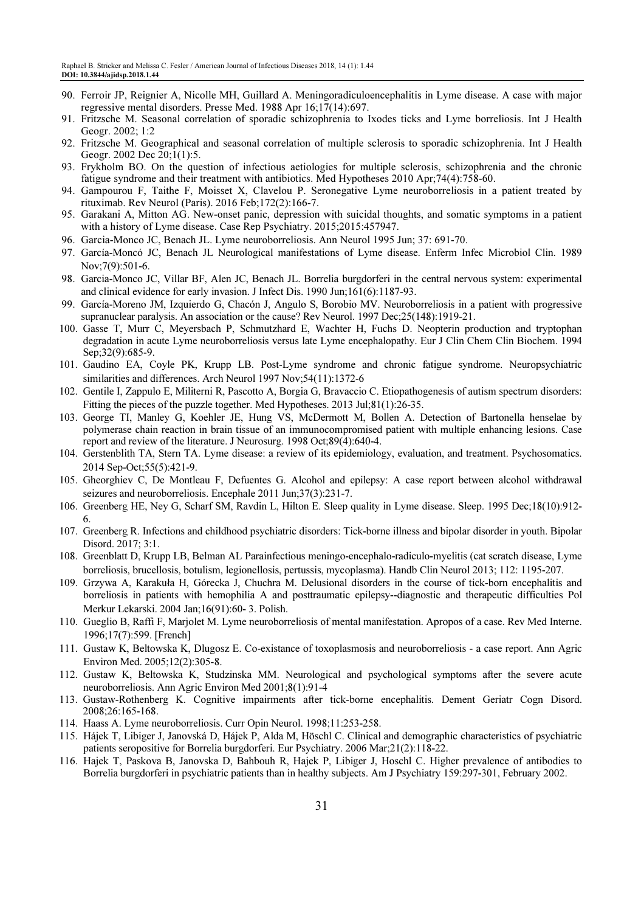90. Ferroir JP, Reignier A, Nicolle MH, Guillard A. Meningoradiculoencephalitis in Lyme disease. A case with major regressive mental disorders. Presse Med. 1988 Apr 16;17(14):697.
91. Fritzsche M. Seasonal correlation of sporadic schizophrenia to Ixodes ticks and Lyme borreliosis. Int J Health Geogr. 2002; 1:2
92. Fritzsche M. Geographical and seasonal correlation of multiple sclerosis to sporadic schizophrenia. Int J Health Geogr. 2002 Dec 20;1(1):5.
93. Frykholm BO. On the question of infectious aetiologies for multiple sclerosis, schizophrenia and the chronic fatigue syndrome and their treatment with antibiotics. Med Hypotheses 2010 Apr;74(4):758-60.
94. Gampourou F, Taithe F, Moisset X, Clavelou P. Seronegative Lyme neuroborreliosis in a patient treated by rituximab. Rev Neurol (Paris). 2016 Feb;172(2):166-7.
95. Garakani A, Mitton AG. New-onset panic, depression with suicidal thoughts, and somatic symptoms in a patient with a history of Lyme disease. Case Rep Psychiatry. 2015;2015:457947.
96. Garcia-Monco JC, Benach JL. Lyme neuroborreliosis. Ann Neurol 1995 Jun; 37: 691-70.
97. García-Moncó JC, Benach JL Neurological manifestations of Lyme disease. Enferm Infec Microbiol Clin. 1989 Nov;7(9):501-6.
98. Garcia-Monco JC, Villar BF, Alen JC, Benach JL. Borrelia burgdorferi in the central nervous system: experimental and clinical evidence for early invasion. J Infect Dis. 1990 Jun;161(6):1187-93.
99. García-Moreno JM, Izquierdo G, Chacón J, Angulo S, Borobio MV. Neuroborreliosis in a patient with progressive supranuclear paralysis. An association or the cause? Rev Neurol. 1997 Dec;25(148):1919-21.
100. Gasse T, Murr C, Meyersbach P, Schmutzhard E, Wachter H, Fuchs D. Neopterin production and tryptophan degradation in acute Lyme neuroborreliosis versus late Lyme encephalopathy. Eur J Clin Chem Clin Biochem. 1994 Sep;32(9):685-9.
101. Gaudino EA, Coyle PK, Krupp LB. Post-Lyme syndrome and chronic fatigue syndrome. Neuropsychiatric similarities and differences. Arch Neurol 1997 Nov;54(11):1372-6
102. Gentile I, Zappulo E, Militerni R, Pascotto A, Borgia G, Bravaccio C. Etiopathogenesis of autism spectrum disorders: Fitting the pieces of the puzzle together. Med Hypotheses. 2013 Jul;81(1):26-35.
103. George TI, Manley G, Koehler JE, Hung VS, McDermott M, Bollen A. Detection of Bartonella henselae by polymerase chain reaction in brain tissue of an immunocompromised patient with multiple enhancing lesions. Case report and review of the literature. J Neurosurg. 1998 Oct;89(4):640-4.
104. Gerstenblith TA, Stern TA. Lyme disease: a review of its epidemiology, evaluation, and treatment. Psychosomatics. 2014 Sep-Oct;55(5):421-9.
105. Gheorghiev C, De Montleau F, Defuentes G. Alcohol and epilepsy: A case report between alcohol withdrawal seizures and neuroborreliosis. Encephale 2011 Jun;37(3):231-7.
106. Greenberg HE, Ney G, Scharf SM, Ravdin L, Hilton E. Sleep quality in Lyme disease. Sleep. 1995 Dec;18(10):912-6.
107. Greenberg R. Infections and childhood psychiatric disorders: Tick-borne illness and bipolar disorder in youth. Bipolar Disord. 2017; 3:1.
108. Greenblatt D, Krupp LB, Belman AL Parainfectious meningo-encephalo-radiculo-myelitis (cat scratch disease, Lyme borreliosis, brucellosis, botulism, legionellosis, pertussis, mycoplasma). Handb Clin Neurol 2013; 112: 1195-207.
109. Grzywa A, Karakuła H, Górecka J, Chuchra M. Delusional disorders in the course of tick-born encephalitis and borreliosis in patients with hemophilia A and posttraumatic epilepsy--diagnostic and therapeutic difficulties Pol Merkur Lekarski. 2004 Jan;16(91):60- 3. Polish.
110. Gueglio B, Raffi F, Marjolet M. Lyme neuroborreliosis of mental manifestation. Apropos of a case. Rev Med Interne. 1996;17(7):599. [French]
111. Gustaw K, Beltowska K, Dlugosz E. Co-existance of toxoplasmosis and neuroborreliosis - a case report. Ann Agric Environ Med. 2005;12(2):305-8.
112. Gustaw K, Beltowska K, Studzinska MM. Neurological and psychological symptoms after the severe acute neuroborreliosis. Ann Agric Environ Med 2001;8(1):91-4
113. Gustaw-Rothenberg K. Cognitive impairments after tick-borne encephalitis. Dement Geriatr Cogn Disord. 2008;26:165-168.
114. Haass A. Lyme neuroborreliosis. Curr Opin Neurol. 1998;11:253-258.
115. Hájek T, Libiger J, Janovská D, Hájek P, Alda M, Höschl C. Clinical and demographic characteristics of psychiatric patients seropositive for Borrelia burgdorferi. Eur Psychiatry. 2006 Mar;21(2):118-22.
116. Hajek T, Paskova B, Janovska D, Bahbouh R, Hajek P, Libiger J, Hoschl C. Higher prevalence of antibodies to Borrelia burgdorferi in psychiatric patients than in healthy subjects. Am J Psychiatry 159:297-301, February 2002.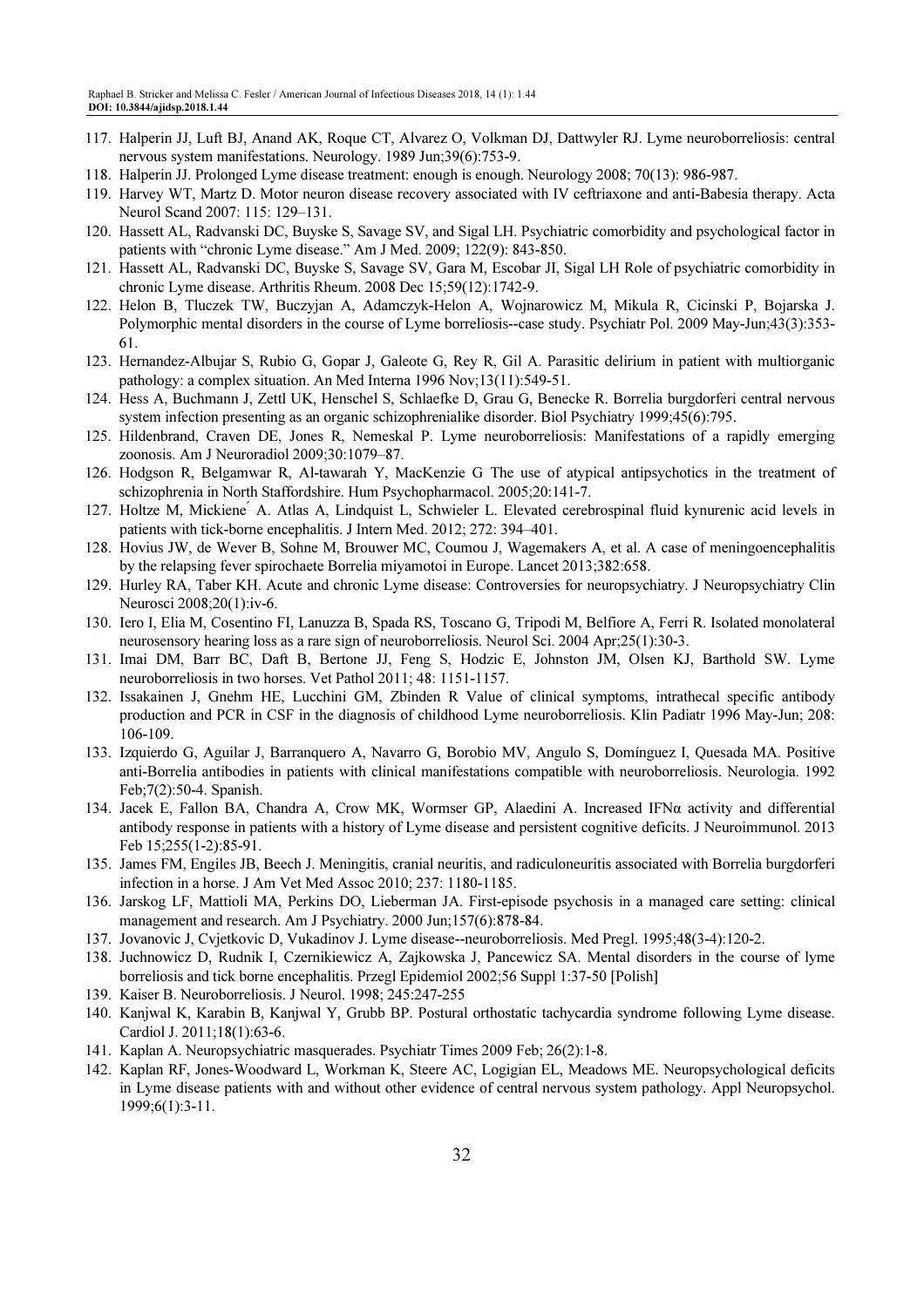117. Halperin JJ, Luft BJ, Anand AK, Roque CT, Alvarez O, Volkman DJ, Dattwyler RJ. Lyme neuroborreliosis: central nervous system manifestations. Neurology. 1989 Jun;39(6):753-9.
118. Halperin JJ. Prolonged Lyme disease treatment: enough is enough. Neurology 2008; 70(13): 986-987.
119. Harvey WT, Martz D. Motor neuron disease recovery associated with IV ceftriaxone and anti-Babesia therapy. Acta Neurol Scand 2007: 115: 129–131.
120. Hassett AL, Radvanski DC, Buyske S, Savage SV, and Sigal LH. Psychiatric comorbidity and psychological factor in patients with "chronic Lyme disease." Am J Med. 2009; 122(9): 843-850.
121. Hassett AL, Radvanski DC, Buyske S, Savage SV, Gara M, Escobar JI, Sigal LH Role of psychiatric comorbidity in chronic Lyme disease. Arthritis Rheum. 2008 Dec 15;59(12):1742-9.
122. Helon B, Tluczek TW, Buczyjan A, Adamczyk-Helon A, Wojnarowicz M, Mikula R, Cicinski P, Bojarska J. Polymorphic mental disorders in the course of Lyme borreliosis--case study. Psychiatr Pol. 2009 May-Jun;43(3):353-61.
123. Hernandez-Albujar S, Rubio G, Gopar J, Galeote G, Rey R, Gil A. Parasitic delirium in patient with multiorganic pathology: a complex situation. An Med Interna 1996 Nov;13(11):549-51.
124. Hess A, Buchmann J, Zettl UK, Henschel S, Schlaefke D, Grau G, Benecke R. Borrelia burgdorferi central nervous system infection presenting as an organic schizophrenialike disorder. Biol Psychiatry 1999;45(6):795.
125. Hildenbrand, Craven DE, Jones R, Nemeskal P. Lyme neuroborreliosis: Manifestations of a rapidly emerging zoonosis. Am J Neuroradiol 2009;30:1079–87.
126. Hodgson R, Belgamwar R, Al-tawarah Y, MacKenzie G The use of atypical antipsychotics in the treatment of schizophrenia in North Staffordshire. Hum Psychopharmacol. 2005;20:141-7.
127. Holtze M, Mickiene´ A. Atlas A, Lindquist L, Schwieler L. Elevated cerebrospinal fluid kynurenic acid levels in patients with tick-borne encephalitis. J Intern Med. 2012; 272: 394–401.
128. Hovius JW, de Wever B, Sohne M, Brouwer MC, Coumou J, Wagemakers A, et al. A case of meningoencephalitis by the relapsing fever spirochaete Borrelia miyamotoi in Europe. Lancet 2013;382:658.
129. Hurley RA, Taber KH. Acute and chronic Lyme disease: Controversies for neuropsychiatry. J Neuropsychiatry Clin Neurosci 2008;20(1):iv-6.
130. Iero I, Elia M, Cosentino FI, Lanuzza B, Spada RS, Toscano G, Tripodi M, Belfiore A, Ferri R. Isolated monolateral neurosensory hearing loss as a rare sign of neuroborreliosis. Neurol Sci. 2004 Apr;25(1):30-3.
131. Imai DM, Barr BC, Daft B, Bertone JJ, Feng S, Hodzic E, Johnston JM, Olsen KJ, Barthold SW. Lyme neuroborreliosis in two horses. Vet Pathol 2011; 48: 1151-1157.
132. Issakainen J, Gnehm HE, Lucchini GM, Zbinden R Value of clinical symptoms, intrathecal specific antibody production and PCR in CSF in the diagnosis of childhood Lyme neuroborreliosis. Klin Padiatr 1996 May-Jun; 208: 106-109.
133. Izquierdo G, Aguilar J, Barranquero A, Navarro G, Borobio MV, Angulo S, Domínguez I, Quesada MA. Positive anti-Borrelia antibodies in patients with clinical manifestations compatible with neuroborreliosis. Neurologia. 1992 Feb;7(2):50-4. Spanish.
134. Jacek E, Fallon BA, Chandra A, Crow MK, Wormser GP, Alaedini A. Increased IFNα activity and differential antibody response in patients with a history of Lyme disease and persistent cognitive deficits. J Neuroimmunol. 2013 Feb 15;255(1-2):85-91.
135. James FM, Engiles JB, Beech J. Meningitis, cranial neuritis, and radiculoneuritis associated with Borrelia burgdorferi infection in a horse. J Am Vet Med Assoc 2010; 237: 1180-1185.
136. Jarskog LF, Mattioli MA, Perkins DO, Lieberman JA. First-episode psychosis in a managed care setting: clinical management and research. Am J Psychiatry. 2000 Jun;157(6):878-84.
137. Jovanovic J, Cvjetkovic D, Vukadinov J. Lyme disease--neuroborreliosis. Med Pregl. 1995;48(3-4):120-2.
138. Juchnowicz D, Rudnik I, Czernikiewicz A, Zajkowska J, Pancewicz SA. Mental disorders in the course of lyme borreliosis and tick borne encephalitis. Przegl Epidemiol 2002;56 Suppl 1:37-50 [Polish]
139. Kaiser B. Neuroborreliosis. J Neurol. 1998; 245:247-255
140. Kanjwal K, Karabin B, Kanjwal Y, Grubb BP. Postural orthostatic tachycardia syndrome following Lyme disease. Cardiol J. 2011;18(1):63-6.
141. Kaplan A. Neuropsychiatric masquerades. Psychiatr Times 2009 Feb; 26(2):1-8.
142. Kaplan RF, Jones-Woodward L, Workman K, Steere AC, Logigian EL, Meadows ME. Neuropsychological deficits in Lyme disease patients with and without other evidence of central nervous system pathology. Appl Neuropsychol. 1999;6(1):3-11.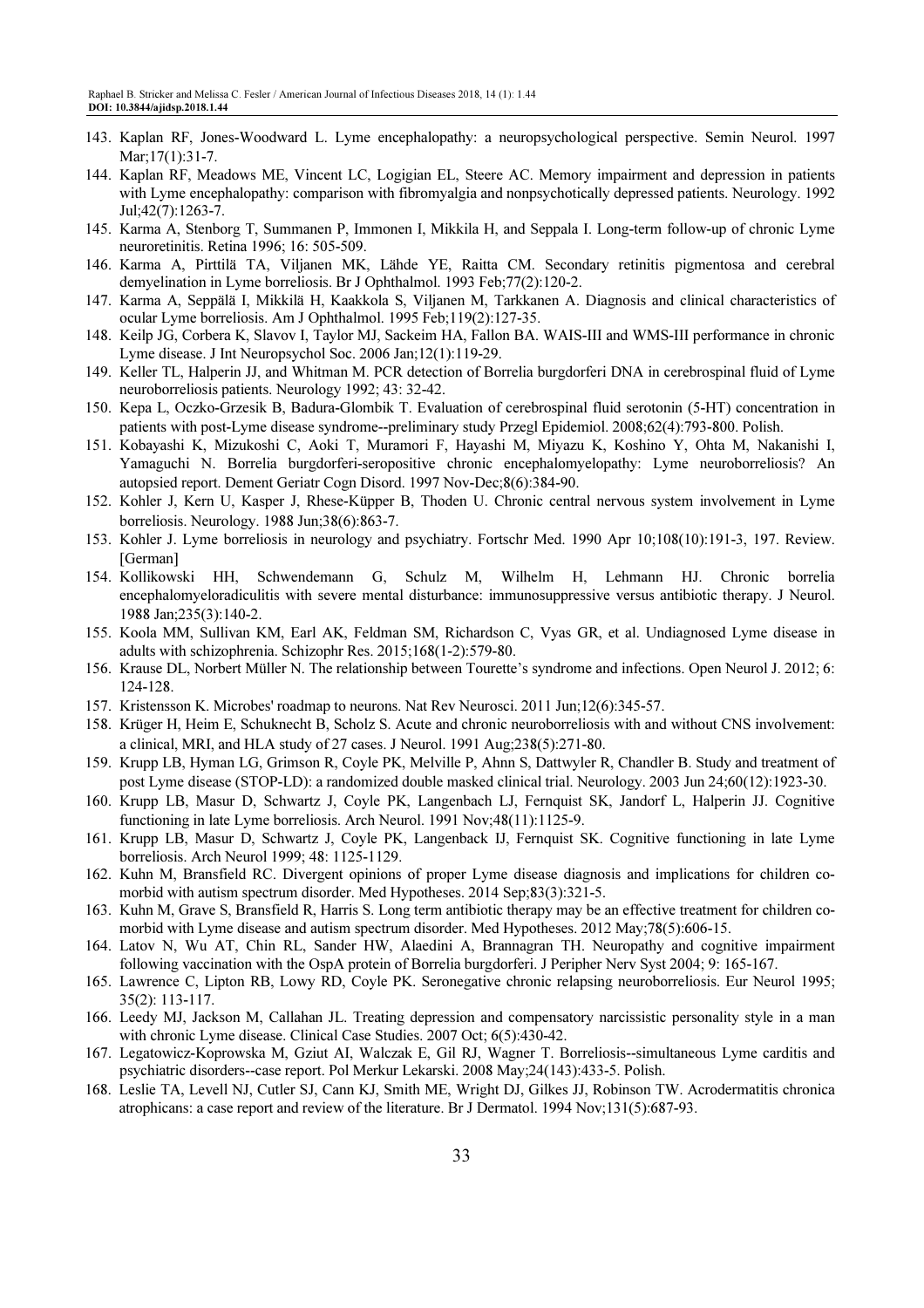143. Kaplan RF, Jones-Woodward L. Lyme encephalopathy: a neuropsychological perspective. Semin Neurol. 1997 Mar;17(1):31-7.
144. Kaplan RF, Meadows ME, Vincent LC, Logigian EL, Steere AC. Memory impairment and depression in patients with Lyme encephalopathy: comparison with fibromyalgia and nonpsychotically depressed patients. Neurology. 1992 Jul;42(7):1263-7.
145. Karma A, Stenborg T, Summanen P, Immonen I, Mikkila H, and Seppala I. Long-term follow-up of chronic Lyme neuroretinitis. Retina 1996; 16: 505-509.
146. Karma A, Pirttilä TA, Viljanen MK, Lähde YE, Raitta CM. Secondary retinitis pigmentosa and cerebral demyelination in Lyme borreliosis. Br J Ophthalmol. 1993 Feb;77(2):120-2.
147. Karma A, Seppälä I, Mikkilä H, Kaakkola S, Viljanen M, Tarkkanen A. Diagnosis and clinical characteristics of ocular Lyme borreliosis. Am J Ophthalmol. 1995 Feb;119(2):127-35.
148. Keilp JG, Corbera K, Slavov I, Taylor MJ, Sackeim HA, Fallon BA. WAIS-III and WMS-III performance in chronic Lyme disease. J Int Neuropsychol Soc. 2006 Jan;12(1):119-29.
149. Keller TL, Halperin JJ, and Whitman M. PCR detection of Borrelia burgdorferi DNA in cerebrospinal fluid of Lyme neuroborreliosis patients. Neurology 1992; 43: 32-42.
150. Kepa L, Oczko-Grzesik B, Badura-Glombik T. Evaluation of cerebrospinal fluid serotonin (5-HT) concentration in patients with post-Lyme disease syndrome--preliminary study Przegl Epidemiol. 2008;62(4):793-800. Polish.
151. Kobayashi K, Mizukoshi C, Aoki T, Muramori F, Hayashi M, Miyazu K, Koshino Y, Ohta M, Nakanishi I, Yamaguchi N. Borrelia burgdorferi-seropositive chronic encephalomyelopathy: Lyme neuroborreliosis? An autopsied report. Dement Geriatr Cogn Disord. 1997 Nov-Dec;8(6):384-90.
152. Kohler J, Kern U, Kasper J, Rhese-Küpper B, Thoden U. Chronic central nervous system involvement in Lyme borreliosis. Neurology. 1988 Jun;38(6):863-7.
153. Kohler J. Lyme borreliosis in neurology and psychiatry. Fortschr Med. 1990 Apr 10;108(10):191-3, 197. Review. [German]
154. Kollikowski HH, Schwendemann G, Schulz M, Wilhelm H, Lehmann HJ. Chronic borrelia encephalomyeloradiculitis with severe mental disturbance: immunosuppressive versus antibiotic therapy. J Neurol. 1988 Jan;235(3):140-2.
155. Koola MM, Sullivan KM, Earl AK, Feldman SM, Richardson C, Vyas GR, et al. Undiagnosed Lyme disease in adults with schizophrenia. Schizophr Res. 2015;168(1-2):579-80.
156. Krause DL, Norbert Müller N. The relationship between Tourette's syndrome and infections. Open Neurol J. 2012; 6: 124-128.
157. Kristensson K. Microbes' roadmap to neurons. Nat Rev Neurosci. 2011 Jun;12(6):345-57.
158. Krüger H, Heim E, Schuknecht B, Scholz S. Acute and chronic neuroborreliosis with and without CNS involvement: a clinical, MRI, and HLA study of 27 cases. J Neurol. 1991 Aug;238(5):271-80.
159. Krupp LB, Hyman LG, Grimson R, Coyle PK, Melville P, Ahnn S, Dattwyler R, Chandler B. Study and treatment of post Lyme disease (STOP-LD): a randomized double masked clinical trial. Neurology. 2003 Jun 24;60(12):1923-30.
160. Krupp LB, Masur D, Schwartz J, Coyle PK, Langenbach LJ, Fernquist SK, Jandorf L, Halperin JJ. Cognitive functioning in late Lyme borreliosis. Arch Neurol. 1991 Nov;48(11):1125-9.
161. Krupp LB, Masur D, Schwartz J, Coyle PK, Langenback IJ, Fernquist SK. Cognitive functioning in late Lyme borreliosis. Arch Neurol 1999; 48: 1125-1129.
162. Kuhn M, Bransfield RC. Divergent opinions of proper Lyme disease diagnosis and implications for children co-morbid with autism spectrum disorder. Med Hypotheses. 2014 Sep;83(3):321-5.
163. Kuhn M, Grave S, Bransfield R, Harris S. Long term antibiotic therapy may be an effective treatment for children co-morbid with Lyme disease and autism spectrum disorder. Med Hypotheses. 2012 May;78(5):606-15.
164. Latov N, Wu AT, Chin RL, Sander HW, Alaedini A, Brannagran TH. Neuropathy and cognitive impairment following vaccination with the OspA protein of Borrelia burgdorferi. J Peripher Nerv Syst 2004; 9: 165-167.
165. Lawrence C, Lipton RB, Lowy RD, Coyle PK. Seronegative chronic relapsing neuroborreliosis. Eur Neurol 1995; 35(2): 113-117.
166. Leedy MJ, Jackson M, Callahan JL. Treating depression and compensatory narcissistic personality style in a man with chronic Lyme disease. Clinical Case Studies. 2007 Oct; 6(5):430-42.
167. Legatowicz-Koprowska M, Gziut AI, Walczak E, Gil RJ, Wagner T. Borreliosis--simultaneous Lyme carditis and psychiatric disorders--case report. Pol Merkur Lekarski. 2008 May;24(143):433-5. Polish.
168. Leslie TA, Levell NJ, Cutler SJ, Cann KJ, Smith ME, Wright DJ, Gilkes JJ, Robinson TW. Acrodermatitis chronica atrophicans: a case report and review of the literature. Br J Dermatol. 1994 Nov;131(5):687-93.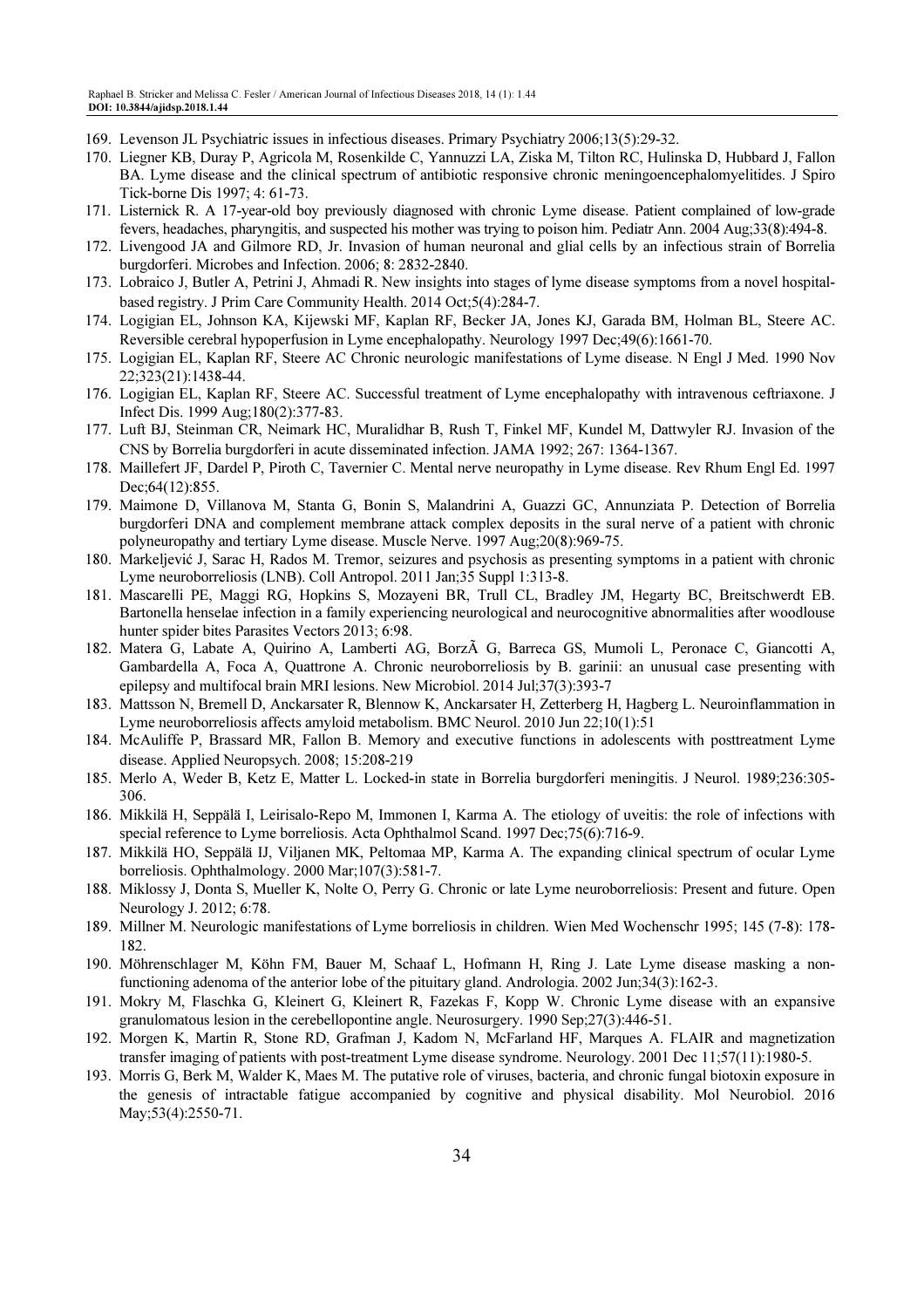169. Levenson JL Psychiatric issues in infectious diseases. Primary Psychiatry 2006;13(5):29-32.
170. Liegner KB, Duray P, Agricola M, Rosenkilde C, Yannuzzi LA, Ziska M, Tilton RC, Hulinska D, Hubbard J, Fallon BA. Lyme disease and the clinical spectrum of antibiotic responsive chronic meningoencephalomyelitides. J Spiro Tick-borne Dis 1997; 4: 61-73.
171. Listernick R. A 17-year-old boy previously diagnosed with chronic Lyme disease. Patient complained of low-grade fevers, headaches, pharyngitis, and suspected his mother was trying to poison him. Pediatr Ann. 2004 Aug;33(8):494-8.
172. Livengood JA and Gilmore RD, Jr. Invasion of human neuronal and glial cells by an infectious strain of Borrelia burgdorferi. Microbes and Infection. 2006; 8: 2832-2840.
173. Lobraico J, Butler A, Petrini J, Ahmadi R. New insights into stages of lyme disease symptoms from a novel hospital-based registry. J Prim Care Community Health. 2014 Oct;5(4):284-7.
174. Logigian EL, Johnson KA, Kijewski MF, Kaplan RF, Becker JA, Jones KJ, Garada BM, Holman BL, Steere AC. Reversible cerebral hypoperfusion in Lyme encephalopathy. Neurology 1997 Dec;49(6):1661-70.
175. Logigian EL, Kaplan RF, Steere AC Chronic neurologic manifestations of Lyme disease. N Engl J Med. 1990 Nov 22;323(21):1438-44.
176. Logigian EL, Kaplan RF, Steere AC. Successful treatment of Lyme encephalopathy with intravenous ceftriaxone. J Infect Dis. 1999 Aug;180(2):377-83.
177. Luft BJ, Steinman CR, Neimark HC, Muralidhar B, Rush T, Finkel MF, Kundel M, Dattwyler RJ. Invasion of the CNS by Borrelia burgdorferi in acute disseminated infection. JAMA 1992; 267: 1364-1367.
178. Maillefert JF, Dardel P, Piroth C, Tavernier C. Mental nerve neuropathy in Lyme disease. Rev Rhum Engl Ed. 1997 Dec;64(12):855.
179. Maimone D, Villanova M, Stanta G, Bonin S, Malandrini A, Guazzi GC, Annunziata P. Detection of Borrelia burgdorferi DNA and complement membrane attack complex deposits in the sural nerve of a patient with chronic polyneuropathy and tertiary Lyme disease. Muscle Nerve. 1997 Aug;20(8):969-75.
180. Markeljević J, Sarac H, Rados M. Tremor, seizures and psychosis as presenting symptoms in a patient with chronic Lyme neuroborreliosis (LNB). Coll Antropol. 2011 Jan;35 Suppl 1:313-8.
181. Mascarelli PE, Maggi RG, Hopkins S, Mozayeni BR, Trull CL, Bradley JM, Hegarty BC, Breitschwerdt EB. Bartonella henselae infection in a family experiencing neurological and neurocognitive abnormalities after woodlouse hunter spider bites Parasites Vectors 2013; 6:98.
182. Matera G, Labate A, Quirino A, Lamberti AG, BorzÃ G, Barreca GS, Mumoli L, Peronace C, Giancotti A, Gambardella A, Foca A, Quattrone A. Chronic neuroborreliosis by B. garinii: an unusual case presenting with epilepsy and multifocal brain MRI lesions. New Microbiol. 2014 Jul;37(3):393-7
183. Mattsson N, Bremell D, Anckarsater R, Blennow K, Anckarsater H, Zetterberg H, Hagberg L. Neuroinflammation in Lyme neuroborreliosis affects amyloid metabolism. BMC Neurol. 2010 Jun 22;10(1):51
184. McAuliffe P, Brassard MR, Fallon B. Memory and executive functions in adolescents with posttreatment Lyme disease. Applied Neuropsych. 2008; 15:208-219
185. Merlo A, Weder B, Ketz E, Matter L. Locked-in state in Borrelia burgdorferi meningitis. J Neurol. 1989;236:305-306.
186. Mikkilä H, Seppälä I, Leirisalo-Repo M, Immonen I, Karma A. The etiology of uveitis: the role of infections with special reference to Lyme borreliosis. Acta Ophthalmol Scand. 1997 Dec;75(6):716-9.
187. Mikkilä HO, Seppälä IJ, Viljanen MK, Peltomaa MP, Karma A. The expanding clinical spectrum of ocular Lyme borreliosis. Ophthalmology. 2000 Mar;107(3):581-7.
188. Miklossy J, Donta S, Mueller K, Nolte O, Perry G. Chronic or late Lyme neuroborreliosis: Present and future. Open Neurology J. 2012; 6:78.
189. Millner M. Neurologic manifestations of Lyme borreliosis in children. Wien Med Wochenschr 1995; 145 (7-8): 178-182.
190. Möhrenschlager M, Köhn FM, Bauer M, Schaaf L, Hofmann H, Ring J. Late Lyme disease masking a non-functioning adenoma of the anterior lobe of the pituitary gland. Andrologia. 2002 Jun;34(3):162-3.
191. Mokry M, Flaschka G, Kleinert G, Kleinert R, Fazekas F, Kopp W. Chronic Lyme disease with an expansive granulomatous lesion in the cerebellopontine angle. Neurosurgery. 1990 Sep;27(3):446-51.
192. Morgen K, Martin R, Stone RD, Grafman J, Kadom N, McFarland HF, Marques A. FLAIR and magnetization transfer imaging of patients with post-treatment Lyme disease syndrome. Neurology. 2001 Dec 11;57(11):1980-5.
193. Morris G, Berk M, Walder K, Maes M. The putative role of viruses, bacteria, and chronic fungal biotoxin exposure in the genesis of intractable fatigue accompanied by cognitive and physical disability. Mol Neurobiol. 2016 May;53(4):2550-71.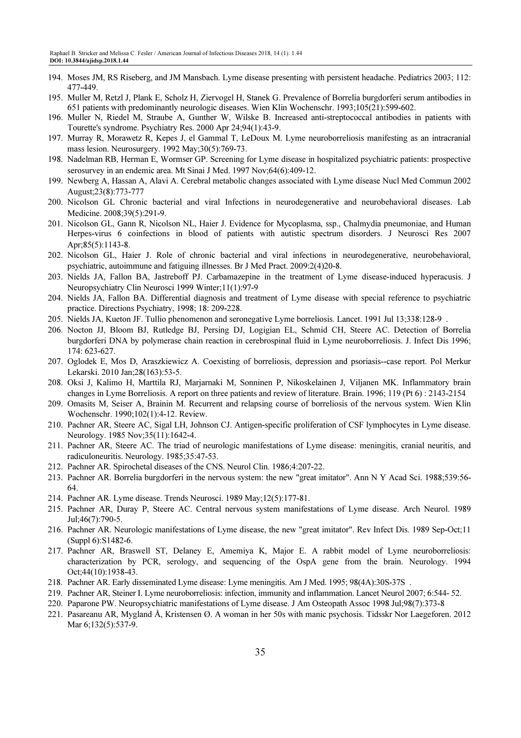194. Moses JM, RS Riseberg, and JM Mansbach. Lyme disease presenting with persistent headache. Pediatrics 2003; 112: 477-449.
195. Muller M, Retzl J, Plank E, Scholz H, Ziervogel H, Stanek G. Prevalence of Borrelia burgdorferi serum antibodies in 651 patients with predominantly neurologic diseases. Wien Klin Wochenschr. 1993;105(21):599-602.
196. Muller N, Riedel M, Straube A, Gunther W, Wilske B. Increased anti-streptococcal antibodies in patients with Tourette's syndrome. Psychiatry Res. 2000 Apr 24;94(1):43-9.
197. Murray R, Morawetz R, Kepes J, el Gammal T, LeDoux M. Lyme neuroborreliosis manifesting as an intracranial mass lesion. Neurosurgery. 1992 May;30(5):769-73.
198. Nadelman RB, Herman E, Wormser GP. Screening for Lyme disease in hospitalized psychiatric patients: prospective serosurvey in an endemic area. Mt Sinai J Med. 1997 Nov;64(6):409-12.
199. Newberg A, Hassan A, Alavi A. Cerebral metabolic changes associated with Lyme disease Nucl Med Commun 2002 August;23(8):773-777
200. Nicolson GL Chronic bacterial and viral Infections in neurodegenerative and neurobehavioral diseases. Lab Medicine. 2008;39(5):291-9.
201. Nicolson GL, Gann R, Nicolson NL, Haier J. Evidence for Mycoplasma, ssp., Chalmydia pneumoniae, and Human Herpes-virus 6 coinfections in blood of patients with autistic spectrum disorders. J Neurosci Res 2007 Apr;85(5):1143-8.
202. Nicolson GL, Haier J. Role of chronic bacterial and viral infections in neurodegenerative, neurobehavioral, psychiatric, autoimmune and fatiguing illnesses. Br J Med Pract. 2009:2(4)20-8.
203. Nields JA, Fallon BA, Jastreboff PJ. Carbamazepine in the treatment of Lyme disease-induced hyperacusis. J Neuropsychiatry Clin Neurosci 1999 Winter;11(1):97-9
204. Nields JA, Fallon BA. Differential diagnosis and treatment of Lyme disease with special reference to psychiatric practice. Directions Psychiatry, 1998; 18: 209-228.
205. Nields JA, Kueton JF. Tullio phenomenon and seronegative Lyme borreliosis. Lancet. 1991 Jul 13;338:128-9 .
206. Nocton JJ, Bloom BJ, Rutledge BJ, Persing DJ, Logigian EL, Schmid CH, Steere AC. Detection of Borrelia burgdorferi DNA by polymerase chain reaction in cerebrospinal fluid in Lyme neuroborreliosis. J. Infect Dis 1996; 174: 623-627.
207. Oglodek E, Mos D, Araszkiewicz A. Coexisting of borreliosis, depression and psoriasis--case report. Pol Merkur Lekarski. 2010 Jan;28(163):53-5.
208. Oksi J, Kalimo H, Marttila RJ, Marjarnaki M, Sonninen P, Nikoskelainen J, Viljanen MK. Inflammatory brain changes in Lyme Borreliosis. A report on three patients and review of literature. Brain. 1996; 119 (Pt 6) : 2143-2154
209. Omasits M, Seiser A, Brainin M. Recurrent and relapsing course of borreliosis of the nervous system. Wien Klin Wochenschr. 1990;102(1):4-12. Review.
210. Pachner AR, Steere AC, Sigal LH, Johnson CJ. Antigen-specific proliferation of CSF lymphocytes in Lyme disease. Neurology. 1985 Nov;35(11):1642-4.
211. Pachner AR, Steere AC. The triad of neurologic manifestations of Lyme disease: meningitis, cranial neuritis, and radiculoneuritis. Neurology. 1985;35:47-53.
212. Pachner AR. Spirochetal diseases of the CNS. Neurol Clin. 1986;4:207-22.
213. Pachner AR. Borrelia burgdorferi in the nervous system: the new "great imitator". Ann N Y Acad Sci. 1988;539:56-64.
214. Pachner AR. Lyme disease. Trends Neurosci. 1989 May;12(5):177-81.
215. Pachner AR, Duray P, Steere AC. Central nervous system manifestations of Lyme disease. Arch Neurol. 1989 Jul;46(7):790-5.
216. Pachner AR. Neurologic manifestations of Lyme disease, the new "great imitator". Rev Infect Dis. 1989 Sep-Oct;11 (Suppl 6):S1482-6.
217. Pachner AR, Braswell ST, Delaney E, Amemiya K, Major E. A rabbit model of Lyme neuroborreliosis: characterization by PCR, serology, and sequencing of the OspA gene from the brain. Neurology. 1994 Oct;44(10):1938-43.
218. Pachner AR. Early disseminated Lyme disease: Lyme meningitis. Am J Med. 1995; 98(4A):30S-37S .
219. Pachner AR, Steiner I. Lyme neuroborreliosis: infection, immunity and inflammation. Lancet Neurol 2007; 6:544- 52.
220. Paparone PW. Neuropsychiatric manifestations of Lyme disease. J Am Osteopath Assoc 1998 Jul;98(7):373-8
221. Pasareanu AR, Mygland Å, Kristensen Ø. A woman in her 50s with manic psychosis. Tidsskr Nor Laegeforen. 2012 Mar 6;132(5):537-9.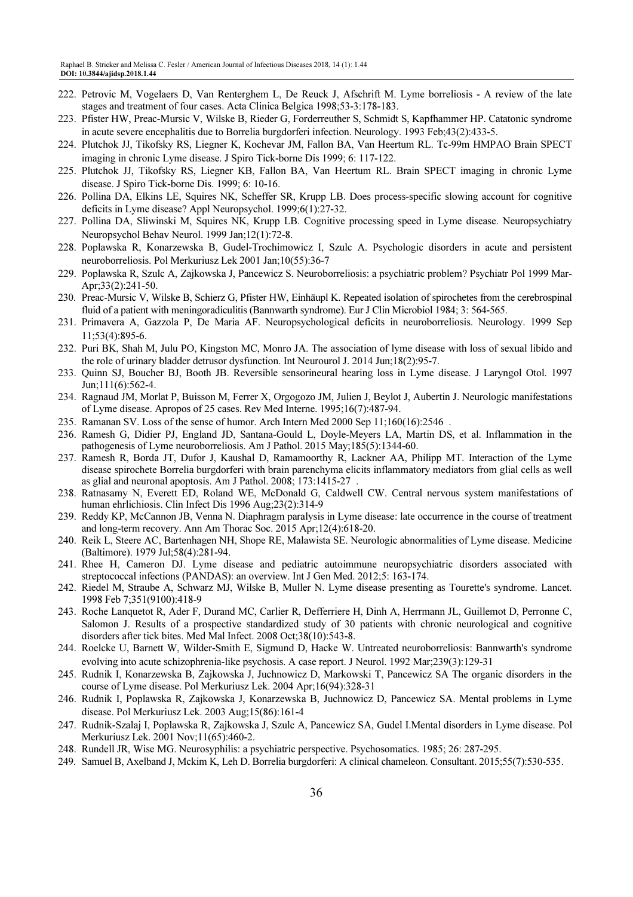222. Petrovic M, Vogelaers D, Van Renterghem L, De Reuck J, Afschrift M. Lyme borreliosis - A review of the late stages and treatment of four cases. Acta Clinica Belgica 1998;53-3:178-183.
223. Pfister HW, Preac-Mursic V, Wilske B, Rieder G, Forderreuther S, Schmidt S, Kapfhammer HP. Catatonic syndrome in acute severe encephalitis due to Borrelia burgdorferi infection. Neurology. 1993 Feb;43(2):433-5.
224. Plutchok JJ, Tikofsky RS, Liegner K, Kochevar JM, Fallon BA, Van Heertum RL. Tc-99m HMPAO Brain SPECT imaging in chronic Lyme disease. J Spiro Tick-borne Dis 1999; 6: 117-122.
225. Plutchok JJ, Tikofsky RS, Liegner KB, Fallon BA, Van Heertum RL. Brain SPECT imaging in chronic Lyme disease. J Spiro Tick-borne Dis. 1999; 6: 10-16.
226. Pollina DA, Elkins LE, Squires NK, Scheffer SR, Krupp LB. Does process-specific slowing account for cognitive deficits in Lyme disease? Appl Neuropsychol. 1999;6(1):27-32.
227. Pollina DA, Sliwinski M, Squires NK, Krupp LB. Cognitive processing speed in Lyme disease. Neuropsychiatry Neuropsychol Behav Neurol. 1999 Jan;12(1):72-8.
228. Poplawska R, Konarzewska B, Gudel-Trochimowicz I, Szulc A. Psychologic disorders in acute and persistent neuroborreliosis. Pol Merkuriusz Lek 2001 Jan;10(55):36-7
229. Poplawska R, Szulc A, Zajkowska J, Pancewicz S. Neuroborreliosis: a psychiatric problem? Psychiatr Pol 1999 Mar-Apr;33(2):241-50.
230. Preac-Mursic V, Wilske B, Schierz G, Pfister HW, Einhäupl K. Repeated isolation of spirochetes from the cerebrospinal fluid of a patient with meningoradiculitis (Bannwarth syndrome). Eur J Clin Microbiol 1984; 3: 564-565.
231. Primavera A, Gazzola P, De Maria AF. Neuropsychological deficits in neuroborreliosis. Neurology. 1999 Sep 11;53(4):895-6.
232. Puri BK, Shah M, Julu PO, Kingston MC, Monro JA. The association of lyme disease with loss of sexual libido and the role of urinary bladder detrusor dysfunction. Int Neurourol J. 2014 Jun;18(2):95-7.
233. Quinn SJ, Boucher BJ, Booth JB. Reversible sensorineural hearing loss in Lyme disease. J Laryngol Otol. 1997 Jun;111(6):562-4.
234. Ragnaud JM, Morlat P, Buisson M, Ferrer X, Orgogozo JM, Julien J, Beylot J, Aubertin J. Neurologic manifestations of Lyme disease. Apropos of 25 cases. Rev Med Interne. 1995;16(7):487-94.
235. Ramanan SV. Loss of the sense of humor. Arch Intern Med 2000 Sep 11;160(16):2546 .
236. Ramesh G, Didier PJ, England JD, Santana-Gould L, Doyle-Meyers LA, Martin DS, et al. Inflammation in the pathogenesis of Lyme neuroborreliosis. Am J Pathol. 2015 May;185(5):1344-60.
237. Ramesh R, Borda JT, Dufor J, Kaushal D, Ramamoorthy R, Lackner AA, Philipp MT. Interaction of the Lyme disease spirochete Borrelia burgdorferi with brain parenchyma elicits inflammatory mediators from glial cells as well as glial and neuronal apoptosis. Am J Pathol. 2008; 173:1415-27 .
238. Ratnasamy N, Everett ED, Roland WE, McDonald G, Caldwell CW. Central nervous system manifestations of human ehrlichiosis. Clin Infect Dis 1996 Aug;23(2):314-9
239. Reddy KP, McCannon JB, Venna N. Diaphragm paralysis in Lyme disease: late occurrence in the course of treatment and long-term recovery. Ann Am Thorac Soc. 2015 Apr;12(4):618-20.
240. Reik L, Steere AC, Bartenhagen NH, Shope RE, Malawista SE. Neurologic abnormalities of Lyme disease. Medicine (Baltimore). 1979 Jul;58(4):281-94.
241. Rhee H, Cameron DJ. Lyme disease and pediatric autoimmune neuropsychiatric disorders associated with streptococcal infections (PANDAS): an overview. Int J Gen Med. 2012;5: 163-174.
242. Riedel M, Straube A, Schwarz MJ, Wilske B, Muller N. Lyme disease presenting as Tourette's syndrome. Lancet. 1998 Feb 7;351(9100):418-9
243. Roche Lanquetot R, Ader F, Durand MC, Carlier R, Defferriere H, Dinh A, Herrmann JL, Guillemot D, Perronne C, Salomon J. Results of a prospective standardized study of 30 patients with chronic neurological and cognitive disorders after tick bites. Med Mal Infect. 2008 Oct;38(10):543-8.
244. Roelcke U, Barnett W, Wilder-Smith E, Sigmund D, Hacke W. Untreated neuroborreliosis: Bannwarth's syndrome evolving into acute schizophrenia-like psychosis. A case report. J Neurol. 1992 Mar;239(3):129-31
245. Rudnik I, Konarzewska B, Zajkowska J, Juchnowicz D, Markowski T, Pancewicz SA The organic disorders in the course of Lyme disease. Pol Merkuriusz Lek. 2004 Apr;16(94):328-31
246. Rudnik I, Poplawska R, Zajkowska J, Konarzewska B, Juchnowicz D, Pancewicz SA. Mental problems in Lyme disease. Pol Merkuriusz Lek. 2003 Aug;15(86):161-4
247. Rudnik-Szalaj I, Poplawska R, Zajkowska J, Szulc A, Pancewicz SA, Gudel I.Mental disorders in Lyme disease. Pol Merkuriusz Lek. 2001 Nov;11(65):460-2.
248. Rundell JR, Wise MG. Neurosyphilis: a psychiatric perspective. Psychosomatics. 1985; 26: 287-295.
249. Samuel B, Axelband J, Mckim K, Leh D. Borrelia burgdorferi: A clinical chameleon. Consultant. 2015;55(7):530-535.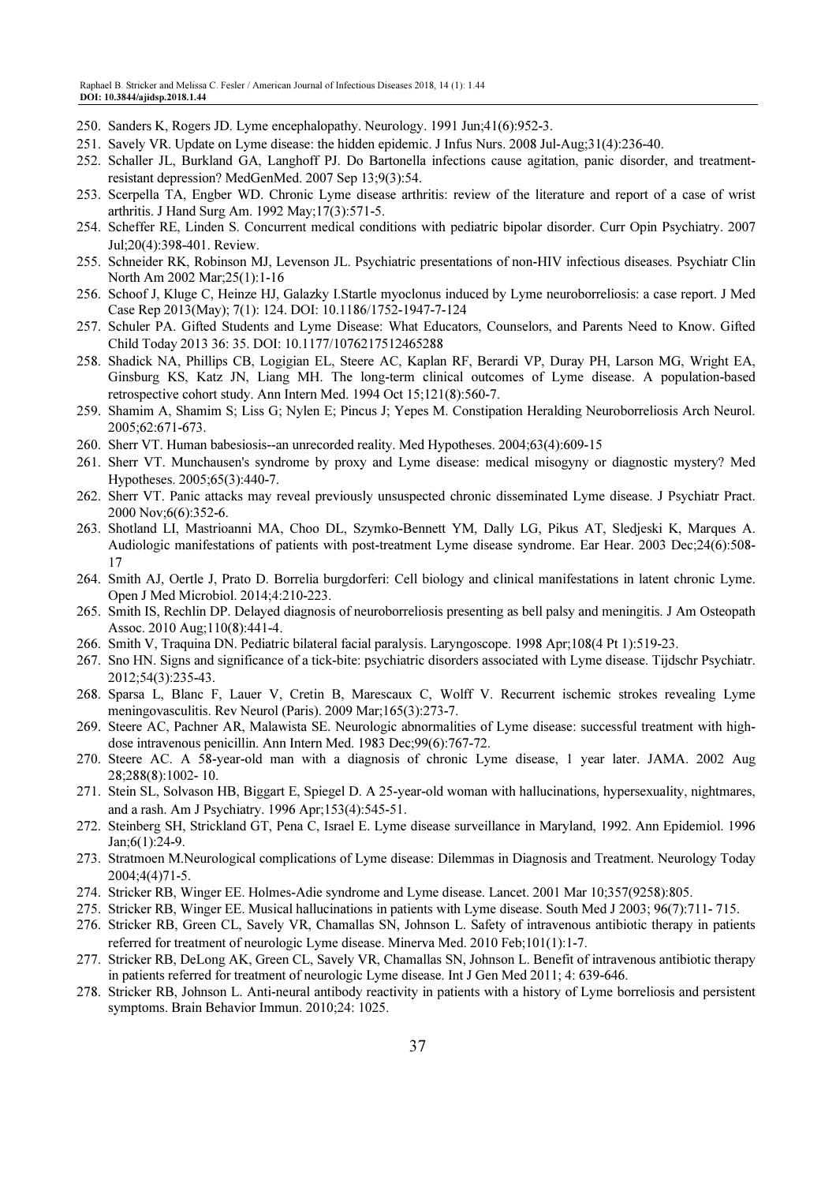250. Sanders K, Rogers JD. Lyme encephalopathy. Neurology. 1991 Jun;41(6):952-3.
251. Savely VR. Update on Lyme disease: the hidden epidemic. J Infus Nurs. 2008 Jul-Aug;31(4):236-40.
252. Schaller JL, Burkland GA, Langhoff PJ. Do Bartonella infections cause agitation, panic disorder, and treatment-resistant depression? MedGenMed. 2007 Sep 13;9(3):54.
253. Scerpella TA, Engber WD. Chronic Lyme disease arthritis: review of the literature and report of a case of wrist arthritis. J Hand Surg Am. 1992 May;17(3):571-5.
254. Scheffer RE, Linden S. Concurrent medical conditions with pediatric bipolar disorder. Curr Opin Psychiatry. 2007 Jul;20(4):398-401. Review.
255. Schneider RK, Robinson MJ, Levenson JL. Psychiatric presentations of non-HIV infectious diseases. Psychiatr Clin North Am 2002 Mar;25(1):1-16
256. Schoof J, Kluge C, Heinze HJ, Galazky I.Startle myoclonus induced by Lyme neuroborreliosis: a case report. J Med Case Rep 2013(May); 7(1): 124. DOI: 10.1186/1752-1947-7-124
257. Schuler PA. Gifted Students and Lyme Disease: What Educators, Counselors, and Parents Need to Know. Gifted Child Today 2013 36: 35. DOI: 10.1177/1076217512465288
258. Shadick NA, Phillips CB, Logigian EL, Steere AC, Kaplan RF, Berardi VP, Duray PH, Larson MG, Wright EA, Ginsburg KS, Katz JN, Liang MH. The long-term clinical outcomes of Lyme disease. A population-based retrospective cohort study. Ann Intern Med. 1994 Oct 15;121(8):560-7.
259. Shamim A, Shamim S; Liss G; Nylen E; Pincus J; Yepes M. Constipation Heralding Neuroborreliosis Arch Neurol. 2005;62:671-673.
260. Sherr VT. Human babesiosis--an unrecorded reality. Med Hypotheses. 2004;63(4):609-15
261. Sherr VT. Munchausen's syndrome by proxy and Lyme disease: medical misogyny or diagnostic mystery? Med Hypotheses. 2005;65(3):440-7.
262. Sherr VT. Panic attacks may reveal previously unsuspected chronic disseminated Lyme disease. J Psychiatr Pract. 2000 Nov;6(6):352-6.
263. Shotland LI, Mastrioanni MA, Choo DL, Szymko-Bennett YM, Dally LG, Pikus AT, Sledjeski K, Marques A. Audiologic manifestations of patients with post-treatment Lyme disease syndrome. Ear Hear. 2003 Dec;24(6):508-17
264. Smith AJ, Oertle J, Prato D. Borrelia burgdorferi: Cell biology and clinical manifestations in latent chronic Lyme. Open J Med Microbiol. 2014;4:210-223.
265. Smith IS, Rechlin DP. Delayed diagnosis of neuroborreliosis presenting as bell palsy and meningitis. J Am Osteopath Assoc. 2010 Aug;110(8):441-4.
266. Smith V, Traquina DN. Pediatric bilateral facial paralysis. Laryngoscope. 1998 Apr;108(4 Pt 1):519-23.
267. Sno HN. Signs and significance of a tick-bite: psychiatric disorders associated with Lyme disease. Tijdschr Psychiatr. 2012;54(3):235-43.
268. Sparsa L, Blanc F, Lauer V, Cretin B, Marescaux C, Wolff V. Recurrent ischemic strokes revealing Lyme meningovasculitis. Rev Neurol (Paris). 2009 Mar;165(3):273-7.
269. Steere AC, Pachner AR, Malawista SE. Neurologic abnormalities of Lyme disease: successful treatment with high-dose intravenous penicillin. Ann Intern Med. 1983 Dec;99(6):767-72.
270. Steere AC. A 58-year-old man with a diagnosis of chronic Lyme disease, 1 year later. JAMA. 2002 Aug 28;288(8):1002- 10.
271. Stein SL, Solvason HB, Biggart E, Spiegel D. A 25-year-old woman with hallucinations, hypersexuality, nightmares, and a rash. Am J Psychiatry. 1996 Apr;153(4):545-51.
272. Steinberg SH, Strickland GT, Pena C, Israel E. Lyme disease surveillance in Maryland, 1992. Ann Epidemiol. 1996 Jan;6(1):24-9.
273. Stratmoen M.Neurological complications of Lyme disease: Dilemmas in Diagnosis and Treatment. Neurology Today 2004;4(4)71-5.
274. Stricker RB, Winger EE. Holmes-Adie syndrome and Lyme disease. Lancet. 2001 Mar 10;357(9258):805.
275. Stricker RB, Winger EE. Musical hallucinations in patients with Lyme disease. South Med J 2003; 96(7):711- 715.
276. Stricker RB, Green CL, Savely VR, Chamallas SN, Johnson L. Safety of intravenous antibiotic therapy in patients referred for treatment of neurologic Lyme disease. Minerva Med. 2010 Feb;101(1):1-7.
277. Stricker RB, DeLong AK, Green CL, Savely VR, Chamallas SN, Johnson L. Benefit of intravenous antibiotic therapy in patients referred for treatment of neurologic Lyme disease. Int J Gen Med 2011; 4: 639-646.
278. Stricker RB, Johnson L. Anti-neural antibody reactivity in patients with a history of Lyme borreliosis and persistent symptoms. Brain Behavior Immun. 2010;24: 1025.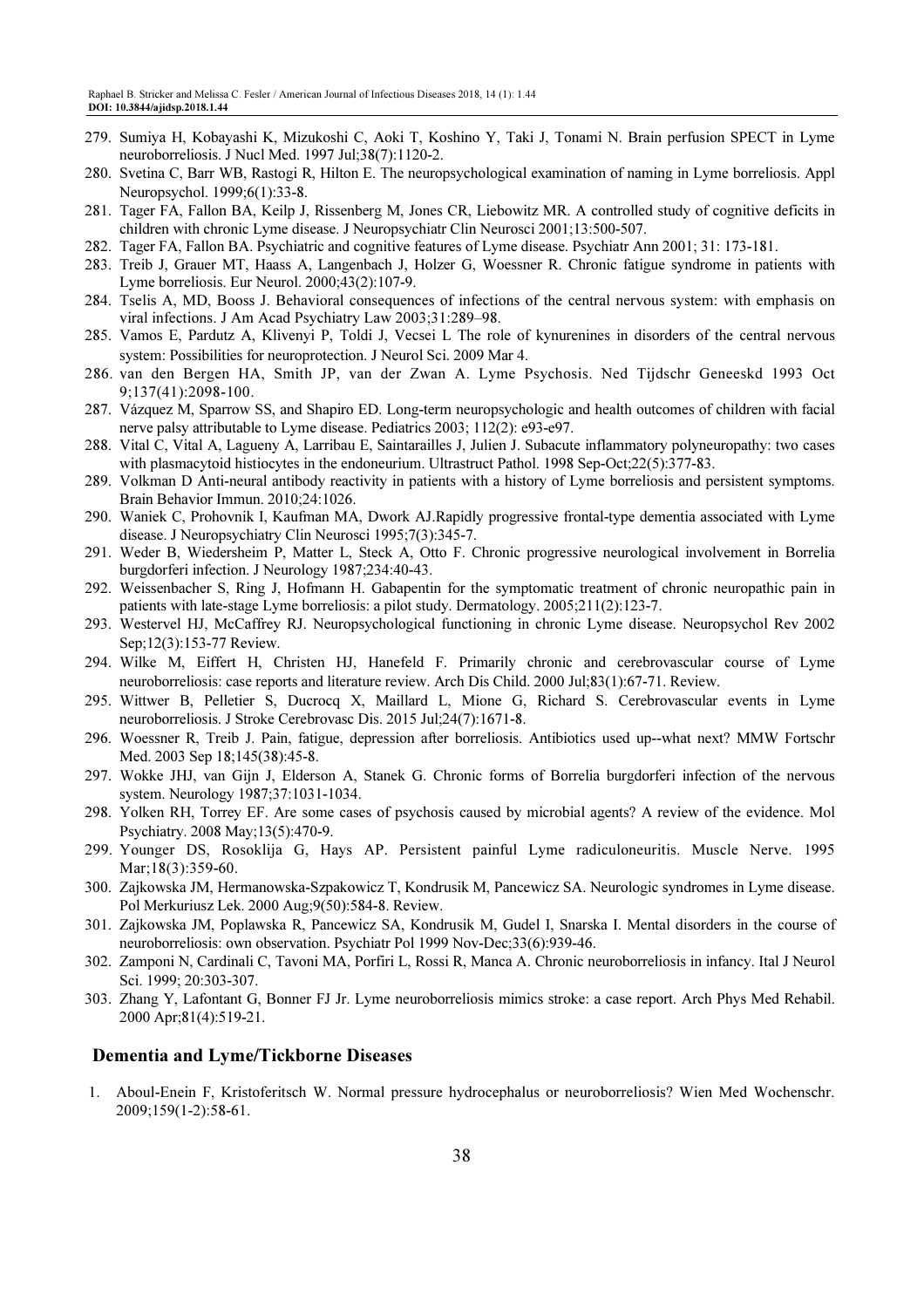279. Sumiya H, Kobayashi K, Mizukoshi C, Aoki T, Koshino Y, Taki J, Tonami N. Brain perfusion SPECT in Lyme neuroborreliosis. J Nucl Med. 1997 Jul;38(7):1120-2.
280. Svetina C, Barr WB, Rastogi R, Hilton E. The neuropsychological examination of naming in Lyme borreliosis. Appl Neuropsychol. 1999;6(1):33-8.
281. Tager FA, Fallon BA, Keilp J, Rissenberg M, Jones CR, Liebowitz MR. A controlled study of cognitive deficits in children with chronic Lyme disease. J Neuropsychiatr Clin Neurosci 2001;13:500-507.
282. Tager FA, Fallon BA. Psychiatric and cognitive features of Lyme disease. Psychiatr Ann 2001; 31: 173-181.
283. Treib J, Grauer MT, Haass A, Langenbach J, Holzer G, Woessner R. Chronic fatigue syndrome in patients with Lyme borreliosis. Eur Neurol. 2000;43(2):107-9.
284. Tselis A, MD, Booss J. Behavioral consequences of infections of the central nervous system: with emphasis on viral infections. J Am Acad Psychiatry Law 2003;31:289–98.
285. Vamos E, Pardutz A, Klivenyi P, Toldi J, Vecsei L The role of kynurenines in disorders of the central nervous system: Possibilities for neuroprotection. J Neurol Sci. 2009 Mar 4.
286. van den Bergen HA, Smith JP, van der Zwan A. Lyme Psychosis. Ned Tijdschr Geneeskd 1993 Oct 9;137(41):2098-100.
287. Vázquez M, Sparrow SS, and Shapiro ED. Long-term neuropsychologic and health outcomes of children with facial nerve palsy attributable to Lyme disease. Pediatrics 2003; 112(2): e93-e97.
288. Vital C, Vital A, Lagueny A, Larribau E, Saintarailles J, Julien J. Subacute inflammatory polyneuropathy: two cases with plasmacytoid histiocytes in the endoneurium. Ultrastruct Pathol. 1998 Sep-Oct;22(5):377-83.
289. Volkman D Anti-neural antibody reactivity in patients with a history of Lyme borreliosis and persistent symptoms. Brain Behavior Immun. 2010;24:1026.
290. Waniek C, Prohovnik I, Kaufman MA, Dwork AJ.Rapidly progressive frontal-type dementia associated with Lyme disease. J Neuropsychiatry Clin Neurosci 1995;7(3):345-7.
291. Weder B, Wiedersheim P, Matter L, Steck A, Otto F. Chronic progressive neurological involvement in Borrelia burgdorferi infection. J Neurology 1987;234:40-43.
292. Weissenbacher S, Ring J, Hofmann H. Gabapentin for the symptomatic treatment of chronic neuropathic pain in patients with late-stage Lyme borreliosis: a pilot study. Dermatology. 2005;211(2):123-7.
293. Westervel HJ, McCaffrey RJ. Neuropsychological functioning in chronic Lyme disease. Neuropsychol Rev 2002 Sep;12(3):153-77 Review.
294. Wilke M, Eiffert H, Christen HJ, Hanefeld F. Primarily chronic and cerebrovascular course of Lyme neuroborreliosis: case reports and literature review. Arch Dis Child. 2000 Jul;83(1):67-71. Review.
295. Wittwer B, Pelletier S, Ducrocq X, Maillard L, Mione G, Richard S. Cerebrovascular events in Lyme neuroborreliosis. J Stroke Cerebrovasc Dis. 2015 Jul;24(7):1671-8.
296. Woessner R, Treib J. Pain, fatigue, depression after borreliosis. Antibiotics used up--what next? MMW Fortschr Med. 2003 Sep 18;145(38):45-8.
297. Wokke JHJ, van Gijn J, Elderson A, Stanek G. Chronic forms of Borrelia burgdorferi infection of the nervous system. Neurology 1987;37:1031-1034.
298. Yolken RH, Torrey EF. Are some cases of psychosis caused by microbial agents? A review of the evidence. Mol Psychiatry. 2008 May;13(5):470-9.
299. Younger DS, Rosoklija G, Hays AP. Persistent painful Lyme radiculoneuritis. Muscle Nerve. 1995 Mar;18(3):359-60.
300. Zajkowska JM, Hermanowska-Szpakowicz T, Kondrusik M, Pancewicz SA. Neurologic syndromes in Lyme disease. Pol Merkuriusz Lek. 2000 Aug;9(50):584-8. Review.
301. Zajkowska JM, Poplawska R, Pancewicz SA, Kondrusik M, Gudel I, Snarska I. Mental disorders in the course of neuroborreliosis: own observation. Psychiatr Pol 1999 Nov-Dec;33(6):939-46.
302. Zamponi N, Cardinali C, Tavoni MA, Porfiri L, Rossi R, Manca A. Chronic neuroborreliosis in infancy. Ital J Neurol Sci. 1999; 20:303-307.
303. Zhang Y, Lafontant G, Bonner FJ Jr. Lyme neuroborreliosis mimics stroke: a case report. Arch Phys Med Rehabil. 2000 Apr;81(4):519-21.

## Dementia and Lyme/Tickborne Diseases

1. Aboul-Enein F, Kristoferitsch W. Normal pressure hydrocephalus or neuroborreliosis? Wien Med Wochenschr. 2009;159(1-2):58-61.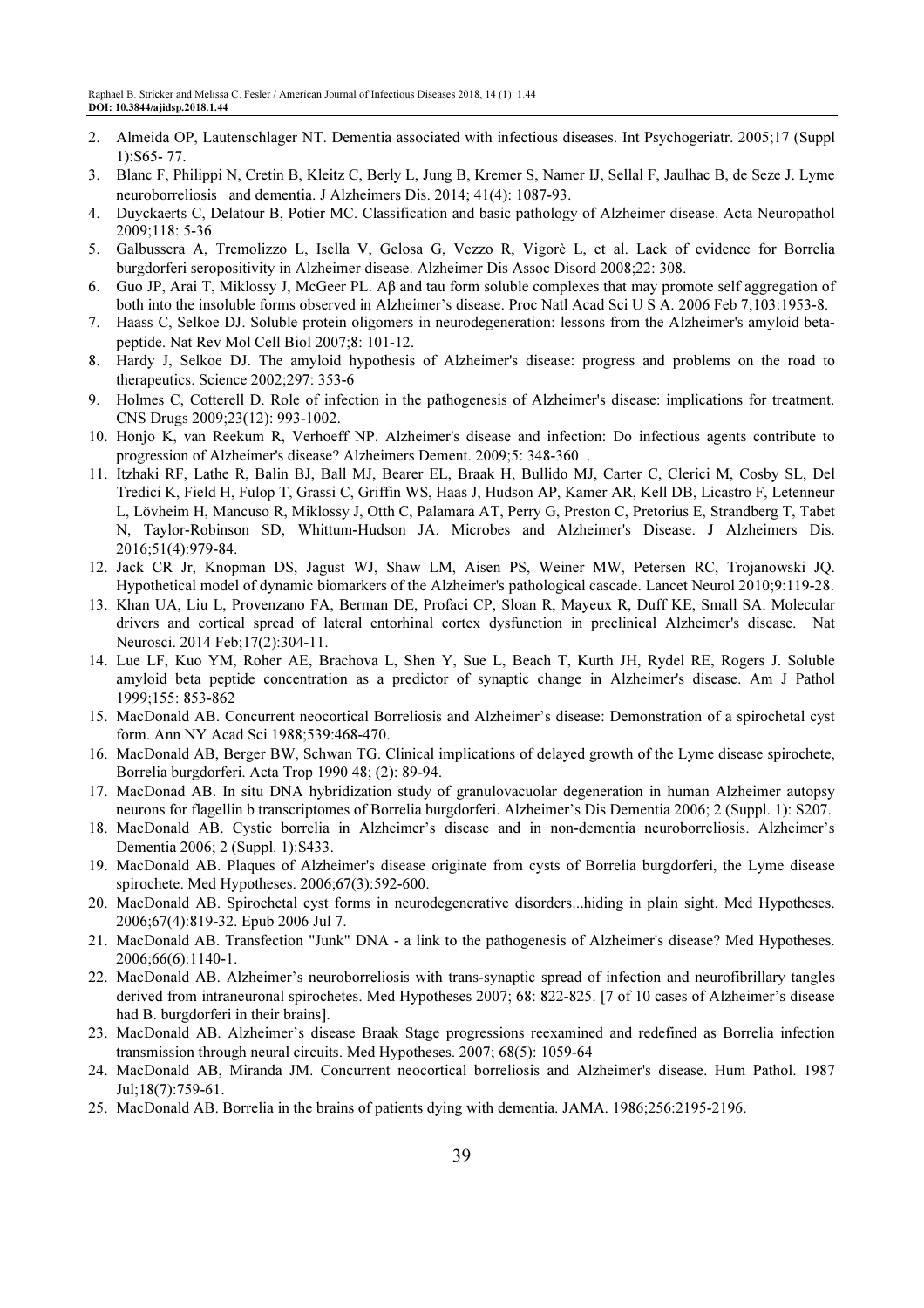2. Almeida OP, Lautenschlager NT. Dementia associated with infectious diseases. Int Psychogeriatr. 2005;17 (Suppl 1):S65- 77.
3. Blanc F, Philippi N, Cretin B, Kleitz C, Berly L, Jung B, Kremer S, Namer IJ, Sellal F, Jaulhac B, de Seze J. Lyme neuroborreliosis and dementia. J Alzheimers Dis. 2014; 41(4): 1087-93.
4. Duyckaerts C, Delatour B, Potier MC. Classification and basic pathology of Alzheimer disease. Acta Neuropathol 2009;118: 5-36
5. Galbussera A, Tremolizzo L, Isella V, Gelosa G, Vezzo R, Vigorè L, et al. Lack of evidence for Borrelia burgdorferi seropositivity in Alzheimer disease. Alzheimer Dis Assoc Disord 2008;22: 308.
6. Guo JP, Arai T, Miklossy J, McGeer PL. Aβ and tau form soluble complexes that may promote self aggregation of both into the insoluble forms observed in Alzheimer's disease. Proc Natl Acad Sci U S A. 2006 Feb 7;103:1953-8.
7. Haass C, Selkoe DJ. Soluble protein oligomers in neurodegeneration: lessons from the Alzheimer's amyloid beta-peptide. Nat Rev Mol Cell Biol 2007;8: 101-12.
8. Hardy J, Selkoe DJ. The amyloid hypothesis of Alzheimer's disease: progress and problems on the road to therapeutics. Science 2002;297: 353-6
9. Holmes C, Cotterell D. Role of infection in the pathogenesis of Alzheimer's disease: implications for treatment. CNS Drugs 2009;23(12): 993-1002.
10. Honjo K, van Reekum R, Verhoeff NP. Alzheimer's disease and infection: Do infectious agents contribute to progression of Alzheimer's disease? Alzheimers Dement. 2009;5: 348-360 .
11. Itzhaki RF, Lathe R, Balin BJ, Ball MJ, Bearer EL, Braak H, Bullido MJ, Carter C, Clerici M, Cosby SL, Del Tredici K, Field H, Fulop T, Grassi C, Griffin WS, Haas J, Hudson AP, Kamer AR, Kell DB, Licastro F, Letenneur L, Lövheim H, Mancuso R, Miklossy J, Otth C, Palamara AT, Perry G, Preston C, Pretorius E, Strandberg T, Tabet N, Taylor-Robinson SD, Whittum-Hudson JA. Microbes and Alzheimer's Disease. J Alzheimers Dis. 2016;51(4):979-84.
12. Jack CR Jr, Knopman DS, Jagust WJ, Shaw LM, Aisen PS, Weiner MW, Petersen RC, Trojanowski JQ. Hypothetical model of dynamic biomarkers of the Alzheimer's pathological cascade. Lancet Neurol 2010;9:119-28.
13. Khan UA, Liu L, Provenzano FA, Berman DE, Profaci CP, Sloan R, Mayeux R, Duff KE, Small SA. Molecular drivers and cortical spread of lateral entorhinal cortex dysfunction in preclinical Alzheimer's disease. Nat Neurosci. 2014 Feb;17(2):304-11.
14. Lue LF, Kuo YM, Roher AE, Brachova L, Shen Y, Sue L, Beach T, Kurth JH, Rydel RE, Rogers J. Soluble amyloid beta peptide concentration as a predictor of synaptic change in Alzheimer's disease. Am J Pathol 1999;155: 853-862
15. MacDonald AB. Concurrent neocortical Borreliosis and Alzheimer's disease: Demonstration of a spirochetal cyst form. Ann NY Acad Sci 1988;539:468-470.
16. MacDonald AB, Berger BW, Schwan TG. Clinical implications of delayed growth of the Lyme disease spirochete, Borrelia burgdorferi. Acta Trop 1990 48; (2): 89-94.
17. MacDonad AB. In situ DNA hybridization study of granulovacuolar degeneration in human Alzheimer autopsy neurons for flagellin b transcriptomes of Borrelia burgdorferi. Alzheimer's Dis Dementia 2006; 2 (Suppl. 1): S207.
18. MacDonald AB. Cystic borrelia in Alzheimer's disease and in non-dementia neuroborreliosis. Alzheimer's Dementia 2006; 2 (Suppl. 1):S433.
19. MacDonald AB. Plaques of Alzheimer's disease originate from cysts of Borrelia burgdorferi, the Lyme disease spirochete. Med Hypotheses. 2006;67(3):592-600.
20. MacDonald AB. Spirochetal cyst forms in neurodegenerative disorders...hiding in plain sight. Med Hypotheses. 2006;67(4):819-32. Epub 2006 Jul 7.
21. MacDonald AB. Transfection "Junk" DNA - a link to the pathogenesis of Alzheimer's disease? Med Hypotheses. 2006;66(6):1140-1.
22. MacDonald AB. Alzheimer's neuroborreliosis with trans-synaptic spread of infection and neurofibrillary tangles derived from intraneuronal spirochetes. Med Hypotheses 2007; 68: 822-825. [7 of 10 cases of Alzheimer's disease had B. burgdorferi in their brains].
23. MacDonald AB. Alzheimer's disease Braak Stage progressions reexamined and redefined as Borrelia infection transmission through neural circuits. Med Hypotheses. 2007; 68(5): 1059-64
24. MacDonald AB, Miranda JM. Concurrent neocortical borreliosis and Alzheimer's disease. Hum Pathol. 1987 Jul;18(7):759-61.
25. MacDonald AB. Borrelia in the brains of patients dying with dementia. JAMA. 1986;256:2195-2196.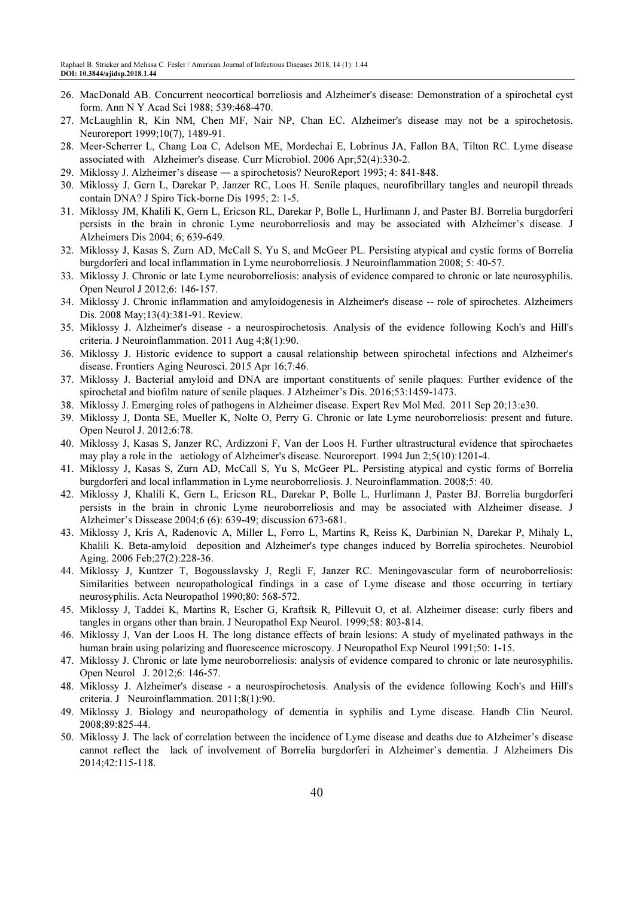26. MacDonald AB. Concurrent neocortical borreliosis and Alzheimer's disease: Demonstration of a spirochetal cyst form. Ann N Y Acad Sci 1988; 539:468-470.
27. McLaughlin R, Kin NM, Chen MF, Nair NP, Chan EC. Alzheimer's disease may not be a spirochetosis. Neuroreport 1999;10(7), 1489-91.
28. Meer-Scherrer L, Chang Loa C, Adelson ME, Mordechai E, Lobrinus JA, Fallon BA, Tilton RC. Lyme disease associated with Alzheimer's disease. Curr Microbiol. 2006 Apr;52(4):330-2.
29. Miklossy J. Alzheimer's disease ― a spirochetosis? NeuroReport 1993; 4: 841-848.
30. Miklossy J, Gern L, Darekar P, Janzer RC, Loos H. Senile plaques, neurofibrillary tangles and neuropil threads contain DNA? J Spiro Tick-borne Dis 1995; 2: 1-5.
31. Miklossy JM, Khalili K, Gern L, Ericson RL, Darekar P, Bolle L, Hurlimann J, and Paster BJ. Borrelia burgdorferi persists in the brain in chronic Lyme neuroborreliosis and may be associated with Alzheimer's disease. J Alzheimers Dis 2004; 6; 639-649.
32. Miklossy J, Kasas S, Zurn AD, McCall S, Yu S, and McGeer PL. Persisting atypical and cystic forms of Borrelia burgdorferi and local inflammation in Lyme neuroborreliosis. J Neuroinflammation 2008; 5: 40-57.
33. Miklossy J. Chronic or late Lyme neuroborreliosis: analysis of evidence compared to chronic or late neurosyphilis. Open Neurol J 2012;6: 146-157.
34. Miklossy J. Chronic inflammation and amyloidogenesis in Alzheimer's disease -- role of spirochetes. Alzheimers Dis. 2008 May;13(4):381-91. Review.
35. Miklossy J. Alzheimer's disease - a neurospirochetosis. Analysis of the evidence following Koch's and Hill's criteria. J Neuroinflammation. 2011 Aug 4;8(1):90.
36. Miklossy J. Historic evidence to support a causal relationship between spirochetal infections and Alzheimer's disease. Frontiers Aging Neurosci. 2015 Apr 16;7:46.
37. Miklossy J. Bacterial amyloid and DNA are important constituents of senile plaques: Further evidence of the spirochetal and biofilm nature of senile plaques. J Alzheimer's Dis. 2016;53:1459-1473.
38. Miklossy J. Emerging roles of pathogens in Alzheimer disease. Expert Rev Mol Med. 2011 Sep 20;13:e30.
39. Miklossy J, Donta SE, Mueller K, Nolte O, Perry G. Chronic or late Lyme neuroborreliosis: present and future. Open Neurol J. 2012;6:78.
40. Miklossy J, Kasas S, Janzer RC, Ardizzoni F, Van der Loos H. Further ultrastructural evidence that spirochaetes may play a role in the aetiology of Alzheimer's disease. Neuroreport. 1994 Jun 2;5(10):1201-4.
41. Miklossy J, Kasas S, Zurn AD, McCall S, Yu S, McGeer PL. Persisting atypical and cystic forms of Borrelia burgdorferi and local inflammation in Lyme neuroborreliosis. J. Neuroinflammation. 2008;5: 40.
42. Miklossy J, Khalili K, Gern L, Ericson RL, Darekar P, Bolle L, Hurlimann J, Paster BJ. Borrelia burgdorferi persists in the brain in chronic Lyme neuroborreliosis and may be associated with Alzheimer disease. J Alzheimer's Dissease 2004;6 (6): 639-49; discussion 673-681.
43. Miklossy J, Kris A, Radenovic A, Miller L, Forro L, Martins R, Reiss K, Darbinian N, Darekar P, Mihaly L, Khalili K. Beta-amyloid deposition and Alzheimer's type changes induced by Borrelia spirochetes. Neurobiol Aging. 2006 Feb;27(2):228-36.
44. Miklossy J, Kuntzer T, Bogousslavsky J, Regli F, Janzer RC. Meningovascular form of neuroborreliosis: Similarities between neuropathological findings in a case of Lyme disease and those occurring in tertiary neurosyphilis. Acta Neuropathol 1990;80: 568-572.
45. Miklossy J, Taddei K, Martins R, Escher G, Kraftsik R, Pillevuit O, et al. Alzheimer disease: curly fibers and tangles in organs other than brain. J Neuropathol Exp Neurol. 1999;58: 803-814.
46. Miklossy J, Van der Loos H. The long distance effects of brain lesions: A study of myelinated pathways in the human brain using polarizing and fluorescence microscopy. J Neuropathol Exp Neurol 1991;50: 1-15.
47. Miklossy J. Chronic or late lyme neuroborreliosis: analysis of evidence compared to chronic or late neurosyphilis. Open Neurol J. 2012;6: 146-57.
48. Miklossy J. Alzheimer's disease - a neurospirochetosis. Analysis of the evidence following Koch's and Hill's criteria. J Neuroinflammation. 2011;8(1):90.
49. Miklossy J. Biology and neuropathology of dementia in syphilis and Lyme disease. Handb Clin Neurol. 2008;89:825-44.
50. Miklossy J. The lack of correlation between the incidence of Lyme disease and deaths due to Alzheimer's disease cannot reflect the lack of involvement of Borrelia burgdorferi in Alzheimer's dementia. J Alzheimers Dis 2014;42:115-118.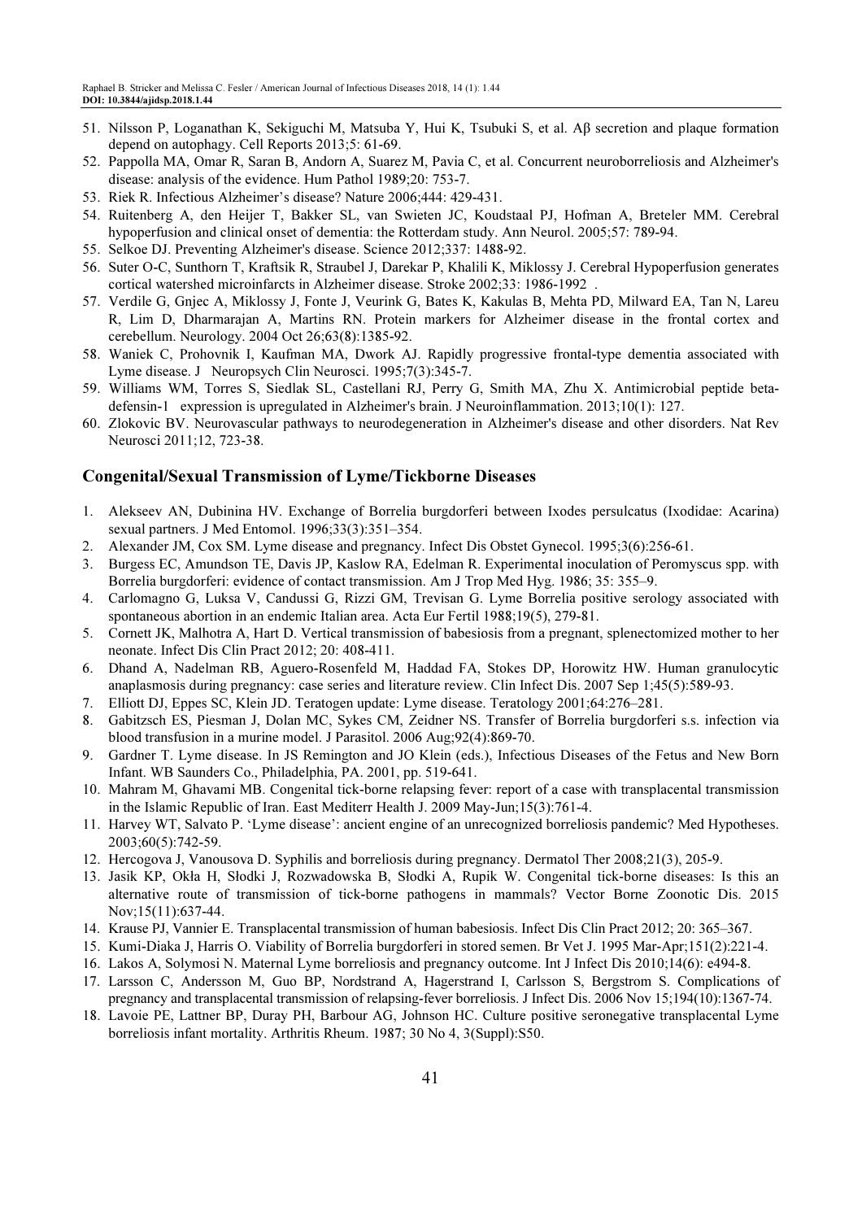51. Nilsson P, Loganathan K, Sekiguchi M, Matsuba Y, Hui K, Tsubuki S, et al. Aβ secretion and plaque formation depend on autophagy. Cell Reports 2013;5: 61-69.
52. Pappolla MA, Omar R, Saran B, Andorn A, Suarez M, Pavia C, et al. Concurrent neuroborreliosis and Alzheimer's disease: analysis of the evidence. Hum Pathol 1989;20: 753-7.
53. Riek R. Infectious Alzheimer's disease? Nature 2006;444: 429-431.
54. Ruitenberg A, den Heijer T, Bakker SL, van Swieten JC, Koudstaal PJ, Hofman A, Breteler MM. Cerebral hypoperfusion and clinical onset of dementia: the Rotterdam study. Ann Neurol. 2005;57: 789-94.
55. Selkoe DJ. Preventing Alzheimer's disease. Science 2012;337: 1488-92.
56. Suter O-C, Sunthorn T, Kraftsik R, Straubel J, Darekar P, Khalili K, Miklossy J. Cerebral Hypoperfusion generates cortical watershed microinfarcts in Alzheimer disease. Stroke 2002;33: 1986-1992 .
57. Verdile G, Gnjec A, Miklossy J, Fonte J, Veurink G, Bates K, Kakulas B, Mehta PD, Milward EA, Tan N, Lareu R, Lim D, Dharmarajan A, Martins RN. Protein markers for Alzheimer disease in the frontal cortex and cerebellum. Neurology. 2004 Oct 26;63(8):1385-92.
58. Waniek C, Prohovnik I, Kaufman MA, Dwork AJ. Rapidly progressive frontal-type dementia associated with Lyme disease. J Neuropsych Clin Neurosci. 1995;7(3):345-7.
59. Williams WM, Torres S, Siedlak SL, Castellani RJ, Perry G, Smith MA, Zhu X. Antimicrobial peptide beta-defensin-1 expression is upregulated in Alzheimer's brain. J Neuroinflammation. 2013;10(1): 127.
60. Zlokovic BV. Neurovascular pathways to neurodegeneration in Alzheimer's disease and other disorders. Nat Rev Neurosci 2011;12, 723-38.

## Congenital/Sexual Transmission of Lyme/Tickborne Diseases

1. Alekseev AN, Dubinina HV. Exchange of Borrelia burgdorferi between Ixodes persulcatus (Ixodidae: Acarina) sexual partners. J Med Entomol. 1996;33(3):351–354.
2. Alexander JM, Cox SM. Lyme disease and pregnancy. Infect Dis Obstet Gynecol. 1995;3(6):256-61.
3. Burgess EC, Amundson TE, Davis JP, Kaslow RA, Edelman R. Experimental inoculation of Peromyscus spp. with Borrelia burgdorferi: evidence of contact transmission. Am J Trop Med Hyg. 1986; 35: 355–9.
4. Carlomagno G, Luksa V, Candussi G, Rizzi GM, Trevisan G. Lyme Borrelia positive serology associated with spontaneous abortion in an endemic Italian area. Acta Eur Fertil 1988;19(5), 279-81.
5. Cornett JK, Malhotra A, Hart D. Vertical transmission of babesiosis from a pregnant, splenectomized mother to her neonate. Infect Dis Clin Pract 2012; 20: 408-411.
6. Dhand A, Nadelman RB, Aguero-Rosenfeld M, Haddad FA, Stokes DP, Horowitz HW. Human granulocytic anaplasmosis during pregnancy: case series and literature review. Clin Infect Dis. 2007 Sep 1;45(5):589-93.
7. Elliott DJ, Eppes SC, Klein JD. Teratogen update: Lyme disease. Teratology 2001;64:276–281.
8. Gabitzsch ES, Piesman J, Dolan MC, Sykes CM, Zeidner NS. Transfer of Borrelia burgdorferi s.s. infection via blood transfusion in a murine model. J Parasitol. 2006 Aug;92(4):869-70.
9. Gardner T. Lyme disease. In JS Remington and JO Klein (eds.), Infectious Diseases of the Fetus and New Born Infant. WB Saunders Co., Philadelphia, PA. 2001, pp. 519-641.
10. Mahram M, Ghavami MB. Congenital tick-borne relapsing fever: report of a case with transplacental transmission in the Islamic Republic of Iran. East Mediterr Health J. 2009 May-Jun;15(3):761-4.
11. Harvey WT, Salvato P. 'Lyme disease': ancient engine of an unrecognized borreliosis pandemic? Med Hypotheses. 2003;60(5):742-59.
12. Hercogova J, Vanousova D. Syphilis and borreliosis during pregnancy. Dermatol Ther 2008;21(3), 205-9.
13. Jasik KP, Okła H, Słodki J, Rozwadowska B, Słodki A, Rupik W. Congenital tick-borne diseases: Is this an alternative route of transmission of tick-borne pathogens in mammals? Vector Borne Zoonotic Dis. 2015 Nov;15(11):637-44.
14. Krause PJ, Vannier E. Transplacental transmission of human babesiosis. Infect Dis Clin Pract 2012; 20: 365–367.
15. Kumi-Diaka J, Harris O. Viability of Borrelia burgdorferi in stored semen. Br Vet J. 1995 Mar-Apr;151(2):221-4.
16. Lakos A, Solymosi N. Maternal Lyme borreliosis and pregnancy outcome. Int J Infect Dis 2010;14(6): e494-8.
17. Larsson C, Andersson M, Guo BP, Nordstrand A, Hagerstrand I, Carlsson S, Bergstrom S. Complications of pregnancy and transplacental transmission of relapsing-fever borreliosis. J Infect Dis. 2006 Nov 15;194(10):1367-74.
18. Lavoie PE, Lattner BP, Duray PH, Barbour AG, Johnson HC. Culture positive seronegative transplacental Lyme borreliosis infant mortality. Arthritis Rheum. 1987; 30 No 4, 3(Suppl):S50.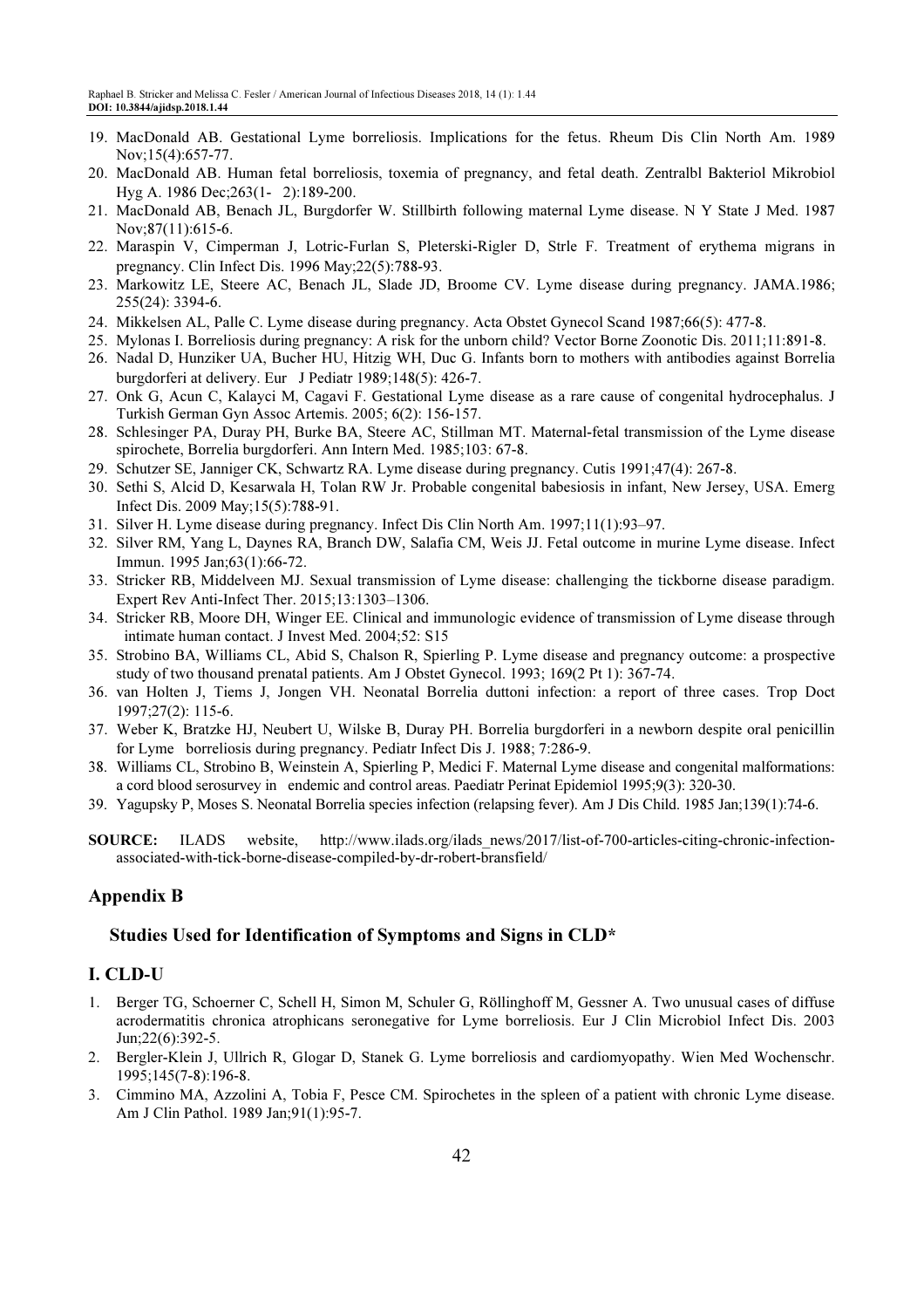19. MacDonald AB. Gestational Lyme borreliosis. Implications for the fetus. Rheum Dis Clin North Am. 1989 Nov;15(4):657-77.
20. MacDonald AB. Human fetal borreliosis, toxemia of pregnancy, and fetal death. Zentralbl Bakteriol Mikrobiol Hyg A. 1986 Dec;263(1- 2):189-200.
21. MacDonald AB, Benach JL, Burgdorfer W. Stillbirth following maternal Lyme disease. N Y State J Med. 1987 Nov;87(11):615-6.
22. Maraspin V, Cimperman J, Lotric-Furlan S, Pleterski-Rigler D, Strle F. Treatment of erythema migrans in pregnancy. Clin Infect Dis. 1996 May;22(5):788-93.
23. Markowitz LE, Steere AC, Benach JL, Slade JD, Broome CV. Lyme disease during pregnancy. JAMA.1986; 255(24): 3394-6.
24. Mikkelsen AL, Palle C. Lyme disease during pregnancy. Acta Obstet Gynecol Scand 1987;66(5): 477-8.
25. Mylonas I. Borreliosis during pregnancy: A risk for the unborn child? Vector Borne Zoonotic Dis. 2011;11:891-8.
26. Nadal D, Hunziker UA, Bucher HU, Hitzig WH, Duc G. Infants born to mothers with antibodies against Borrelia burgdorferi at delivery. Eur J Pediatr 1989;148(5): 426-7.
27. Onk G, Acun C, Kalayci M, Cagavi F. Gestational Lyme disease as a rare cause of congenital hydrocephalus. J Turkish German Gyn Assoc Artemis. 2005; 6(2): 156-157.
28. Schlesinger PA, Duray PH, Burke BA, Steere AC, Stillman MT. Maternal-fetal transmission of the Lyme disease spirochete, Borrelia burgdorferi. Ann Intern Med. 1985;103: 67-8.
29. Schutzer SE, Janniger CK, Schwartz RA. Lyme disease during pregnancy. Cutis 1991;47(4): 267-8.
30. Sethi S, Alcid D, Kesarwala H, Tolan RW Jr. Probable congenital babesiosis in infant, New Jersey, USA. Emerg Infect Dis. 2009 May;15(5):788-91.
31. Silver H. Lyme disease during pregnancy. Infect Dis Clin North Am. 1997;11(1):93–97.
32. Silver RM, Yang L, Daynes RA, Branch DW, Salafia CM, Weis JJ. Fetal outcome in murine Lyme disease. Infect Immun. 1995 Jan;63(1):66-72.
33. Stricker RB, Middelveen MJ. Sexual transmission of Lyme disease: challenging the tickborne disease paradigm. Expert Rev Anti-Infect Ther. 2015;13:1303–1306.
34. Stricker RB, Moore DH, Winger EE. Clinical and immunologic evidence of transmission of Lyme disease through intimate human contact. J Invest Med. 2004;52: S15
35. Strobino BA, Williams CL, Abid S, Chalson R, Spierling P. Lyme disease and pregnancy outcome: a prospective study of two thousand prenatal patients. Am J Obstet Gynecol. 1993; 169(2 Pt 1): 367-74.
36. van Holten J, Tiems J, Jongen VH. Neonatal Borrelia duttoni infection: a report of three cases. Trop Doct 1997;27(2): 115-6.
37. Weber K, Bratzke HJ, Neubert U, Wilske B, Duray PH. Borrelia burgdorferi in a newborn despite oral penicillin for Lyme borreliosis during pregnancy. Pediatr Infect Dis J. 1988; 7:286-9.
38. Williams CL, Strobino B, Weinstein A, Spierling P, Medici F. Maternal Lyme disease and congenital malformations: a cord blood serosurvey in endemic and control areas. Paediatr Perinat Epidemiol 1995;9(3): 320-30.
39. Yagupsky P, Moses S. Neonatal Borrelia species infection (relapsing fever). Am J Dis Child. 1985 Jan;139(1):74-6.

**SOURCE:** ILADS website, http://www.ilads.org/ilads_news/2017/list-of-700-articles-citing-chronic-infection-associated-with-tick-borne-disease-compiled-by-dr-robert-bransfield/

## Appendix B

### Studies Used for Identification of Symptoms and Signs in CLD*

## I. CLD-U

1. Berger TG, Schoerner C, Schell H, Simon M, Schuler G, Röllinghoff M, Gessner A. Two unusual cases of diffuse acrodermatitis chronica atrophicans seronegative for Lyme borreliosis. Eur J Clin Microbiol Infect Dis. 2003 Jun;22(6):392-5.
2. Bergler-Klein J, Ullrich R, Glogar D, Stanek G. Lyme borreliosis and cardiomyopathy. Wien Med Wochenschr. 1995;145(7-8):196-8.
3. Cimmino MA, Azzolini A, Tobia F, Pesce CM. Spirochetes in the spleen of a patient with chronic Lyme disease. Am J Clin Pathol. 1989 Jan;91(1):95-7.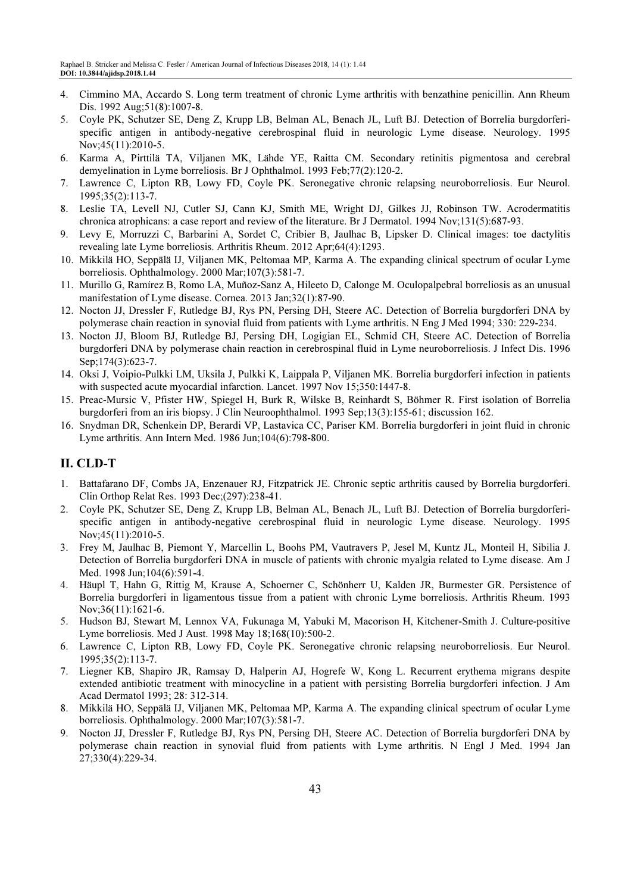4. Cimmino MA, Accardo S. Long term treatment of chronic Lyme arthritis with benzathine penicillin. Ann Rheum Dis. 1992 Aug;51(8):1007-8.
5. Coyle PK, Schutzer SE, Deng Z, Krupp LB, Belman AL, Benach JL, Luft BJ. Detection of Borrelia burgdorferi-specific antigen in antibody-negative cerebrospinal fluid in neurologic Lyme disease. Neurology. 1995 Nov;45(11):2010-5.
6. Karma A, Pirttilä TA, Viljanen MK, Lähde YE, Raitta CM. Secondary retinitis pigmentosa and cerebral demyelination in Lyme borreliosis. Br J Ophthalmol. 1993 Feb;77(2):120-2.
7. Lawrence C, Lipton RB, Lowy FD, Coyle PK. Seronegative chronic relapsing neuroborreliosis. Eur Neurol. 1995;35(2):113-7.
8. Leslie TA, Levell NJ, Cutler SJ, Cann KJ, Smith ME, Wright DJ, Gilkes JJ, Robinson TW. Acrodermatitis chronica atrophicans: a case report and review of the literature. Br J Dermatol. 1994 Nov;131(5):687-93.
9. Levy E, Morruzzi C, Barbarini A, Sordet C, Cribier B, Jaulhac B, Lipsker D. Clinical images: toe dactylitis revealing late Lyme borreliosis. Arthritis Rheum. 2012 Apr;64(4):1293.
10. Mikkilä HO, Seppälä IJ, Viljanen MK, Peltomaa MP, Karma A. The expanding clinical spectrum of ocular Lyme borreliosis. Ophthalmology. 2000 Mar;107(3):581-7.
11. Murillo G, Ramírez B, Romo LA, Muñoz-Sanz A, Hileeto D, Calonge M. Oculopalpebral borreliosis as an unusual manifestation of Lyme disease. Cornea. 2013 Jan;32(1):87-90.
12. Nocton JJ, Dressler F, Rutledge BJ, Rys PN, Persing DH, Steere AC. Detection of Borrelia burgdorferi DNA by polymerase chain reaction in synovial fluid from patients with Lyme arthritis. N Eng J Med 1994; 330: 229-234.
13. Nocton JJ, Bloom BJ, Rutledge BJ, Persing DH, Logigian EL, Schmid CH, Steere AC. Detection of Borrelia burgdorferi DNA by polymerase chain reaction in cerebrospinal fluid in Lyme neuroborreliosis. J Infect Dis. 1996 Sep;174(3):623-7.
14. Oksi J, Voipio-Pulkki LM, Uksila J, Pulkki K, Laippala P, Viljanen MK. Borrelia burgdorferi infection in patients with suspected acute myocardial infarction. Lancet. 1997 Nov 15;350:1447-8.
15. Preac-Mursic V, Pfister HW, Spiegel H, Burk R, Wilske B, Reinhardt S, Böhmer R. First isolation of Borrelia burgdorferi from an iris biopsy. J Clin Neuroophthalmol. 1993 Sep;13(3):155-61; discussion 162.
16. Snydman DR, Schenkein DP, Berardi VP, Lastavica CC, Pariser KM. Borrelia burgdorferi in joint fluid in chronic Lyme arthritis. Ann Intern Med. 1986 Jun;104(6):798-800.

## II. CLD-T

1. Battafarano DF, Combs JA, Enzenauer RJ, Fitzpatrick JE. Chronic septic arthritis caused by Borrelia burgdorferi. Clin Orthop Relat Res. 1993 Dec;(297):238-41.
2. Coyle PK, Schutzer SE, Deng Z, Krupp LB, Belman AL, Benach JL, Luft BJ. Detection of Borrelia burgdorferi-specific antigen in antibody-negative cerebrospinal fluid in neurologic Lyme disease. Neurology. 1995 Nov;45(11):2010-5.
3. Frey M, Jaulhac B, Piemont Y, Marcellin L, Boohs PM, Vautravers P, Jesel M, Kuntz JL, Monteil H, Sibilia J. Detection of Borrelia burgdorferi DNA in muscle of patients with chronic myalgia related to Lyme disease. Am J Med. 1998 Jun;104(6):591-4.
4. Häupl T, Hahn G, Rittig M, Krause A, Schoerner C, Schönherr U, Kalden JR, Burmester GR. Persistence of Borrelia burgdorferi in ligamentous tissue from a patient with chronic Lyme borreliosis. Arthritis Rheum. 1993 Nov;36(11):1621-6.
5. Hudson BJ, Stewart M, Lennox VA, Fukunaga M, Yabuki M, Macorison H, Kitchener-Smith J. Culture-positive Lyme borreliosis. Med J Aust. 1998 May 18;168(10):500-2.
6. Lawrence C, Lipton RB, Lowy FD, Coyle PK. Seronegative chronic relapsing neuroborreliosis. Eur Neurol. 1995;35(2):113-7.
7. Liegner KB, Shapiro JR, Ramsay D, Halperin AJ, Hogrefe W, Kong L. Recurrent erythema migrans despite extended antibiotic treatment with minocycline in a patient with persisting Borrelia burgdorferi infection. J Am Acad Dermatol 1993; 28: 312-314.
8. Mikkilä HO, Seppälä IJ, Viljanen MK, Peltomaa MP, Karma A. The expanding clinical spectrum of ocular Lyme borreliosis. Ophthalmology. 2000 Mar;107(3):581-7.
9. Nocton JJ, Dressler F, Rutledge BJ, Rys PN, Persing DH, Steere AC. Detection of Borrelia burgdorferi DNA by polymerase chain reaction in synovial fluid from patients with Lyme arthritis. N Engl J Med. 1994 Jan 27;330(4):229-34.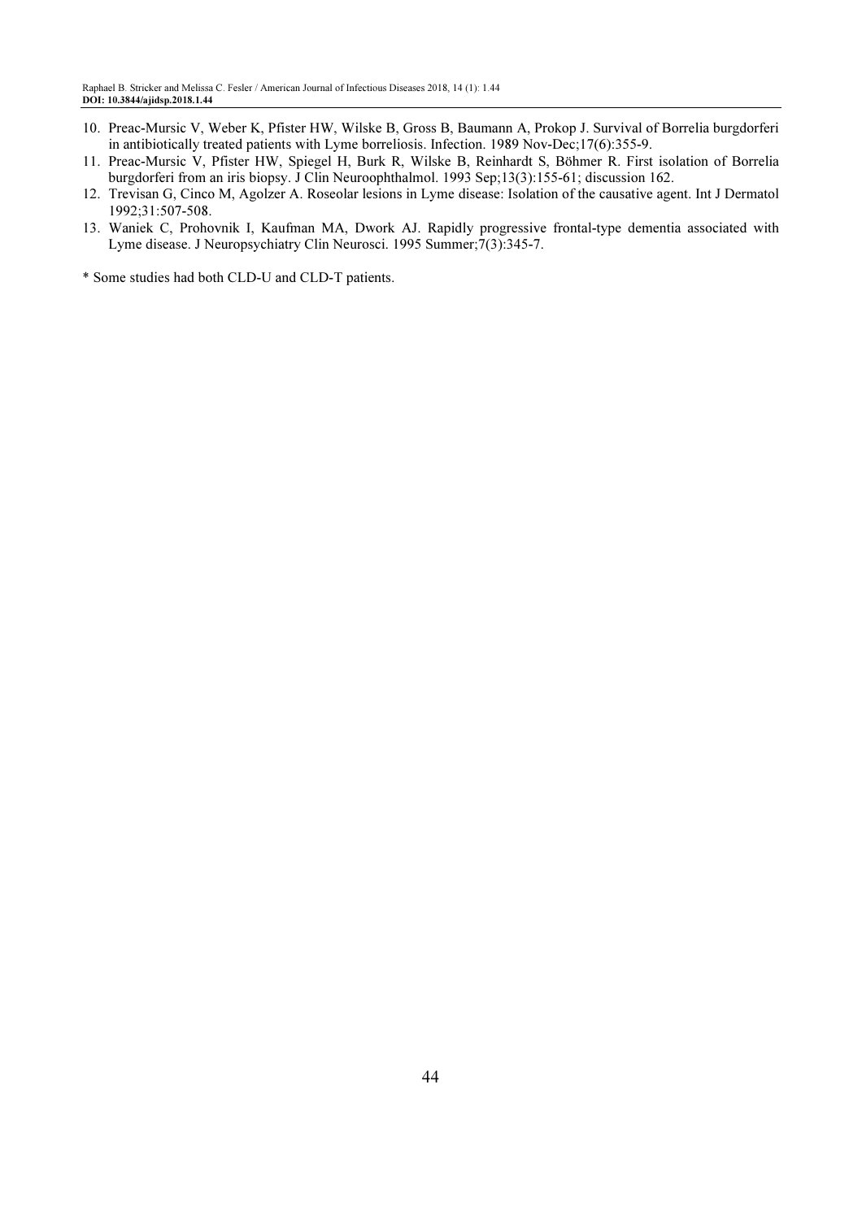10. Preac-Mursic V, Weber K, Pfister HW, Wilske B, Gross B, Baumann A, Prokop J. Survival of Borrelia burgdorferi in antibiotically treated patients with Lyme borreliosis. Infection. 1989 Nov-Dec;17(6):355-9.
11. Preac-Mursic V, Pfister HW, Spiegel H, Burk R, Wilske B, Reinhardt S, Böhmer R. First isolation of Borrelia burgdorferi from an iris biopsy. J Clin Neuroophthalmol. 1993 Sep;13(3):155-61; discussion 162.
12. Trevisan G, Cinco M, Agolzer A. Roseolar lesions in Lyme disease: Isolation of the causative agent. Int J Dermatol 1992;31:507-508.
13. Waniek C, Prohovnik I, Kaufman MA, Dwork AJ. Rapidly progressive frontal-type dementia associated with Lyme disease. J Neuropsychiatry Clin Neurosci. 1995 Summer;7(3):345-7.

* Some studies had both CLD-U and CLD-T patients.